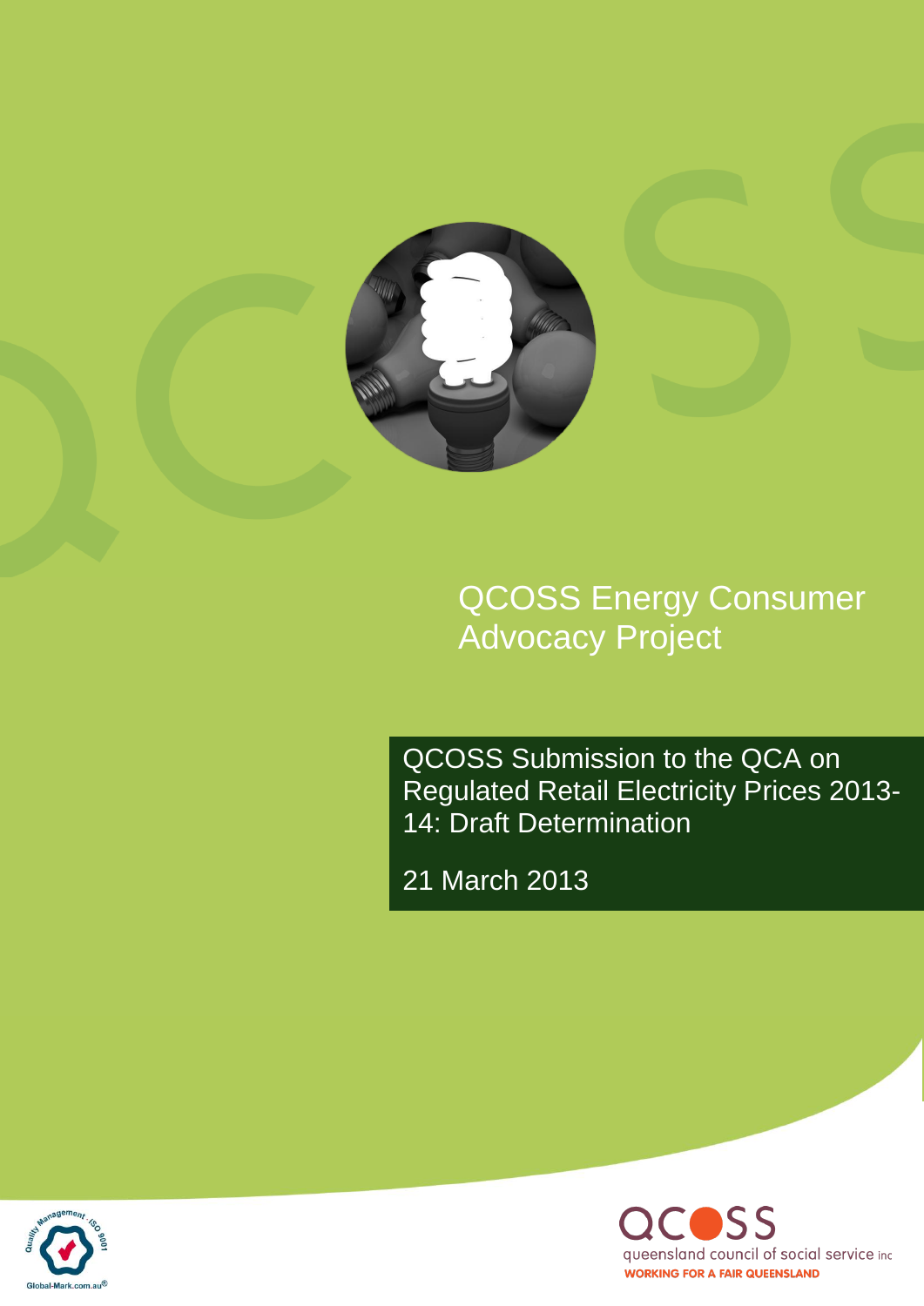# QCOSS Energy Consumer Advocacy Project

## QCOSS Submission to the QCA on Regulated Retail Electricity Prices 2013-14: Draft Determination

21 March 2013

Quality Management ISO 9001

Global-Mark.com.au®

QCOSS

queensland council of social service inc

WORKING FOR A FAIR QUEENSLAND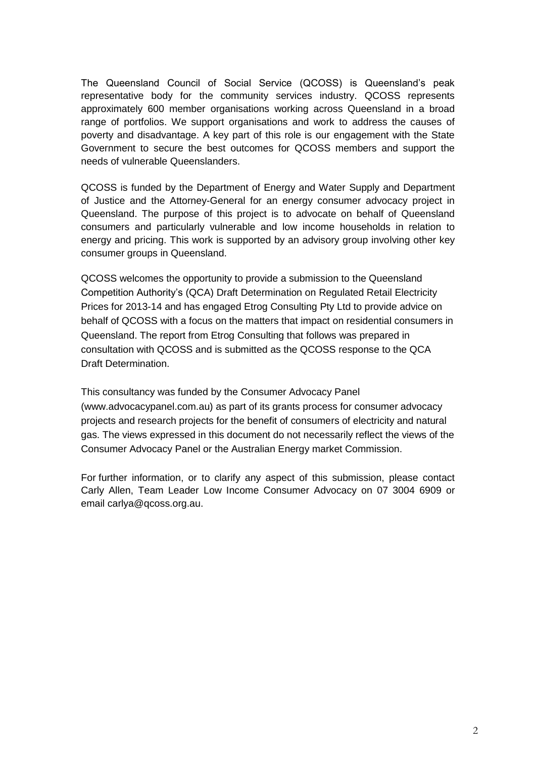The Queensland Council of Social Service (QCOSS) is Queensland's peak representative body for the community services industry. QCOSS represents approximately 600 member organisations working across Queensland in a broad range of portfolios. We support organisations and work to address the causes of poverty and disadvantage. A key part of this role is our engagement with the State Government to secure the best outcomes for QCOSS members and support the needs of vulnerable Queenslanders.

QCOSS is funded by the Department of Energy and Water Supply and Department of Justice and the Attorney-General for an energy consumer advocacy project in Queensland. The purpose of this project is to advocate on behalf of Queensland consumers and particularly vulnerable and low income households in relation to energy and pricing. This work is supported by an advisory group involving other key consumer groups in Queensland.

QCOSS welcomes the opportunity to provide a submission to the Queensland Competition Authority's (QCA) Draft Determination on Regulated Retail Electricity Prices for 2013-14 and has engaged Etrog Consulting Pty Ltd to provide advice on behalf of QCOSS with a focus on the matters that impact on residential consumers in Queensland. The report from Etrog Consulting that follows was prepared in consultation with QCOSS and is submitted as the QCOSS response to the QCA Draft Determination.

This consultancy was funded by the Consumer Advocacy Panel (www.advocacypanel.com.au) as part of its grants process for consumer advocacy projects and research projects for the benefit of consumers of electricity and natural gas. The views expressed in this document do not necessarily reflect the views of the Consumer Advocacy Panel or the Australian Energy market Commission.

For further information, or to clarify any aspect of this submission, please contact Carly Allen, Team Leader Low Income Consumer Advocacy on 07 3004 6909 or email carlya@qcoss.org.au.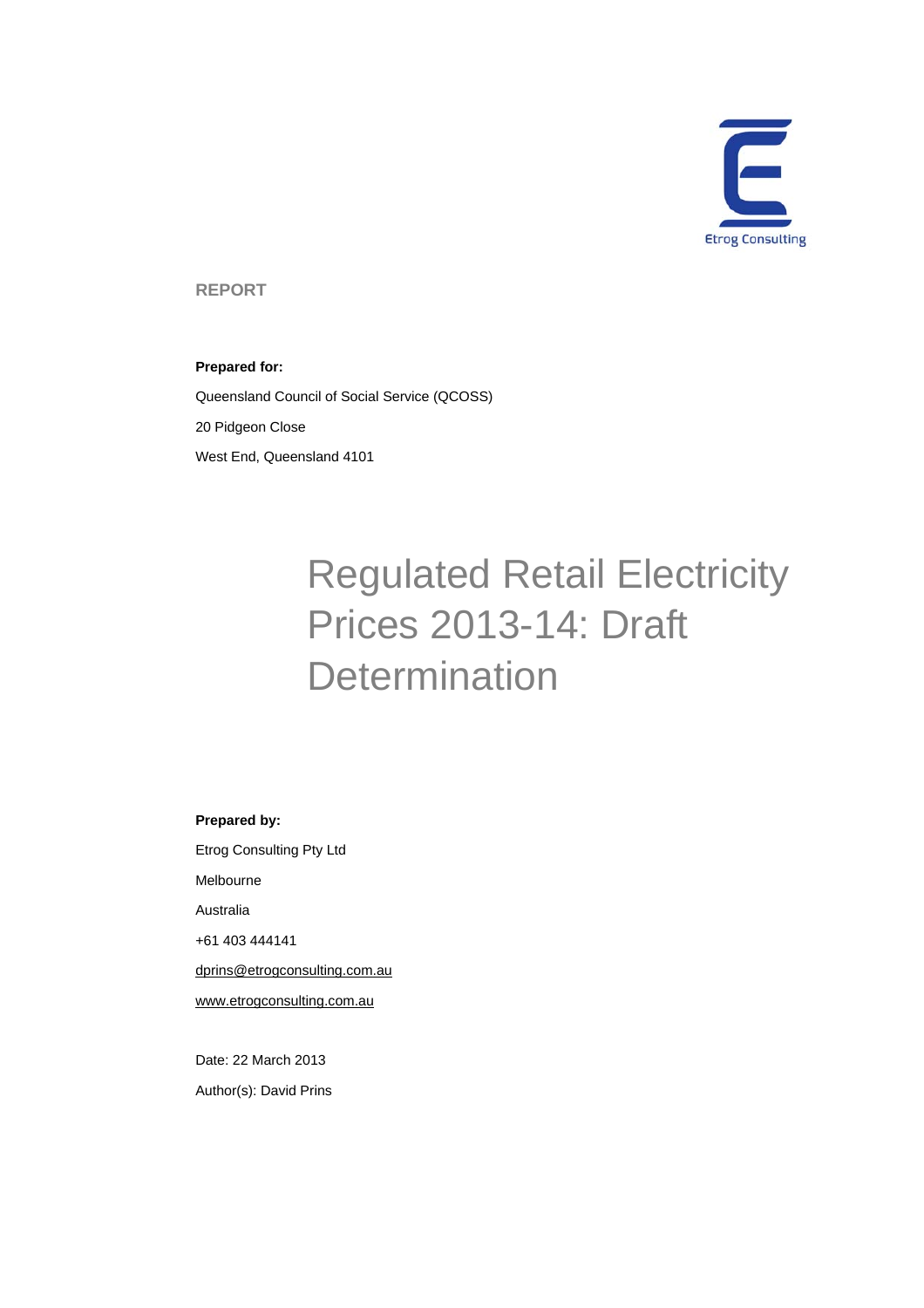Etrog Consulting

**REPORT**

**Prepared for:**

Queensland Council of Social Service (QCOSS)

20 Pidgeon Close

West End, Queensland 4101

# Regulated Retail Electricity Prices 2013-14: Draft Determination

**Prepared by:**

Etrog Consulting Pty Ltd

Melbourne

Australia

+61 403 444141

dprins@etrogconsulting.com.au

www.etrogconsulting.com.au

Date: 22 March 2013

Author(s): David Prins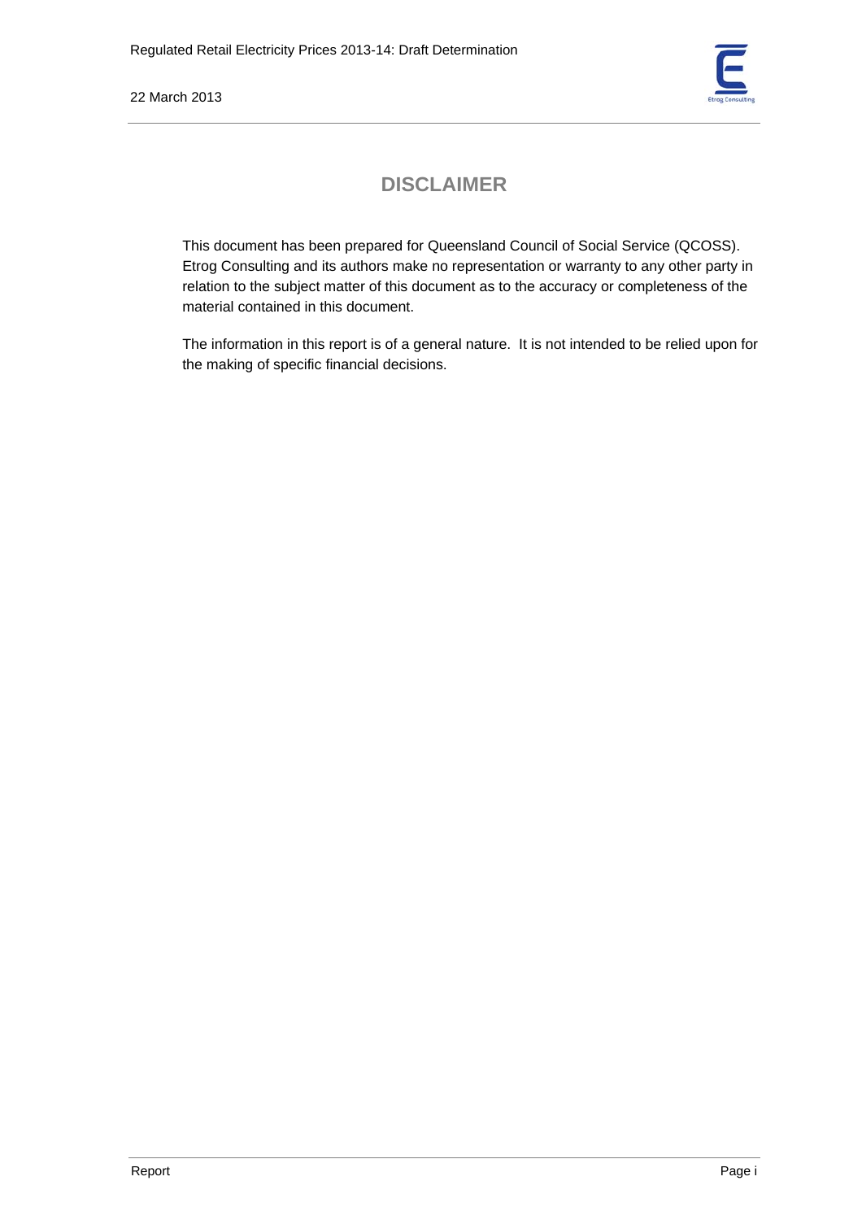# DISCLAIMER

This document has been prepared for Queensland Council of Social Service (QCOSS). Etrog Consulting and its authors make no representation or warranty to any other party in relation to the subject matter of this document as to the accuracy or completeness of the material contained in this document.

The information in this report is of a general nature. It is not intended to be relied upon for the making of specific financial decisions.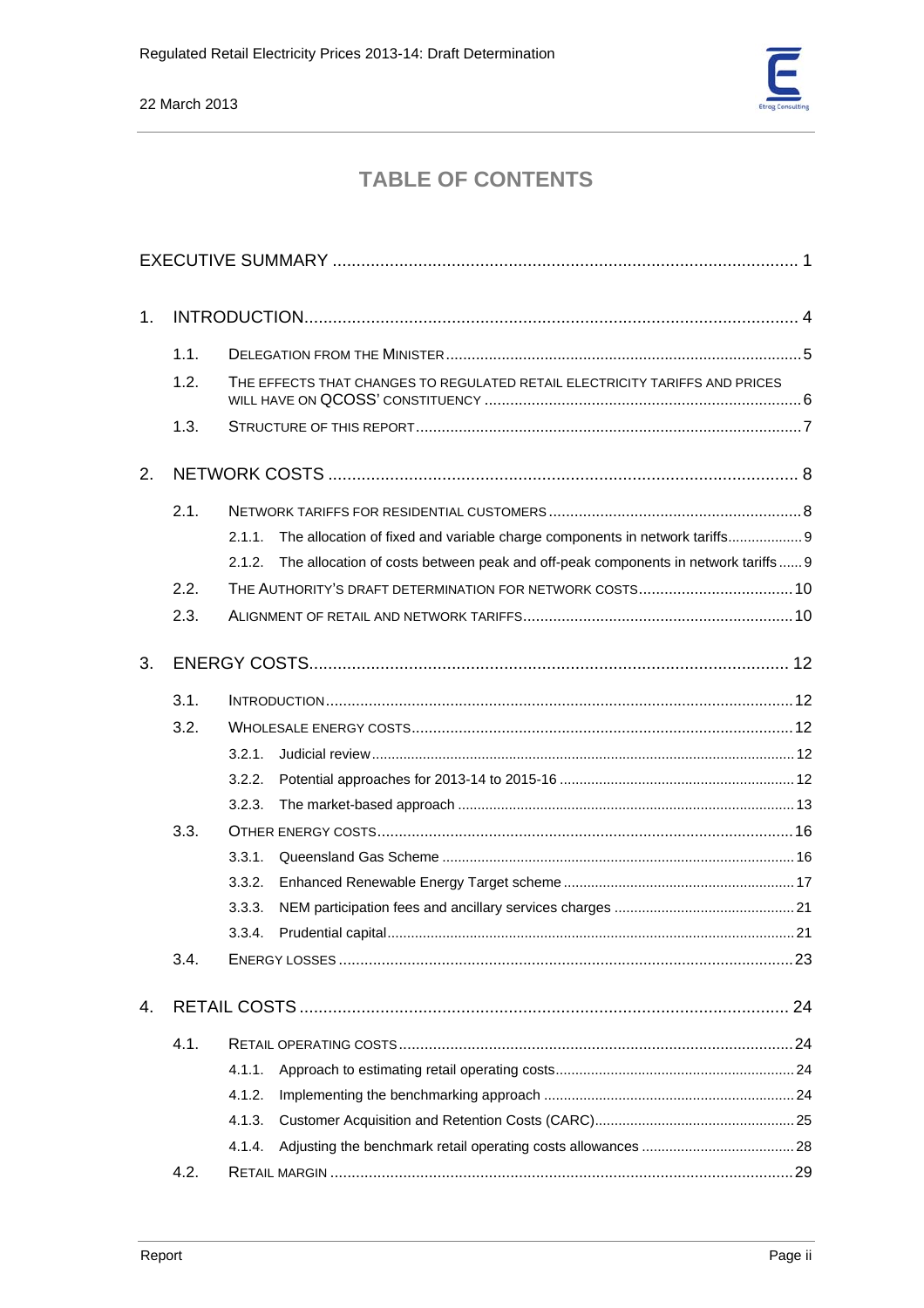# TABLE OF CONTENTS

EXECUTIVE SUMMARY ..... 1

1. INTRODUCTION ..... 4
   - 1.1. DELEGATION FROM THE MINISTER ..... 5
   - 1.2. THE EFFECTS THAT CHANGES TO REGULATED RETAIL ELECTRICITY TARIFFS AND PRICES WILL HAVE ON QCOSS' CONSTITUENCY ..... 6
   - 1.3. STRUCTURE OF THIS REPORT ..... 7
2. NETWORK COSTS ..... 8
   - 2.1. NETWORK TARIFFS FOR RESIDENTIAL CUSTOMERS ..... 8
     - 2.1.1. The allocation of fixed and variable charge components in network tariffs ..... 9
     - 2.1.2. The allocation of costs between peak and off-peak components in network tariffs ..... 9
   - 2.2. THE AUTHORITY'S DRAFT DETERMINATION FOR NETWORK COSTS ..... 10
   - 2.3. ALIGNMENT OF RETAIL AND NETWORK TARIFFS ..... 10
3. ENERGY COSTS ..... 12
   - 3.1. INTRODUCTION ..... 12
   - 3.2. WHOLESALE ENERGY COSTS ..... 12
     - 3.2.1. Judicial review ..... 12
     - 3.2.2. Potential approaches for 2013-14 to 2015-16 ..... 12
     - 3.2.3. The market-based approach ..... 13
   - 3.3. OTHER ENERGY COSTS ..... 16
     - 3.3.1. Queensland Gas Scheme ..... 16
     - 3.3.2. Enhanced Renewable Energy Target scheme ..... 17
     - 3.3.3. NEM participation fees and ancillary services charges ..... 21
     - 3.3.4. Prudential capital ..... 21
   - 3.4. ENERGY LOSSES ..... 23
4. RETAIL COSTS ..... 24
   - 4.1. RETAIL OPERATING COSTS ..... 24
     - 4.1.1. Approach to estimating retail operating costs ..... 24
     - 4.1.2. Implementing the benchmarking approach ..... 24
     - 4.1.3. Customer Acquisition and Retention Costs (CARC) ..... 25
     - 4.1.4. Adjusting the benchmark retail operating costs allowances ..... 28
   - 4.2. RETAIL MARGIN ..... 29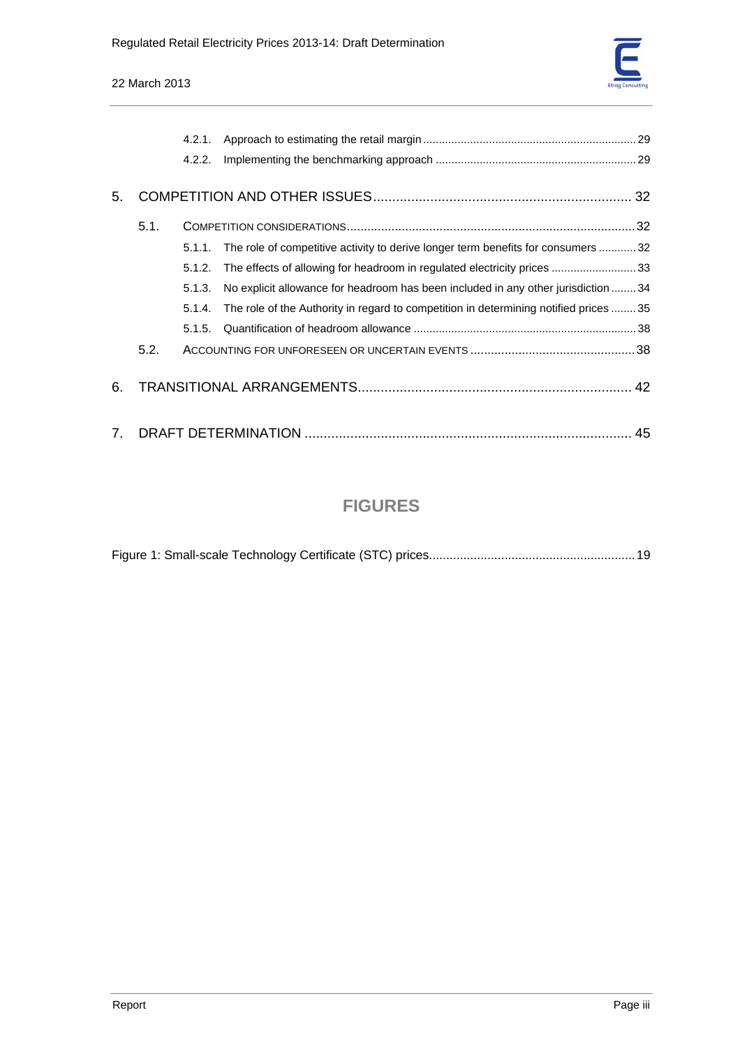- 4.2.1. Approach to estimating the retail margin ........ 29
- 4.2.2. Implementing the benchmarking approach ........ 29

5. COMPETITION AND OTHER ISSUES ........ 32

- 5.1. COMPETITION CONSIDERATIONS ........ 32
  - 5.1.1. The role of competitive activity to derive longer term benefits for consumers ........ 32
  - 5.1.2. The effects of allowing for headroom in regulated electricity prices ........ 33
  - 5.1.3. No explicit allowance for headroom has been included in any other jurisdiction ........ 34
  - 5.1.4. The role of the Authority in regard to competition in determining notified prices ........ 35
  - 5.1.5. Quantification of headroom allowance ........ 38
- 5.2. ACCOUNTING FOR UNFORESEEN OR UNCERTAIN EVENTS ........ 38

6. TRANSITIONAL ARRANGEMENTS ........ 42

7. DRAFT DETERMINATION ........ 45

## FIGURES

Figure 1: Small-scale Technology Certificate (STC) prices ........ 19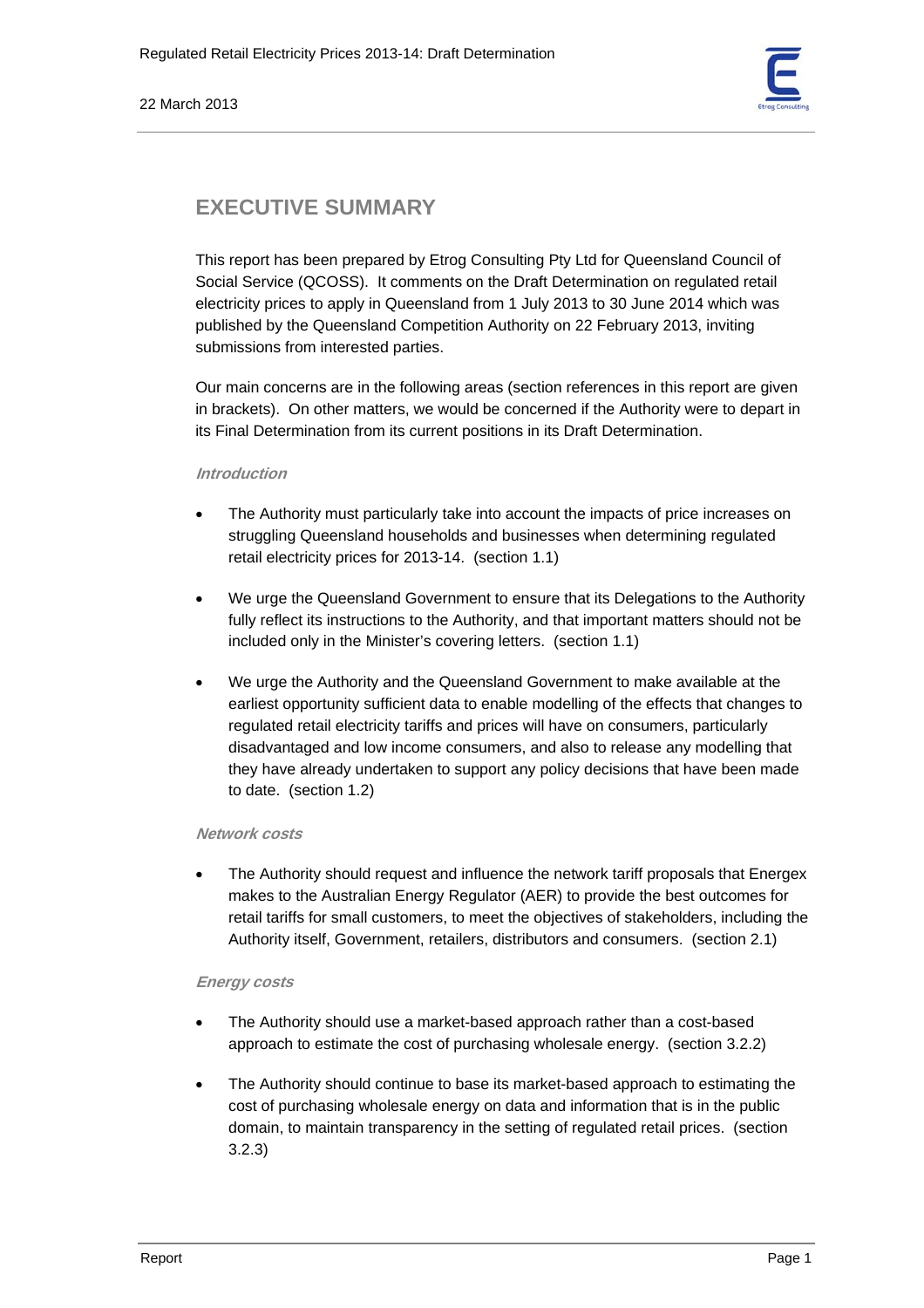# EXECUTIVE SUMMARY

This report has been prepared by Etrog Consulting Pty Ltd for Queensland Council of Social Service (QCOSS). It comments on the Draft Determination on regulated retail electricity prices to apply in Queensland from 1 July 2013 to 30 June 2014 which was published by the Queensland Competition Authority on 22 February 2013, inviting submissions from interested parties.

Our main concerns are in the following areas (section references in this report are given in brackets). On other matters, we would be concerned if the Authority were to depart in its Final Determination from its current positions in its Draft Determination.

### *Introduction*

- The Authority must particularly take into account the impacts of price increases on struggling Queensland households and businesses when determining regulated retail electricity prices for 2013-14. (section 1.1)
- We urge the Queensland Government to ensure that its Delegations to the Authority fully reflect its instructions to the Authority, and that important matters should not be included only in the Minister's covering letters. (section 1.1)
- We urge the Authority and the Queensland Government to make available at the earliest opportunity sufficient data to enable modelling of the effects that changes to regulated retail electricity tariffs and prices will have on consumers, particularly disadvantaged and low income consumers, and also to release any modelling that they have already undertaken to support any policy decisions that have been made to date. (section 1.2)

### *Network costs*

- The Authority should request and influence the network tariff proposals that Energex makes to the Australian Energy Regulator (AER) to provide the best outcomes for retail tariffs for small customers, to meet the objectives of stakeholders, including the Authority itself, Government, retailers, distributors and consumers. (section 2.1)

### *Energy costs*

- The Authority should use a market-based approach rather than a cost-based approach to estimate the cost of purchasing wholesale energy. (section 3.2.2)
- The Authority should continue to base its market-based approach to estimating the cost of purchasing wholesale energy on data and information that is in the public domain, to maintain transparency in the setting of regulated retail prices. (section 3.2.3)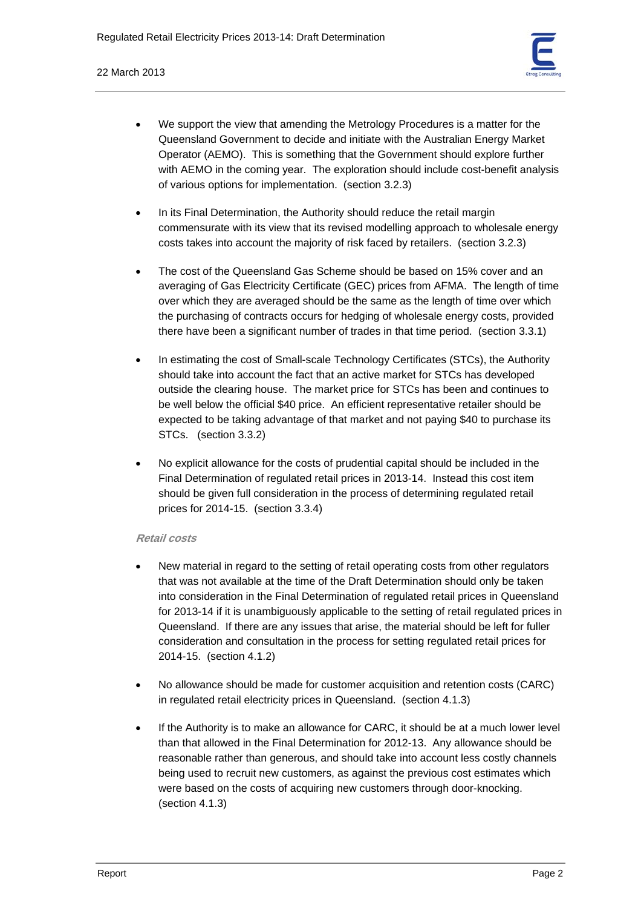- We support the view that amending the Metrology Procedures is a matter for the Queensland Government to decide and initiate with the Australian Energy Market Operator (AEMO). This is something that the Government should explore further with AEMO in the coming year. The exploration should include cost-benefit analysis of various options for implementation. (section 3.2.3)

- In its Final Determination, the Authority should reduce the retail margin commensurate with its view that its revised modelling approach to wholesale energy costs takes into account the majority of risk faced by retailers. (section 3.2.3)

- The cost of the Queensland Gas Scheme should be based on 15% cover and an averaging of Gas Electricity Certificate (GEC) prices from AFMA. The length of time over which they are averaged should be the same as the length of time over which the purchasing of contracts occurs for hedging of wholesale energy costs, provided there have been a significant number of trades in that time period. (section 3.3.1)

- In estimating the cost of Small-scale Technology Certificates (STCs), the Authority should take into account the fact that an active market for STCs has developed outside the clearing house. The market price for STCs has been and continues to be well below the official $40 price. An efficient representative retailer should be expected to be taking advantage of that market and not paying $40 to purchase its STCs. (section 3.3.2)

- No explicit allowance for the costs of prudential capital should be included in the Final Determination of regulated retail prices in 2013-14. Instead this cost item should be given full consideration in the process of determining regulated retail prices for 2014-15. (section 3.3.4)

***Retail costs***

- New material in regard to the setting of retail operating costs from other regulators that was not available at the time of the Draft Determination should only be taken into consideration in the Final Determination of regulated retail prices in Queensland for 2013-14 if it is unambiguously applicable to the setting of retail regulated prices in Queensland. If there are any issues that arise, the material should be left for fuller consideration and consultation in the process for setting regulated retail prices for 2014-15. (section 4.1.2)

- No allowance should be made for customer acquisition and retention costs (CARC) in regulated retail electricity prices in Queensland. (section 4.1.3)

- If the Authority is to make an allowance for CARC, it should be at a much lower level than that allowed in the Final Determination for 2012-13. Any allowance should be reasonable rather than generous, and should take into account less costly channels being used to recruit new customers, as against the previous cost estimates which were based on the costs of acquiring new customers through door-knocking. (section 4.1.3)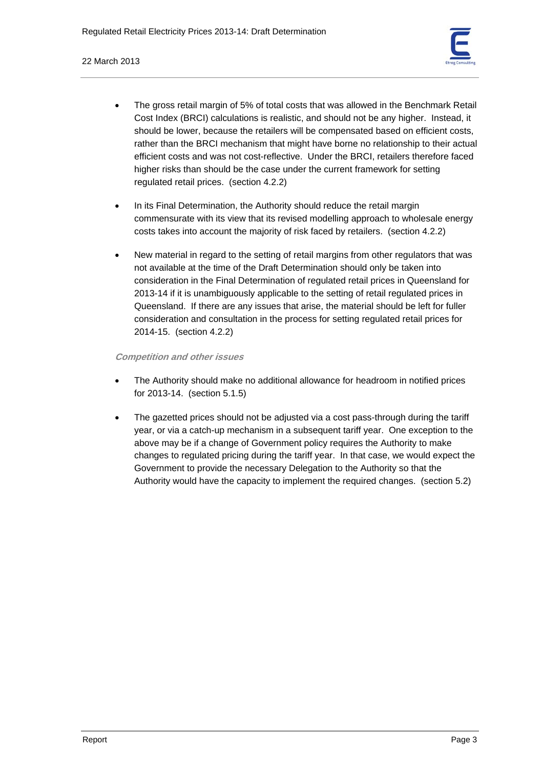- The gross retail margin of 5% of total costs that was allowed in the Benchmark Retail Cost Index (BRCI) calculations is realistic, and should not be any higher. Instead, it should be lower, because the retailers will be compensated based on efficient costs, rather than the BRCI mechanism that might have borne no relationship to their actual efficient costs and was not cost-reflective. Under the BRCI, retailers therefore faced higher risks than should be the case under the current framework for setting regulated retail prices. (section 4.2.2)

- In its Final Determination, the Authority should reduce the retail margin commensurate with its view that its revised modelling approach to wholesale energy costs takes into account the majority of risk faced by retailers. (section 4.2.2)

- New material in regard to the setting of retail margins from other regulators that was not available at the time of the Draft Determination should only be taken into consideration in the Final Determination of regulated retail prices in Queensland for 2013-14 if it is unambiguously applicable to the setting of retail regulated prices in Queensland. If there are any issues that arise, the material should be left for fuller consideration and consultation in the process for setting regulated retail prices for 2014-15. (section 4.2.2)

*Competition and other issues*

- The Authority should make no additional allowance for headroom in notified prices for 2013-14. (section 5.1.5)

- The gazetted prices should not be adjusted via a cost pass-through during the tariff year, or via a catch-up mechanism in a subsequent tariff year. One exception to the above may be if a change of Government policy requires the Authority to make changes to regulated pricing during the tariff year. In that case, we would expect the Government to provide the necessary Delegation to the Authority so that the Authority would have the capacity to implement the required changes. (section 5.2)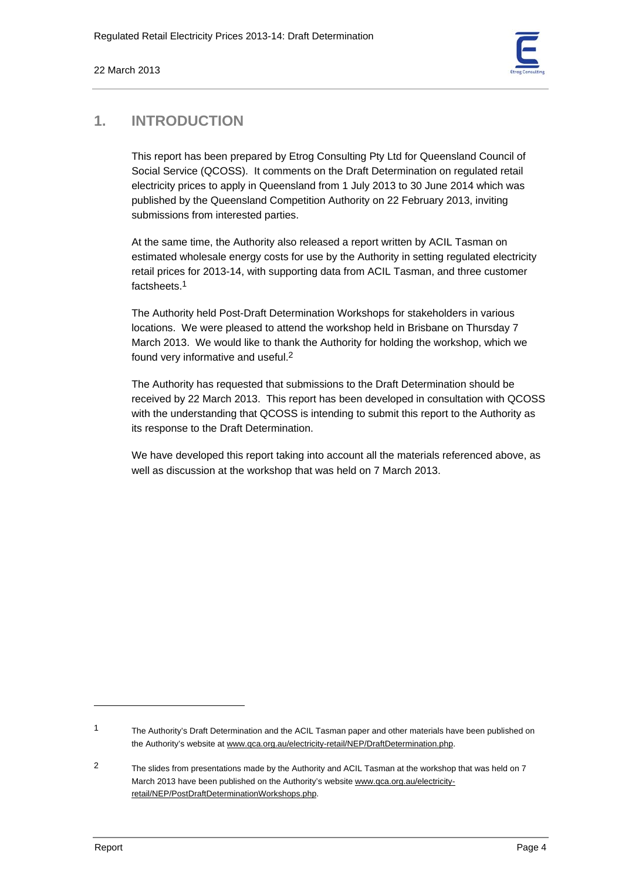# 1. INTRODUCTION

This report has been prepared by Etrog Consulting Pty Ltd for Queensland Council of Social Service (QCOSS). It comments on the Draft Determination on regulated retail electricity prices to apply in Queensland from 1 July 2013 to 30 June 2014 which was published by the Queensland Competition Authority on 22 February 2013, inviting submissions from interested parties.

At the same time, the Authority also released a report written by ACIL Tasman on estimated wholesale energy costs for use by the Authority in setting regulated electricity retail prices for 2013-14, with supporting data from ACIL Tasman, and three customer factsheets.[1]

The Authority held Post-Draft Determination Workshops for stakeholders in various locations. We were pleased to attend the workshop held in Brisbane on Thursday 7 March 2013. We would like to thank the Authority for holding the workshop, which we found very informative and useful.[2]

The Authority has requested that submissions to the Draft Determination should be received by 22 March 2013. This report has been developed in consultation with QCOSS with the understanding that QCOSS is intending to submit this report to the Authority as its response to the Draft Determination.

We have developed this report taking into account all the materials referenced above, as well as discussion at the workshop that was held on 7 March 2013.

---

1 The Authority's Draft Determination and the ACIL Tasman paper and other materials have been published on the Authority's website at www.qca.org.au/electricity-retail/NEP/DraftDetermination.php.

2 The slides from presentations made by the Authority and ACIL Tasman at the workshop that was held on 7 March 2013 have been published on the Authority's website www.qca.org.au/electricity-retail/NEP/PostDraftDeterminationWorkshops.php.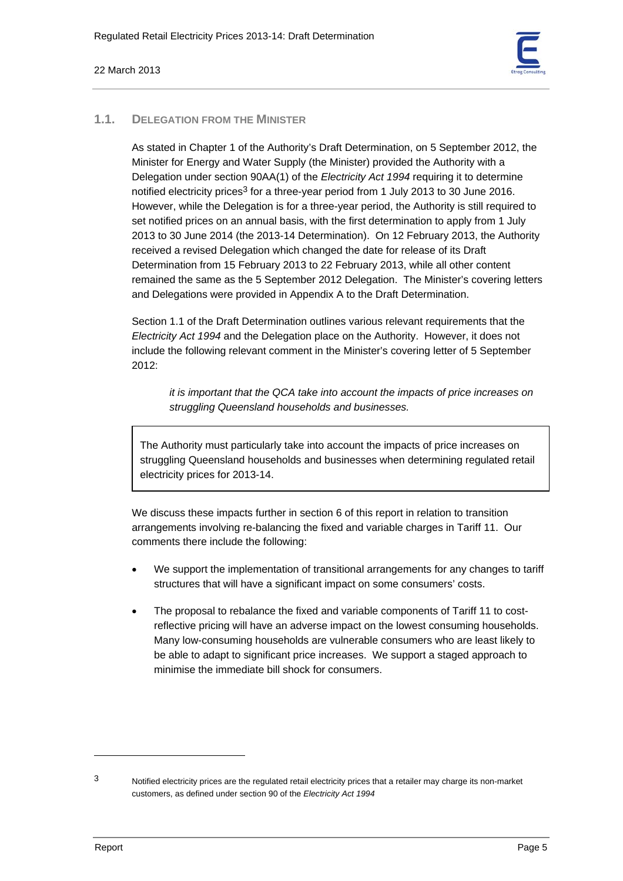## 1.1. DELEGATION FROM THE MINISTER

As stated in Chapter 1 of the Authority's Draft Determination, on 5 September 2012, the Minister for Energy and Water Supply (the Minister) provided the Authority with a Delegation under section 90AA(1) of the *Electricity Act 1994* requiring it to determine notified electricity prices[3] for a three-year period from 1 July 2013 to 30 June 2016. However, while the Delegation is for a three-year period, the Authority is still required to set notified prices on an annual basis, with the first determination to apply from 1 July 2013 to 30 June 2014 (the 2013-14 Determination). On 12 February 2013, the Authority received a revised Delegation which changed the date for release of its Draft Determination from 15 February 2013 to 22 February 2013, while all other content remained the same as the 5 September 2012 Delegation. The Minister's covering letters and Delegations were provided in Appendix A to the Draft Determination.

Section 1.1 of the Draft Determination outlines various relevant requirements that the *Electricity Act 1994* and the Delegation place on the Authority. However, it does not include the following relevant comment in the Minister's covering letter of 5 September 2012:

> *it is important that the QCA take into account the impacts of price increases on struggling Queensland households and businesses.*

> The Authority must particularly take into account the impacts of price increases on struggling Queensland households and businesses when determining regulated retail electricity prices for 2013-14.

We discuss these impacts further in section 6 of this report in relation to transition arrangements involving re-balancing the fixed and variable charges in Tariff 11. Our comments there include the following:

- We support the implementation of transitional arrangements for any changes to tariff structures that will have a significant impact on some consumers' costs.
- The proposal to rebalance the fixed and variable components of Tariff 11 to cost-reflective pricing will have an adverse impact on the lowest consuming households. Many low-consuming households are vulnerable consumers who are least likely to be able to adapt to significant price increases. We support a staged approach to minimise the immediate bill shock for consumers.

---

[3] Notified electricity prices are the regulated retail electricity prices that a retailer may charge its non-market customers, as defined under section 90 of the *Electricity Act 1994*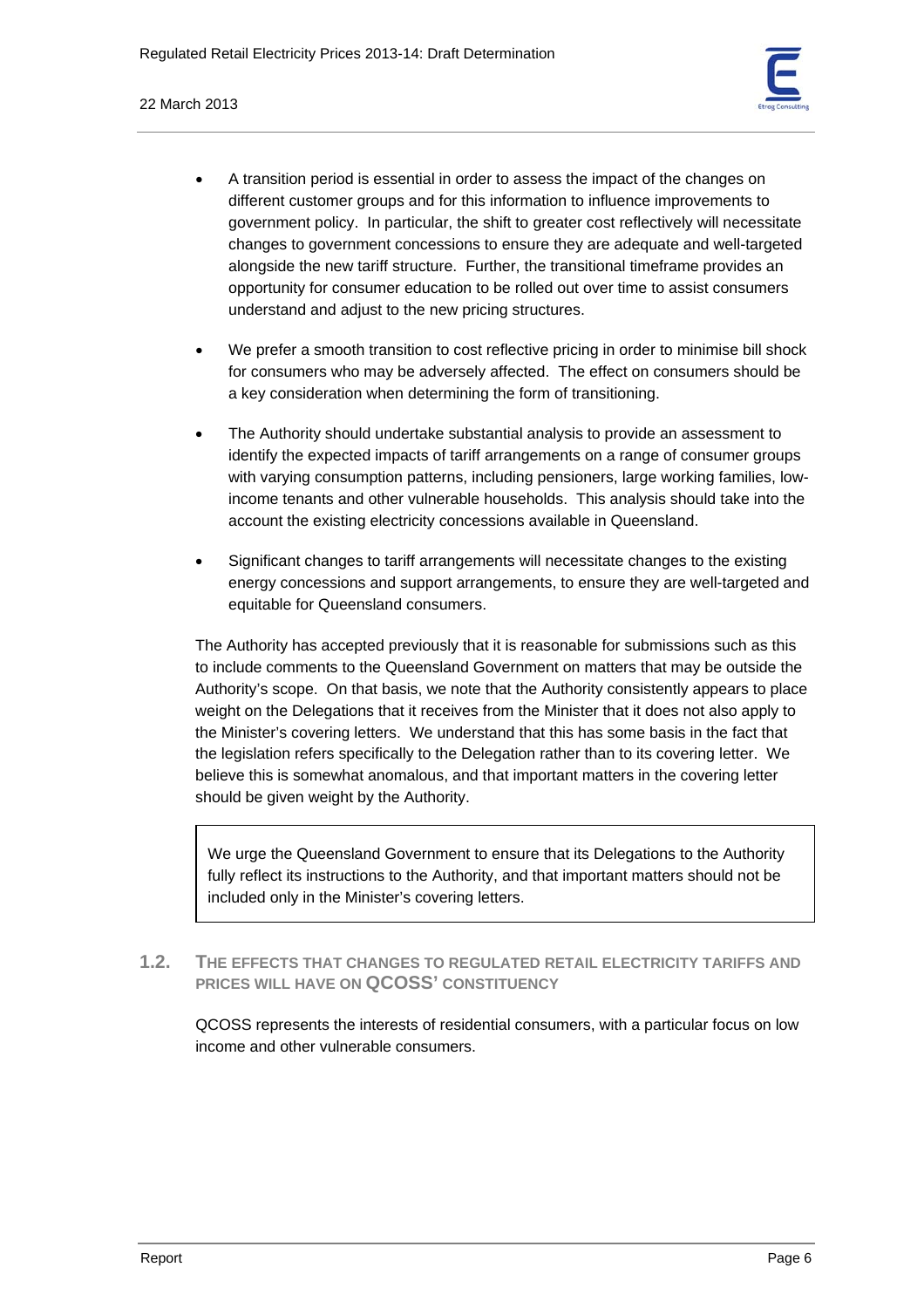- A transition period is essential in order to assess the impact of the changes on different customer groups and for this information to influence improvements to government policy. In particular, the shift to greater cost reflectively will necessitate changes to government concessions to ensure they are adequate and well-targeted alongside the new tariff structure. Further, the transitional timeframe provides an opportunity for consumer education to be rolled out over time to assist consumers understand and adjust to the new pricing structures.

- We prefer a smooth transition to cost reflective pricing in order to minimise bill shock for consumers who may be adversely affected. The effect on consumers should be a key consideration when determining the form of transitioning.

- The Authority should undertake substantial analysis to provide an assessment to identify the expected impacts of tariff arrangements on a range of consumer groups with varying consumption patterns, including pensioners, large working families, low-income tenants and other vulnerable households. This analysis should take into the account the existing electricity concessions available in Queensland.

- Significant changes to tariff arrangements will necessitate changes to the existing energy concessions and support arrangements, to ensure they are well-targeted and equitable for Queensland consumers.

The Authority has accepted previously that it is reasonable for submissions such as this to include comments to the Queensland Government on matters that may be outside the Authority's scope. On that basis, we note that the Authority consistently appears to place weight on the Delegations that it receives from the Minister that it does not also apply to the Minister's covering letters. We understand that this has some basis in the fact that the legislation refers specifically to the Delegation rather than to its covering letter. We believe this is somewhat anomalous, and that important matters in the covering letter should be given weight by the Authority.

> We urge the Queensland Government to ensure that its Delegations to the Authority fully reflect its instructions to the Authority, and that important matters should not be included only in the Minister's covering letters.

## 1.2. THE EFFECTS THAT CHANGES TO REGULATED RETAIL ELECTRICITY TARIFFS AND PRICES WILL HAVE ON QCOSS' CONSTITUENCY

QCOSS represents the interests of residential consumers, with a particular focus on low income and other vulnerable consumers.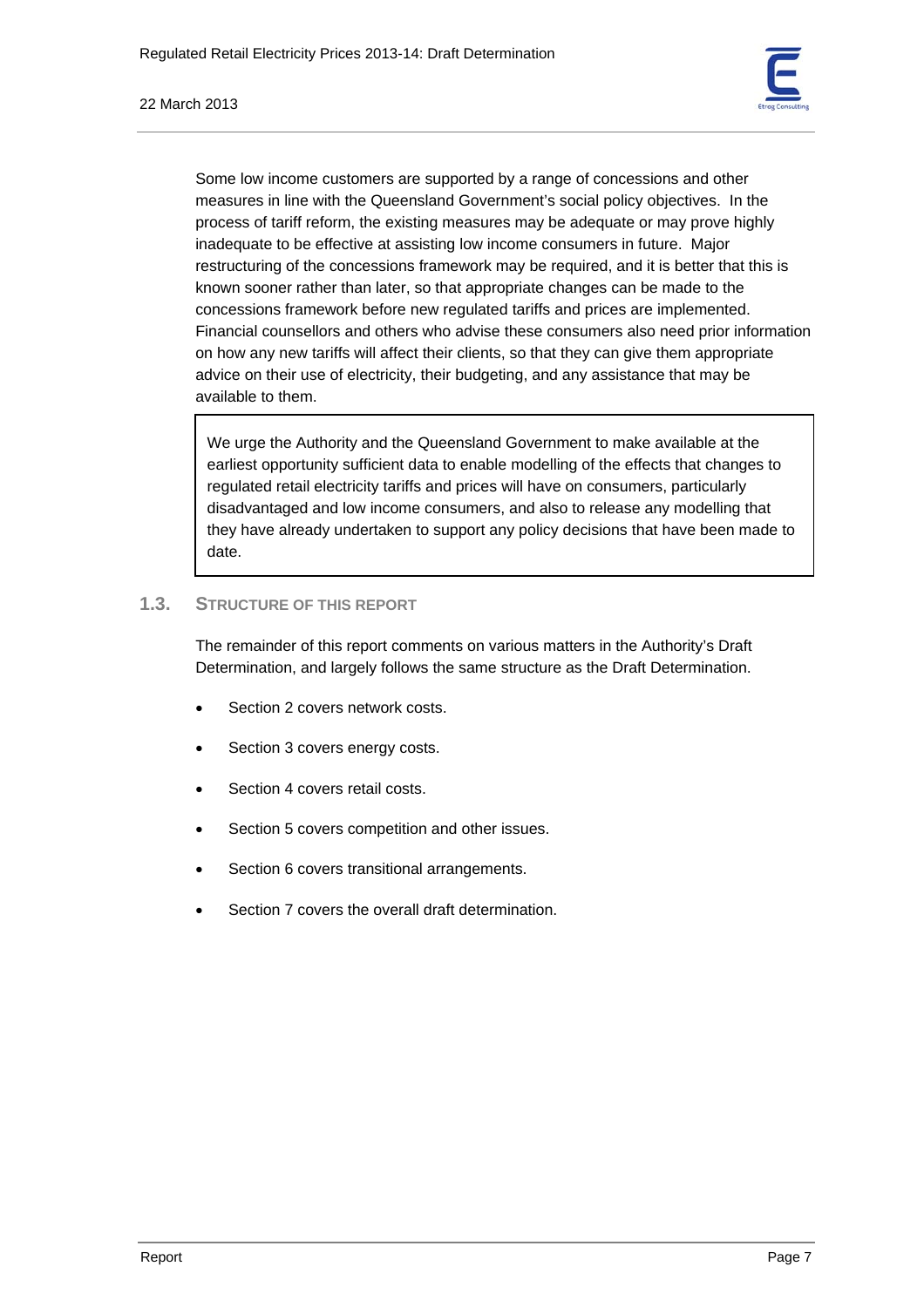Some low income customers are supported by a range of concessions and other measures in line with the Queensland Government's social policy objectives. In the process of tariff reform, the existing measures may be adequate or may prove highly inadequate to be effective at assisting low income consumers in future. Major restructuring of the concessions framework may be required, and it is better that this is known sooner rather than later, so that appropriate changes can be made to the concessions framework before new regulated tariffs and prices are implemented. Financial counsellors and others who advise these consumers also need prior information on how any new tariffs will affect their clients, so that they can give them appropriate advice on their use of electricity, their budgeting, and any assistance that may be available to them.

> We urge the Authority and the Queensland Government to make available at the earliest opportunity sufficient data to enable modelling of the effects that changes to regulated retail electricity tariffs and prices will have on consumers, particularly disadvantaged and low income consumers, and also to release any modelling that they have already undertaken to support any policy decisions that have been made to date.

## 1.3. Structure of this Report

The remainder of this report comments on various matters in the Authority's Draft Determination, and largely follows the same structure as the Draft Determination.

- Section 2 covers network costs.
- Section 3 covers energy costs.
- Section 4 covers retail costs.
- Section 5 covers competition and other issues.
- Section 6 covers transitional arrangements.
- Section 7 covers the overall draft determination.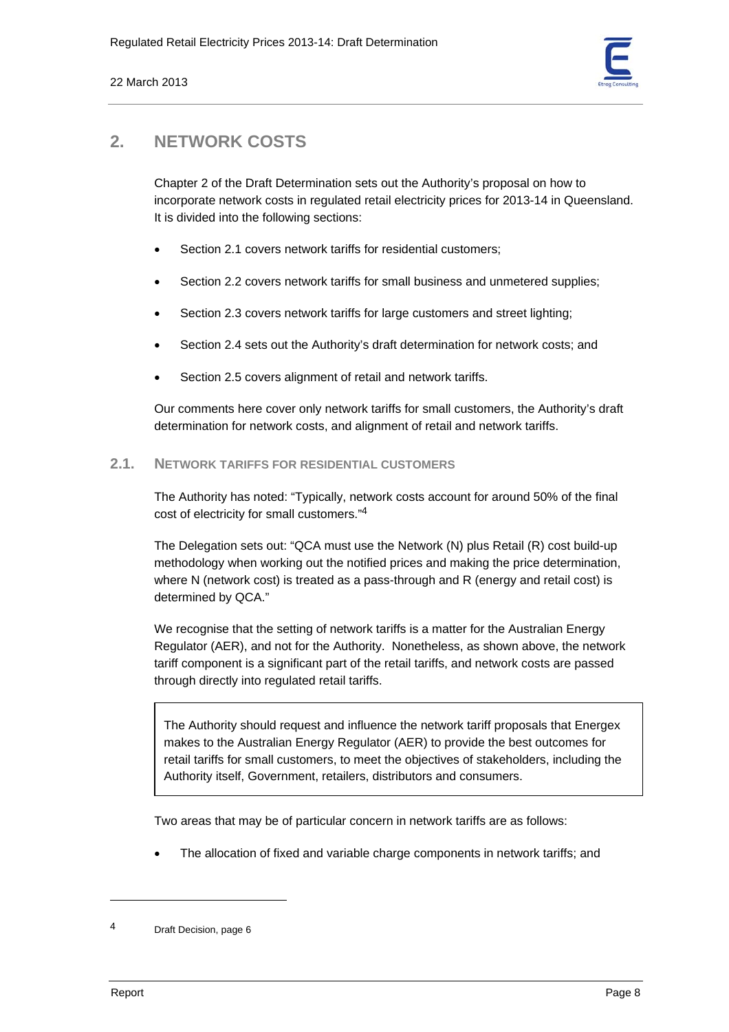## 2. NETWORK COSTS

Chapter 2 of the Draft Determination sets out the Authority's proposal on how to incorporate network costs in regulated retail electricity prices for 2013-14 in Queensland. It is divided into the following sections:

- Section 2.1 covers network tariffs for residential customers;
- Section 2.2 covers network tariffs for small business and unmetered supplies;
- Section 2.3 covers network tariffs for large customers and street lighting;
- Section 2.4 sets out the Authority's draft determination for network costs; and
- Section 2.5 covers alignment of retail and network tariffs.

Our comments here cover only network tariffs for small customers, the Authority's draft determination for network costs, and alignment of retail and network tariffs.

### 2.1. NETWORK TARIFFS FOR RESIDENTIAL CUSTOMERS

The Authority has noted: "Typically, network costs account for around 50% of the final cost of electricity for small customers."[4]

The Delegation sets out: "QCA must use the Network (N) plus Retail (R) cost build-up methodology when working out the notified prices and making the price determination, where N (network cost) is treated as a pass-through and R (energy and retail cost) is determined by QCA."

We recognise that the setting of network tariffs is a matter for the Australian Energy Regulator (AER), and not for the Authority. Nonetheless, as shown above, the network tariff component is a significant part of the retail tariffs, and network costs are passed through directly into regulated retail tariffs.

> The Authority should request and influence the network tariff proposals that Energex makes to the Australian Energy Regulator (AER) to provide the best outcomes for retail tariffs for small customers, to meet the objectives of stakeholders, including the Authority itself, Government, retailers, distributors and consumers.

Two areas that may be of particular concern in network tariffs are as follows:

- The allocation of fixed and variable charge components in network tariffs; and

---

4 Draft Decision, page 6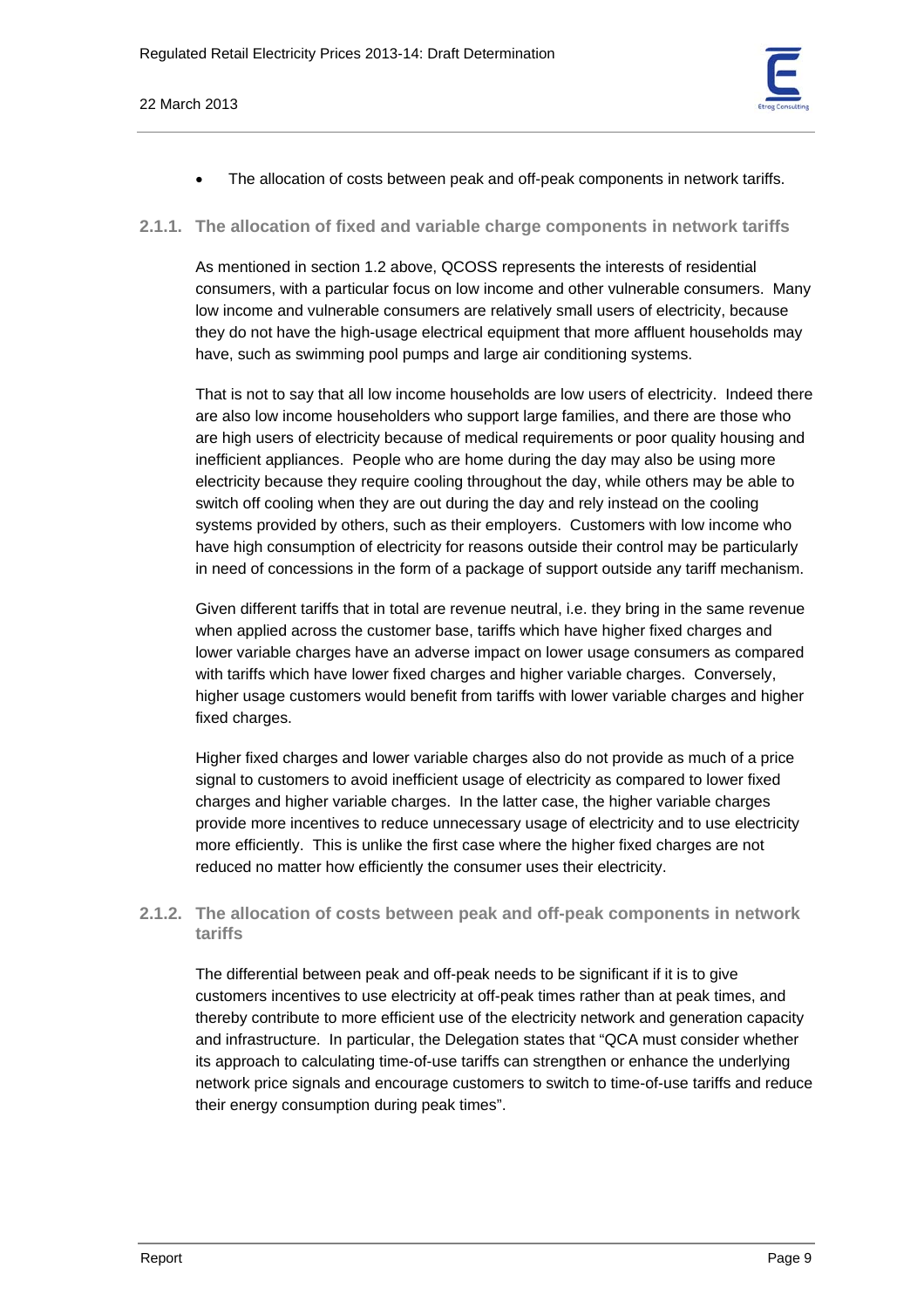- The allocation of costs between peak and off-peak components in network tariffs.

### 2.1.1. The allocation of fixed and variable charge components in network tariffs

As mentioned in section 1.2 above, QCOSS represents the interests of residential consumers, with a particular focus on low income and other vulnerable consumers. Many low income and vulnerable consumers are relatively small users of electricity, because they do not have the high-usage electrical equipment that more affluent households may have, such as swimming pool pumps and large air conditioning systems.

That is not to say that all low income households are low users of electricity. Indeed there are also low income householders who support large families, and there are those who are high users of electricity because of medical requirements or poor quality housing and inefficient appliances. People who are home during the day may also be using more electricity because they require cooling throughout the day, while others may be able to switch off cooling when they are out during the day and rely instead on the cooling systems provided by others, such as their employers. Customers with low income who have high consumption of electricity for reasons outside their control may be particularly in need of concessions in the form of a package of support outside any tariff mechanism.

Given different tariffs that in total are revenue neutral, i.e. they bring in the same revenue when applied across the customer base, tariffs which have higher fixed charges and lower variable charges have an adverse impact on lower usage consumers as compared with tariffs which have lower fixed charges and higher variable charges. Conversely, higher usage customers would benefit from tariffs with lower variable charges and higher fixed charges.

Higher fixed charges and lower variable charges also do not provide as much of a price signal to customers to avoid inefficient usage of electricity as compared to lower fixed charges and higher variable charges. In the latter case, the higher variable charges provide more incentives to reduce unnecessary usage of electricity and to use electricity more efficiently. This is unlike the first case where the higher fixed charges are not reduced no matter how efficiently the consumer uses their electricity.

### 2.1.2. The allocation of costs between peak and off-peak components in network tariffs

The differential between peak and off-peak needs to be significant if it is to give customers incentives to use electricity at off-peak times rather than at peak times, and thereby contribute to more efficient use of the electricity network and generation capacity and infrastructure. In particular, the Delegation states that "QCA must consider whether its approach to calculating time-of-use tariffs can strengthen or enhance the underlying network price signals and encourage customers to switch to time-of-use tariffs and reduce their energy consumption during peak times".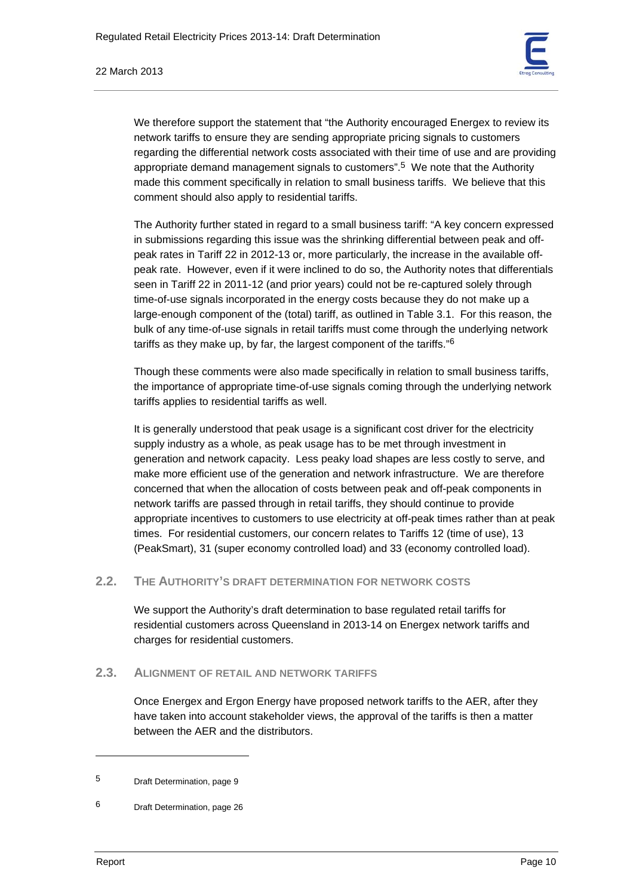We therefore support the statement that "the Authority encouraged Energex to review its network tariffs to ensure they are sending appropriate pricing signals to customers regarding the differential network costs associated with their time of use and are providing appropriate demand management signals to customers".[5] We note that the Authority made this comment specifically in relation to small business tariffs. We believe that this comment should also apply to residential tariffs.

The Authority further stated in regard to a small business tariff: "A key concern expressed in submissions regarding this issue was the shrinking differential between peak and off-peak rates in Tariff 22 in 2012-13 or, more particularly, the increase in the available off-peak rate. However, even if it were inclined to do so, the Authority notes that differentials seen in Tariff 22 in 2011-12 (and prior years) could not be re-captured solely through time-of-use signals incorporated in the energy costs because they do not make up a large-enough component of the (total) tariff, as outlined in Table 3.1. For this reason, the bulk of any time-of-use signals in retail tariffs must come through the underlying network tariffs as they make up, by far, the largest component of the tariffs."[6]

Though these comments were also made specifically in relation to small business tariffs, the importance of appropriate time-of-use signals coming through the underlying network tariffs applies to residential tariffs as well.

It is generally understood that peak usage is a significant cost driver for the electricity supply industry as a whole, as peak usage has to be met through investment in generation and network capacity. Less peaky load shapes are less costly to serve, and make more efficient use of the generation and network infrastructure. We are therefore concerned that when the allocation of costs between peak and off-peak components in network tariffs are passed through in retail tariffs, they should continue to provide appropriate incentives to customers to use electricity at off-peak times rather than at peak times. For residential customers, our concern relates to Tariffs 12 (time of use), 13 (PeakSmart), 31 (super economy controlled load) and 33 (economy controlled load).

## 2.2. THE AUTHORITY'S DRAFT DETERMINATION FOR NETWORK COSTS

We support the Authority's draft determination to base regulated retail tariffs for residential customers across Queensland in 2013-14 on Energex network tariffs and charges for residential customers.

## 2.3. ALIGNMENT OF RETAIL AND NETWORK TARIFFS

Once Energex and Ergon Energy have proposed network tariffs to the AER, after they have taken into account stakeholder views, the approval of the tariffs is then a matter between the AER and the distributors.

---

5 Draft Determination, page 9

6 Draft Determination, page 26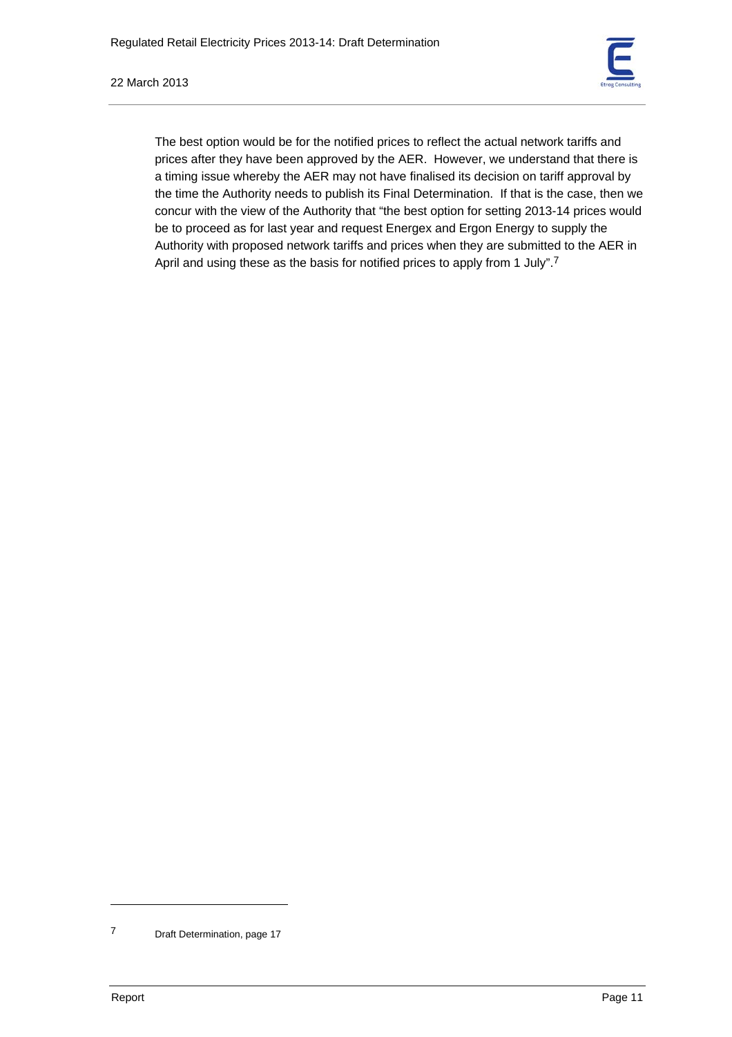The best option would be for the notified prices to reflect the actual network tariffs and prices after they have been approved by the AER. However, we understand that there is a timing issue whereby the AER may not have finalised its decision on tariff approval by the time the Authority needs to publish its Final Determination. If that is the case, then we concur with the view of the Authority that "the best option for setting 2013-14 prices would be to proceed as for last year and request Energex and Ergon Energy to supply the Authority with proposed network tariffs and prices when they are submitted to the AER in April and using these as the basis for notified prices to apply from 1 July".[7]

---

7 Draft Determination, page 17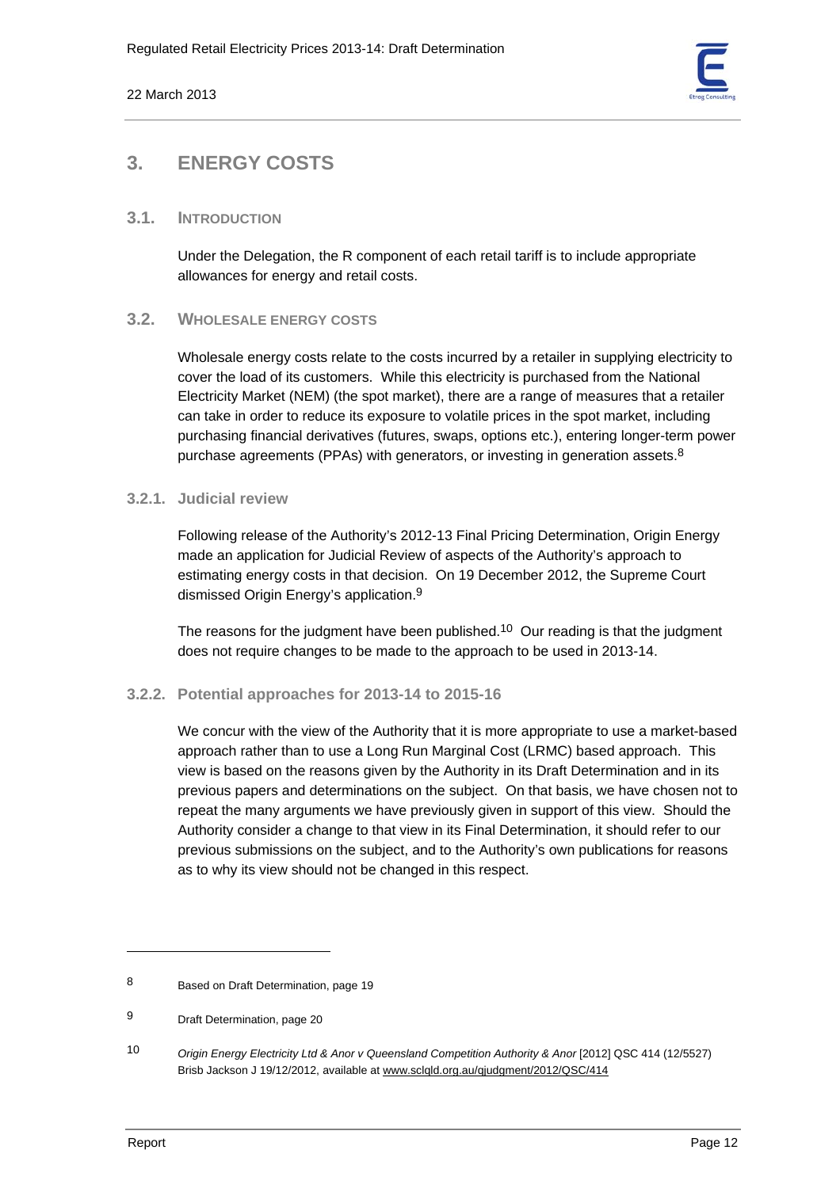# 3. ENERGY COSTS

## 3.1. INTRODUCTION

Under the Delegation, the R component of each retail tariff is to include appropriate allowances for energy and retail costs.

## 3.2. WHOLESALE ENERGY COSTS

Wholesale energy costs relate to the costs incurred by a retailer in supplying electricity to cover the load of its customers. While this electricity is purchased from the National Electricity Market (NEM) (the spot market), there are a range of measures that a retailer can take in order to reduce its exposure to volatile prices in the spot market, including purchasing financial derivatives (futures, swaps, options etc.), entering longer-term power purchase agreements (PPAs) with generators, or investing in generation assets.[8]

### 3.2.1. Judicial review

Following release of the Authority's 2012-13 Final Pricing Determination, Origin Energy made an application for Judicial Review of aspects of the Authority's approach to estimating energy costs in that decision. On 19 December 2012, the Supreme Court dismissed Origin Energy's application.[9]

The reasons for the judgment have been published.[10] Our reading is that the judgment does not require changes to be made to the approach to be used in 2013-14.

### 3.2.2. Potential approaches for 2013-14 to 2015-16

We concur with the view of the Authority that it is more appropriate to use a market-based approach rather than to use a Long Run Marginal Cost (LRMC) based approach. This view is based on the reasons given by the Authority in its Draft Determination and in its previous papers and determinations on the subject. On that basis, we have chosen not to repeat the many arguments we have previously given in support of this view. Should the Authority consider a change to that view in its Final Determination, it should refer to our previous submissions on the subject, and to the Authority's own publications for reasons as to why its view should not be changed in this respect.

---

8 Based on Draft Determination, page 19

9 Draft Determination, page 20

10 *Origin Energy Electricity Ltd & Anor v Queensland Competition Authority & Anor* [2012] QSC 414 (12/5527) Brisb Jackson J 19/12/2012, available at www.sclqld.org.au/qjudgment/2012/QSC/414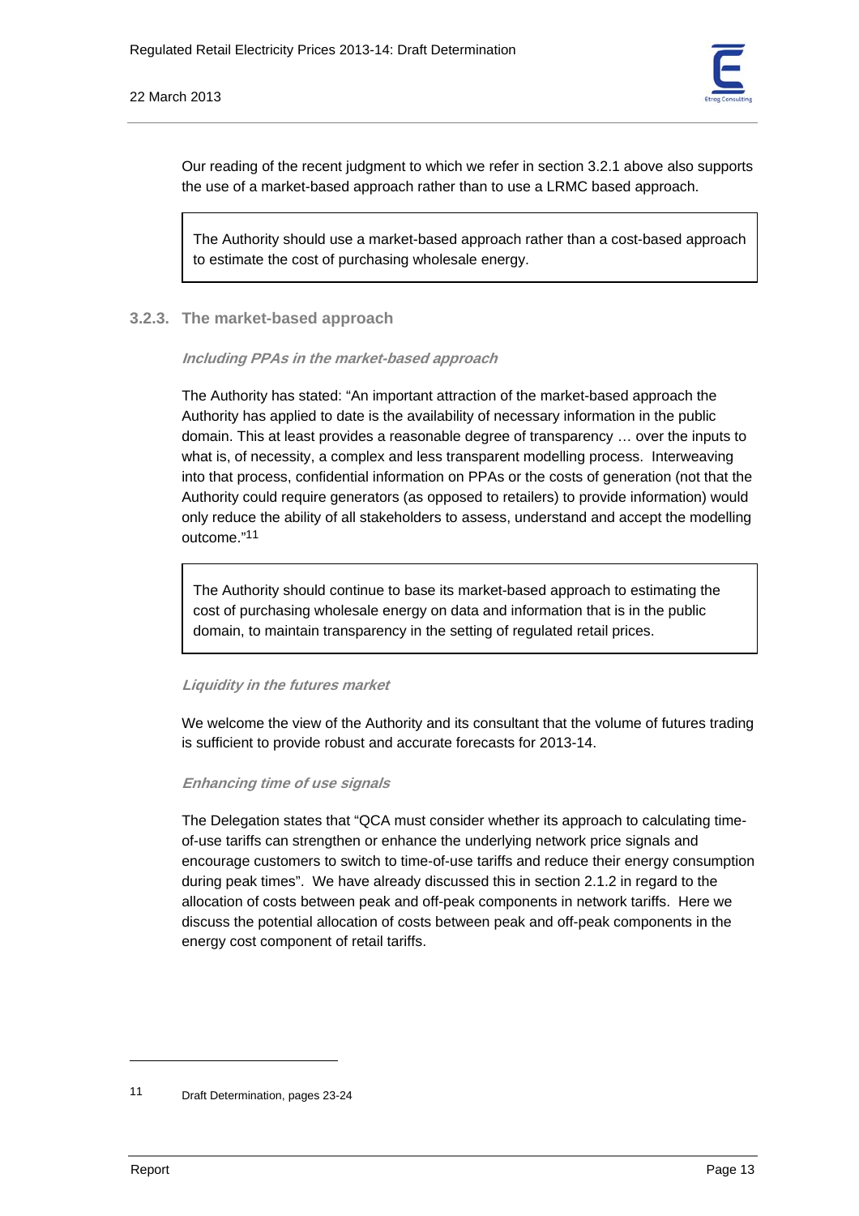Our reading of the recent judgment to which we refer in section 3.2.1 above also supports the use of a market-based approach rather than to use a LRMC based approach.

> The Authority should use a market-based approach rather than a cost-based approach to estimate the cost of purchasing wholesale energy.

### 3.2.3. The market-based approach

#### *Including PPAs in the market-based approach*

The Authority has stated: "An important attraction of the market-based approach the Authority has applied to date is the availability of necessary information in the public domain. This at least provides a reasonable degree of transparency … over the inputs to what is, of necessity, a complex and less transparent modelling process. Interweaving into that process, confidential information on PPAs or the costs of generation (not that the Authority could require generators (as opposed to retailers) to provide information) would only reduce the ability of all stakeholders to assess, understand and accept the modelling outcome."[11]

> The Authority should continue to base its market-based approach to estimating the cost of purchasing wholesale energy on data and information that is in the public domain, to maintain transparency in the setting of regulated retail prices.

#### *Liquidity in the futures market*

We welcome the view of the Authority and its consultant that the volume of futures trading is sufficient to provide robust and accurate forecasts for 2013-14.

#### *Enhancing time of use signals*

The Delegation states that "QCA must consider whether its approach to calculating time-of-use tariffs can strengthen or enhance the underlying network price signals and encourage customers to switch to time-of-use tariffs and reduce their energy consumption during peak times". We have already discussed this in section 2.1.2 in regard to the allocation of costs between peak and off-peak components in network tariffs. Here we discuss the potential allocation of costs between peak and off-peak components in the energy cost component of retail tariffs.

---

[11] Draft Determination, pages 23-24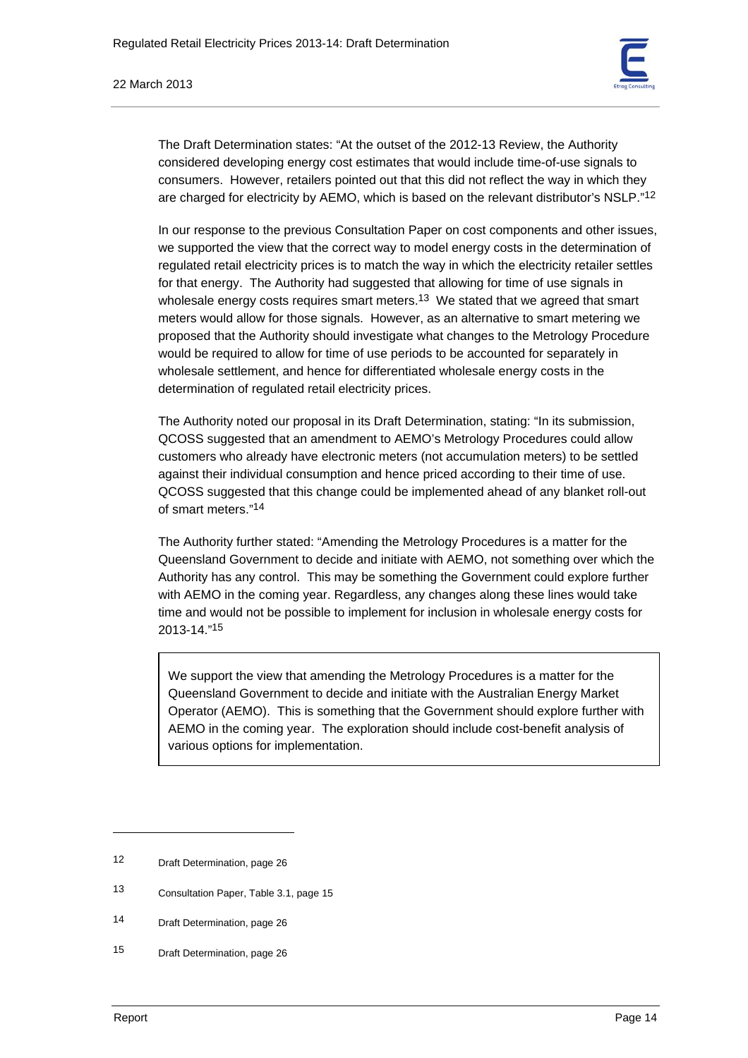The Draft Determination states: "At the outset of the 2012-13 Review, the Authority considered developing energy cost estimates that would include time-of-use signals to consumers. However, retailers pointed out that this did not reflect the way in which they are charged for electricity by AEMO, which is based on the relevant distributor's NSLP."[12]

In our response to the previous Consultation Paper on cost components and other issues, we supported the view that the correct way to model energy costs in the determination of regulated retail electricity prices is to match the way in which the electricity retailer settles for that energy. The Authority had suggested that allowing for time of use signals in wholesale energy costs requires smart meters.[13] We stated that we agreed that smart meters would allow for those signals. However, as an alternative to smart metering we proposed that the Authority should investigate what changes to the Metrology Procedure would be required to allow for time of use periods to be accounted for separately in wholesale settlement, and hence for differentiated wholesale energy costs in the determination of regulated retail electricity prices.

The Authority noted our proposal in its Draft Determination, stating: "In its submission, QCOSS suggested that an amendment to AEMO's Metrology Procedures could allow customers who already have electronic meters (not accumulation meters) to be settled against their individual consumption and hence priced according to their time of use. QCOSS suggested that this change could be implemented ahead of any blanket roll-out of smart meters."[14]

The Authority further stated: "Amending the Metrology Procedures is a matter for the Queensland Government to decide and initiate with AEMO, not something over which the Authority has any control. This may be something the Government could explore further with AEMO in the coming year. Regardless, any changes along these lines would take time and would not be possible to implement for inclusion in wholesale energy costs for 2013-14."[15]

> We support the view that amending the Metrology Procedures is a matter for the Queensland Government to decide and initiate with the Australian Energy Market Operator (AEMO). This is something that the Government should explore further with AEMO in the coming year. The exploration should include cost-benefit analysis of various options for implementation.

---

12 Draft Determination, page 26

13 Consultation Paper, Table 3.1, page 15

14 Draft Determination, page 26

15 Draft Determination, page 26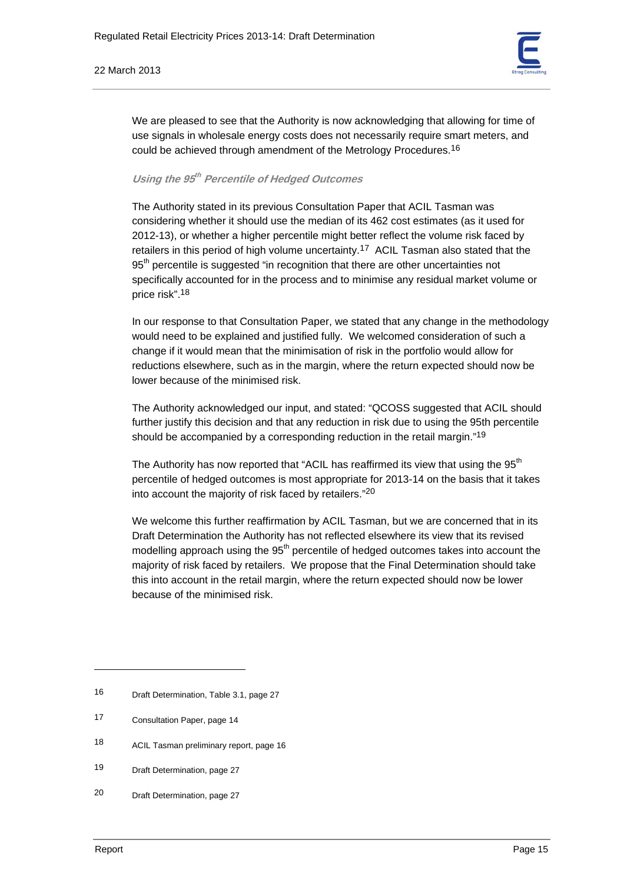We are pleased to see that the Authority is now acknowledging that allowing for time of use signals in wholesale energy costs does not necessarily require smart meters, and could be achieved through amendment of the Metrology Procedures.[16]

### *Using the 95th Percentile of Hedged Outcomes*

The Authority stated in its previous Consultation Paper that ACIL Tasman was considering whether it should use the median of its 462 cost estimates (as it used for 2012-13), or whether a higher percentile might better reflect the volume risk faced by retailers in this period of high volume uncertainty.[17] ACIL Tasman also stated that the 95th percentile is suggested "in recognition that there are other uncertainties not specifically accounted for in the process and to minimise any residual market volume or price risk".[18]

In our response to that Consultation Paper, we stated that any change in the methodology would need to be explained and justified fully. We welcomed consideration of such a change if it would mean that the minimisation of risk in the portfolio would allow for reductions elsewhere, such as in the margin, where the return expected should now be lower because of the minimised risk.

The Authority acknowledged our input, and stated: "QCOSS suggested that ACIL should further justify this decision and that any reduction in risk due to using the 95th percentile should be accompanied by a corresponding reduction in the retail margin."[19]

The Authority has now reported that "ACIL has reaffirmed its view that using the 95th percentile of hedged outcomes is most appropriate for 2013-14 on the basis that it takes into account the majority of risk faced by retailers."[20]

We welcome this further reaffirmation by ACIL Tasman, but we are concerned that in its Draft Determination the Authority has not reflected elsewhere its view that its revised modelling approach using the 95th percentile of hedged outcomes takes into account the majority of risk faced by retailers. We propose that the Final Determination should take this into account in the retail margin, where the return expected should now be lower because of the minimised risk.

---

16 Draft Determination, Table 3.1, page 27

17 Consultation Paper, page 14

18 ACIL Tasman preliminary report, page 16

19 Draft Determination, page 27

20 Draft Determination, page 27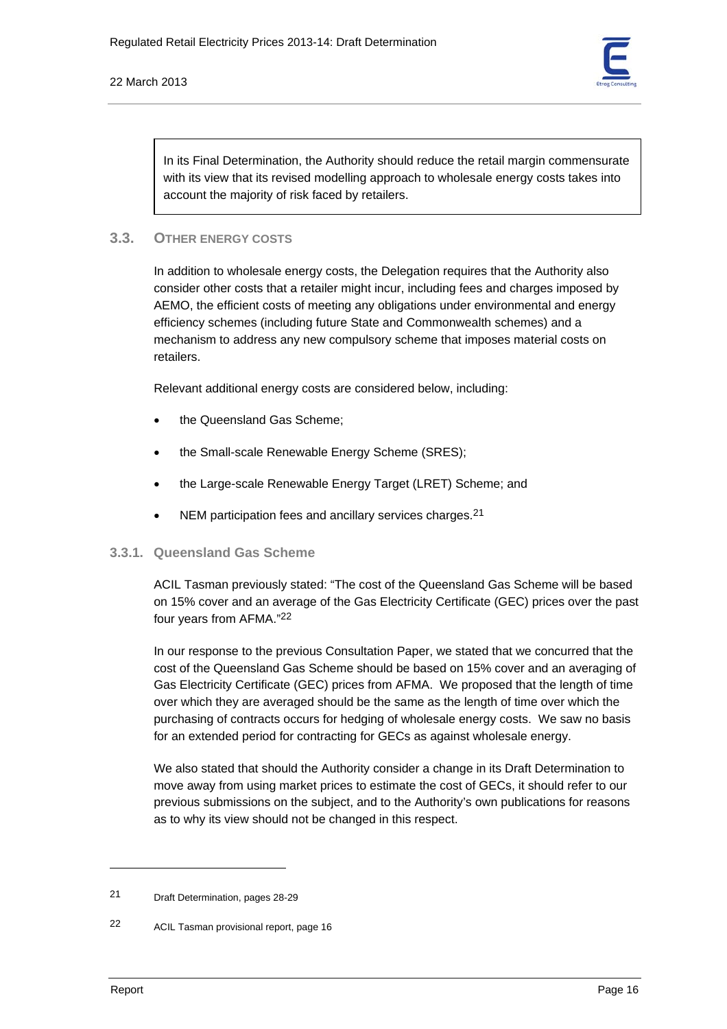> In its Final Determination, the Authority should reduce the retail margin commensurate with its view that its revised modelling approach to wholesale energy costs takes into account the majority of risk faced by retailers.

## 3.3. OTHER ENERGY COSTS

In addition to wholesale energy costs, the Delegation requires that the Authority also consider other costs that a retailer might incur, including fees and charges imposed by AEMO, the efficient costs of meeting any obligations under environmental and energy efficiency schemes (including future State and Commonwealth schemes) and a mechanism to address any new compulsory scheme that imposes material costs on retailers.

Relevant additional energy costs are considered below, including:

- the Queensland Gas Scheme;
- the Small-scale Renewable Energy Scheme (SRES);
- the Large-scale Renewable Energy Target (LRET) Scheme; and
- NEM participation fees and ancillary services charges.[21]

### 3.3.1. Queensland Gas Scheme

ACIL Tasman previously stated: "The cost of the Queensland Gas Scheme will be based on 15% cover and an average of the Gas Electricity Certificate (GEC) prices over the past four years from AFMA."[22]

In our response to the previous Consultation Paper, we stated that we concurred that the cost of the Queensland Gas Scheme should be based on 15% cover and an averaging of Gas Electricity Certificate (GEC) prices from AFMA. We proposed that the length of time over which they are averaged should be the same as the length of time over which the purchasing of contracts occurs for hedging of wholesale energy costs. We saw no basis for an extended period for contracting for GECs as against wholesale energy.

We also stated that should the Authority consider a change in its Draft Determination to move away from using market prices to estimate the cost of GECs, it should refer to our previous submissions on the subject, and to the Authority's own publications for reasons as to why its view should not be changed in this respect.

---

21 Draft Determination, pages 28-29

22 ACIL Tasman provisional report, page 16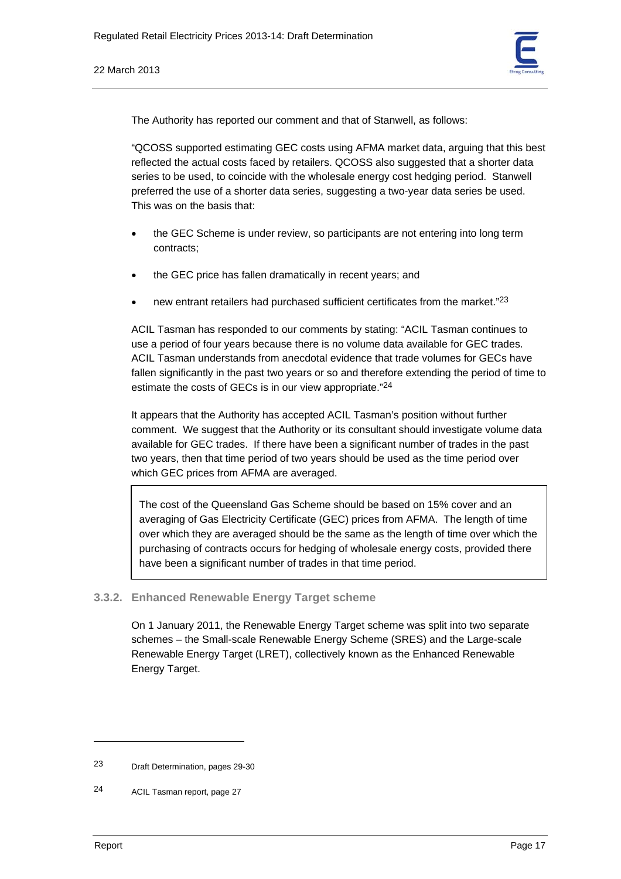The Authority has reported our comment and that of Stanwell, as follows:

"QCOSS supported estimating GEC costs using AFMA market data, arguing that this best reflected the actual costs faced by retailers. QCOSS also suggested that a shorter data series to be used, to coincide with the wholesale energy cost hedging period. Stanwell preferred the use of a shorter data series, suggesting a two-year data series be used. This was on the basis that:

- the GEC Scheme is under review, so participants are not entering into long term contracts;
- the GEC price has fallen dramatically in recent years; and
- new entrant retailers had purchased sufficient certificates from the market."[23]

ACIL Tasman has responded to our comments by stating: "ACIL Tasman continues to use a period of four years because there is no volume data available for GEC trades. ACIL Tasman understands from anecdotal evidence that trade volumes for GECs have fallen significantly in the past two years or so and therefore extending the period of time to estimate the costs of GECs is in our view appropriate."[24]

It appears that the Authority has accepted ACIL Tasman's position without further comment. We suggest that the Authority or its consultant should investigate volume data available for GEC trades. If there have been a significant number of trades in the past two years, then that time period of two years should be used as the time period over which GEC prices from AFMA are averaged.

> The cost of the Queensland Gas Scheme should be based on 15% cover and an averaging of Gas Electricity Certificate (GEC) prices from AFMA. The length of time over which they are averaged should be the same as the length of time over which the purchasing of contracts occurs for hedging of wholesale energy costs, provided there have been a significant number of trades in that time period.

### 3.3.2. Enhanced Renewable Energy Target scheme

On 1 January 2011, the Renewable Energy Target scheme was split into two separate schemes – the Small-scale Renewable Energy Scheme (SRES) and the Large-scale Renewable Energy Target (LRET), collectively known as the Enhanced Renewable Energy Target.

---

[23] Draft Determination, pages 29-30

[24] ACIL Tasman report, page 27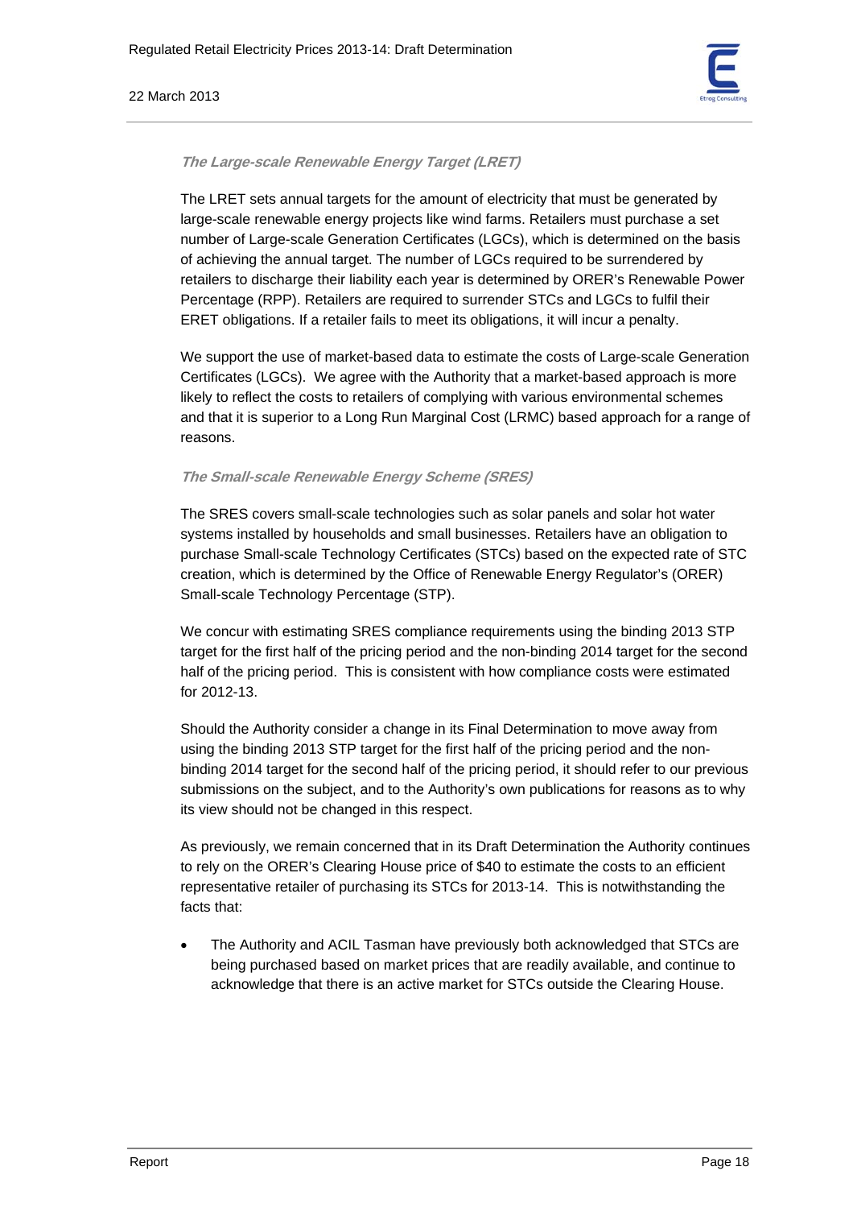***The Large-scale Renewable Energy Target (LRET)***

The LRET sets annual targets for the amount of electricity that must be generated by large-scale renewable energy projects like wind farms. Retailers must purchase a set number of Large-scale Generation Certificates (LGCs), which is determined on the basis of achieving the annual target. The number of LGCs required to be surrendered by retailers to discharge their liability each year is determined by ORER's Renewable Power Percentage (RPP). Retailers are required to surrender STCs and LGCs to fulfil their ERET obligations. If a retailer fails to meet its obligations, it will incur a penalty.

We support the use of market-based data to estimate the costs of Large-scale Generation Certificates (LGCs). We agree with the Authority that a market-based approach is more likely to reflect the costs to retailers of complying with various environmental schemes and that it is superior to a Long Run Marginal Cost (LRMC) based approach for a range of reasons.

***The Small-scale Renewable Energy Scheme (SRES)***

The SRES covers small-scale technologies such as solar panels and solar hot water systems installed by households and small businesses. Retailers have an obligation to purchase Small-scale Technology Certificates (STCs) based on the expected rate of STC creation, which is determined by the Office of Renewable Energy Regulator's (ORER) Small-scale Technology Percentage (STP).

We concur with estimating SRES compliance requirements using the binding 2013 STP target for the first half of the pricing period and the non-binding 2014 target for the second half of the pricing period. This is consistent with how compliance costs were estimated for 2012-13.

Should the Authority consider a change in its Final Determination to move away from using the binding 2013 STP target for the first half of the pricing period and the non-binding 2014 target for the second half of the pricing period, it should refer to our previous submissions on the subject, and to the Authority's own publications for reasons as to why its view should not be changed in this respect.

As previously, we remain concerned that in its Draft Determination the Authority continues to rely on the ORER's Clearing House price of $40 to estimate the costs to an efficient representative retailer of purchasing its STCs for 2013-14. This is notwithstanding the facts that:

- The Authority and ACIL Tasman have previously both acknowledged that STCs are being purchased based on market prices that are readily available, and continue to acknowledge that there is an active market for STCs outside the Clearing House.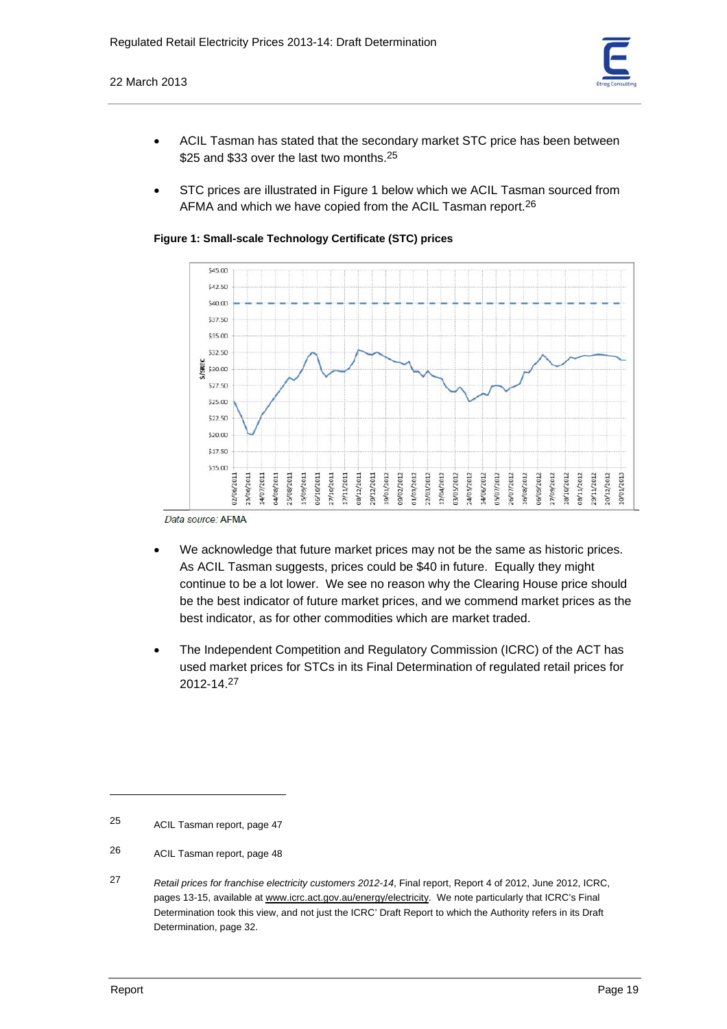- ACIL Tasman has stated that the secondary market STC price has been between $25 and $33 over the last two months.[25]

- STC prices are illustrated in Figure 1 below which we ACIL Tasman sourced from AFMA and which we have copied from the ACIL Tasman report.[26]

**Figure 1: Small-scale Technology Certificate (STC) prices**

*Data source:* AFMA

- We acknowledge that future market prices may not be the same as historic prices. As ACIL Tasman suggests, prices could be $40 in future. Equally they might continue to be a lot lower. We see no reason why the Clearing House price should be the best indicator of future market prices, and we commend market prices as the best indicator, as for other commodities which are market traded.

- The Independent Competition and Regulatory Commission (ICRC) of the ACT has used market prices for STCs in its Final Determination of regulated retail prices for 2012-14.[27]

---

25 ACIL Tasman report, page 47

26 ACIL Tasman report, page 48

27 *Retail prices for franchise electricity customers 2012-14*, Final report, Report 4 of 2012, June 2012, ICRC, pages 13-15, available at www.icrc.act.gov.au/energy/electricity. We note particularly that ICRC's Final Determination took this view, and not just the ICRC' Draft Report to which the Authority refers in its Draft Determination, page 32.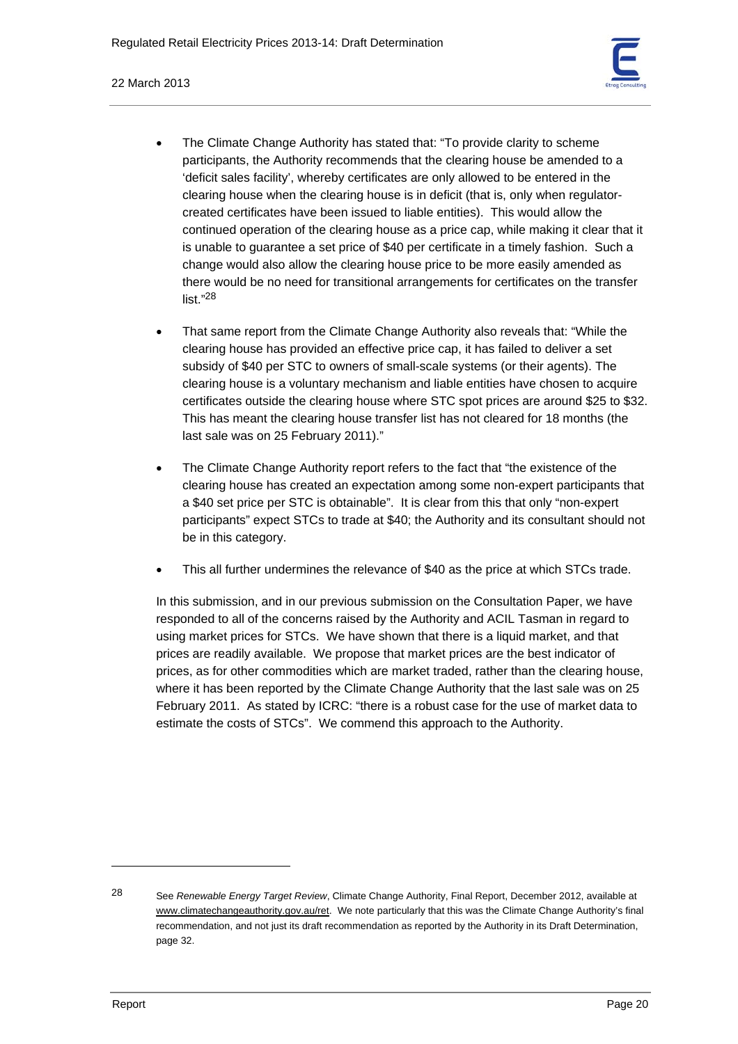- The Climate Change Authority has stated that: "To provide clarity to scheme participants, the Authority recommends that the clearing house be amended to a 'deficit sales facility', whereby certificates are only allowed to be entered in the clearing house when the clearing house is in deficit (that is, only when regulator-created certificates have been issued to liable entities). This would allow the continued operation of the clearing house as a price cap, while making it clear that it is unable to guarantee a set price of $40 per certificate in a timely fashion. Such a change would also allow the clearing house price to be more easily amended as there would be no need for transitional arrangements for certificates on the transfer list."[28]

- That same report from the Climate Change Authority also reveals that: "While the clearing house has provided an effective price cap, it has failed to deliver a set subsidy of $40 per STC to owners of small-scale systems (or their agents). The clearing house is a voluntary mechanism and liable entities have chosen to acquire certificates outside the clearing house where STC spot prices are around $25 to $32. This has meant the clearing house transfer list has not cleared for 18 months (the last sale was on 25 February 2011)."

- The Climate Change Authority report refers to the fact that "the existence of the clearing house has created an expectation among some non-expert participants that a $40 set price per STC is obtainable". It is clear from this that only "non-expert participants" expect STCs to trade at $40; the Authority and its consultant should not be in this category.

- This all further undermines the relevance of $40 as the price at which STCs trade.

In this submission, and in our previous submission on the Consultation Paper, we have responded to all of the concerns raised by the Authority and ACIL Tasman in regard to using market prices for STCs. We have shown that there is a liquid market, and that prices are readily available. We propose that market prices are the best indicator of prices, as for other commodities which are market traded, rather than the clearing house, where it has been reported by the Climate Change Authority that the last sale was on 25 February 2011. As stated by ICRC: "there is a robust case for the use of market data to estimate the costs of STCs". We commend this approach to the Authority.

---

[28] See *Renewable Energy Target Review*, Climate Change Authority, Final Report, December 2012, available at www.climatechangeauthority.gov.au/ret. We note particularly that this was the Climate Change Authority's final recommendation, and not just its draft recommendation as reported by the Authority in its Draft Determination, page 32.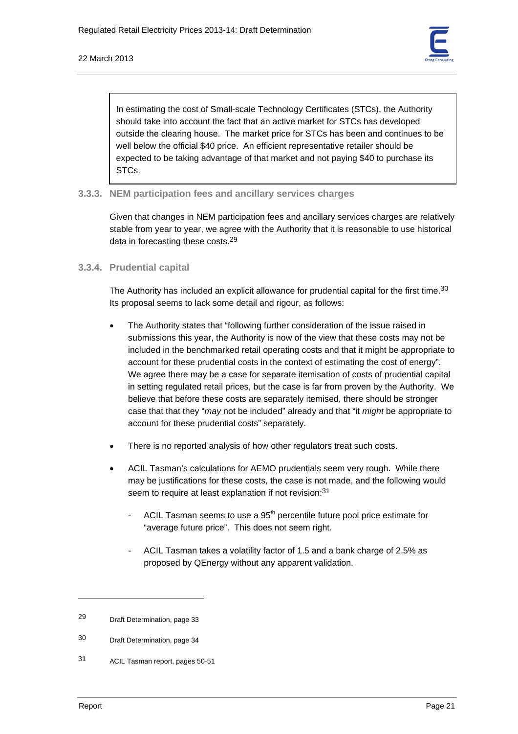> In estimating the cost of Small-scale Technology Certificates (STCs), the Authority should take into account the fact that an active market for STCs has developed outside the clearing house. The market price for STCs has been and continues to be well below the official $40 price. An efficient representative retailer should be expected to be taking advantage of that market and not paying $40 to purchase its STCs.

### 3.3.3. NEM participation fees and ancillary services charges

Given that changes in NEM participation fees and ancillary services charges are relatively stable from year to year, we agree with the Authority that it is reasonable to use historical data in forecasting these costs.[29]

### 3.3.4. Prudential capital

The Authority has included an explicit allowance for prudential capital for the first time.[30] Its proposal seems to lack some detail and rigour, as follows:

- The Authority states that "following further consideration of the issue raised in submissions this year, the Authority is now of the view that these costs may not be included in the benchmarked retail operating costs and that it might be appropriate to account for these prudential costs in the context of estimating the cost of energy". We agree there may be a case for separate itemisation of costs of prudential capital in setting regulated retail prices, but the case is far from proven by the Authority. We believe that before these costs are separately itemised, there should be stronger case that that they "*may* not be included" already and that "it *might* be appropriate to account for these prudential costs" separately.

- There is no reported analysis of how other regulators treat such costs.

- ACIL Tasman's calculations for AEMO prudentials seem very rough. While there may be justifications for these costs, the case is not made, and the following would seem to require at least explanation if not revision:[31]

  - ACIL Tasman seems to use a 95$^{th}$ percentile future pool price estimate for "average future price". This does not seem right.

  - ACIL Tasman takes a volatility factor of 1.5 and a bank charge of 2.5% as proposed by QEnergy without any apparent validation.

---

29 Draft Determination, page 33

30 Draft Determination, page 34

31 ACIL Tasman report, pages 50-51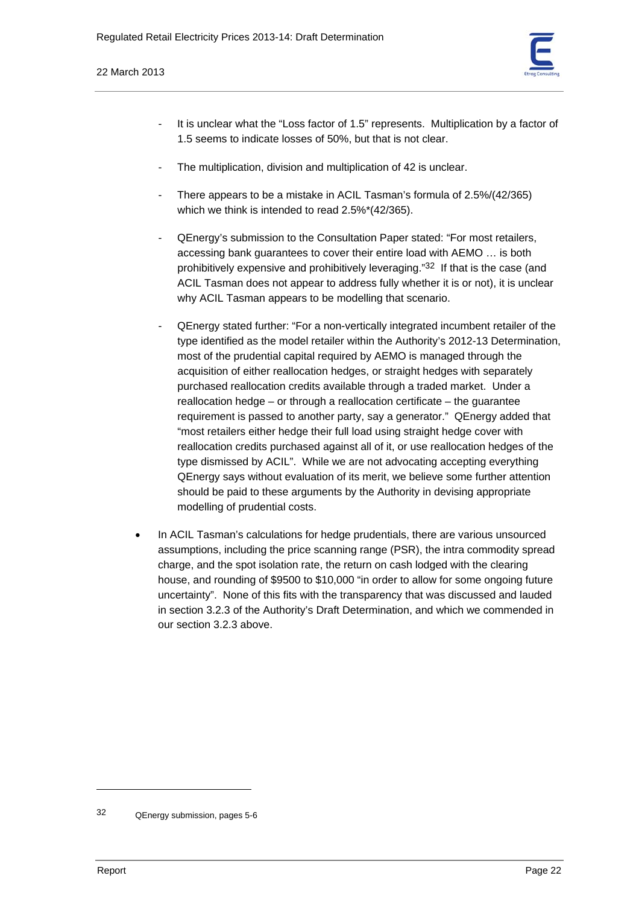- It is unclear what the "Loss factor of 1.5" represents. Multiplication by a factor of 1.5 seems to indicate losses of 50%, but that is not clear.

- The multiplication, division and multiplication of 42 is unclear.

- There appears to be a mistake in ACIL Tasman's formula of 2.5%/(42/365) which we think is intended to read 2.5%*(42/365).

- QEnergy's submission to the Consultation Paper stated: "For most retailers, accessing bank guarantees to cover their entire load with AEMO … is both prohibitively expensive and prohibitively leveraging."[32] If that is the case (and ACIL Tasman does not appear to address fully whether it is or not), it is unclear why ACIL Tasman appears to be modelling that scenario.

- QEnergy stated further: "For a non-vertically integrated incumbent retailer of the type identified as the model retailer within the Authority's 2012-13 Determination, most of the prudential capital required by AEMO is managed through the acquisition of either reallocation hedges, or straight hedges with separately purchased reallocation credits available through a traded market. Under a reallocation hedge – or through a reallocation certificate – the guarantee requirement is passed to another party, say a generator." QEnergy added that "most retailers either hedge their full load using straight hedge cover with reallocation credits purchased against all of it, or use reallocation hedges of the type dismissed by ACIL". While we are not advocating accepting everything QEnergy says without evaluation of its merit, we believe some further attention should be paid to these arguments by the Authority in devising appropriate modelling of prudential costs.

- In ACIL Tasman's calculations for hedge prudentials, there are various unsourced assumptions, including the price scanning range (PSR), the intra commodity spread charge, and the spot isolation rate, the return on cash lodged with the clearing house, and rounding of $9500 to $10,000 "in order to allow for some ongoing future uncertainty". None of this fits with the transparency that was discussed and lauded in section 3.2.3 of the Authority's Draft Determination, and which we commended in our section 3.2.3 above.

---

[32] QEnergy submission, pages 5-6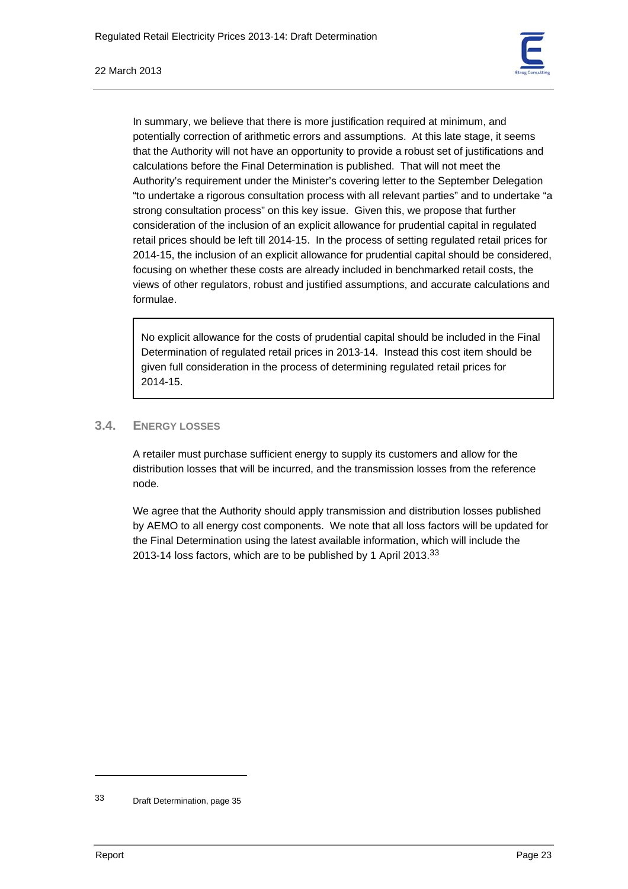In summary, we believe that there is more justification required at minimum, and potentially correction of arithmetic errors and assumptions. At this late stage, it seems that the Authority will not have an opportunity to provide a robust set of justifications and calculations before the Final Determination is published. That will not meet the Authority's requirement under the Minister's covering letter to the September Delegation "to undertake a rigorous consultation process with all relevant parties" and to undertake "a strong consultation process" on this key issue. Given this, we propose that further consideration of the inclusion of an explicit allowance for prudential capital in regulated retail prices should be left till 2014-15. In the process of setting regulated retail prices for 2014-15, the inclusion of an explicit allowance for prudential capital should be considered, focusing on whether these costs are already included in benchmarked retail costs, the views of other regulators, robust and justified assumptions, and accurate calculations and formulae.

> No explicit allowance for the costs of prudential capital should be included in the Final Determination of regulated retail prices in 2013-14. Instead this cost item should be given full consideration in the process of determining regulated retail prices for 2014-15.

## 3.4. Energy Losses

A retailer must purchase sufficient energy to supply its customers and allow for the distribution losses that will be incurred, and the transmission losses from the reference node.

We agree that the Authority should apply transmission and distribution losses published by AEMO to all energy cost components. We note that all loss factors will be updated for the Final Determination using the latest available information, which will include the 2013-14 loss factors, which are to be published by 1 April 2013.[33]

---

33 Draft Determination, page 35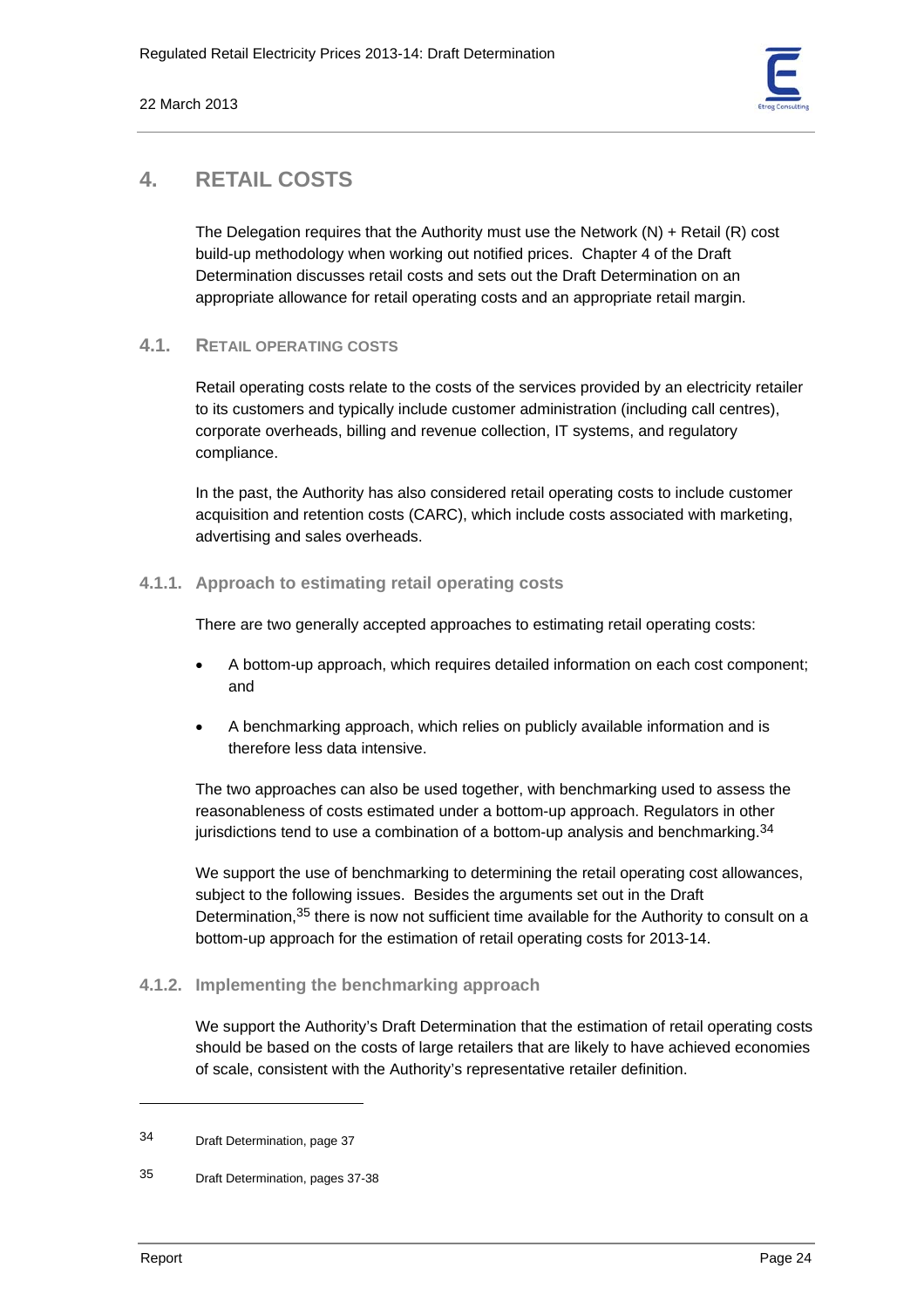# 4. RETAIL COSTS

The Delegation requires that the Authority must use the Network (N) + Retail (R) cost build-up methodology when working out notified prices. Chapter 4 of the Draft Determination discusses retail costs and sets out the Draft Determination on an appropriate allowance for retail operating costs and an appropriate retail margin.

## 4.1. RETAIL OPERATING COSTS

Retail operating costs relate to the costs of the services provided by an electricity retailer to its customers and typically include customer administration (including call centres), corporate overheads, billing and revenue collection, IT systems, and regulatory compliance.

In the past, the Authority has also considered retail operating costs to include customer acquisition and retention costs (CARC), which include costs associated with marketing, advertising and sales overheads.

### 4.1.1. Approach to estimating retail operating costs

There are two generally accepted approaches to estimating retail operating costs:

- A bottom-up approach, which requires detailed information on each cost component; and
- A benchmarking approach, which relies on publicly available information and is therefore less data intensive.

The two approaches can also be used together, with benchmarking used to assess the reasonableness of costs estimated under a bottom-up approach. Regulators in other jurisdictions tend to use a combination of a bottom-up analysis and benchmarking.[34]

We support the use of benchmarking to determining the retail operating cost allowances, subject to the following issues. Besides the arguments set out in the Draft Determination,[35] there is now not sufficient time available for the Authority to consult on a bottom-up approach for the estimation of retail operating costs for 2013-14.

### 4.1.2. Implementing the benchmarking approach

We support the Authority's Draft Determination that the estimation of retail operating costs should be based on the costs of large retailers that are likely to have achieved economies of scale, consistent with the Authority's representative retailer definition.

---

34 Draft Determination, page 37

35 Draft Determination, pages 37-38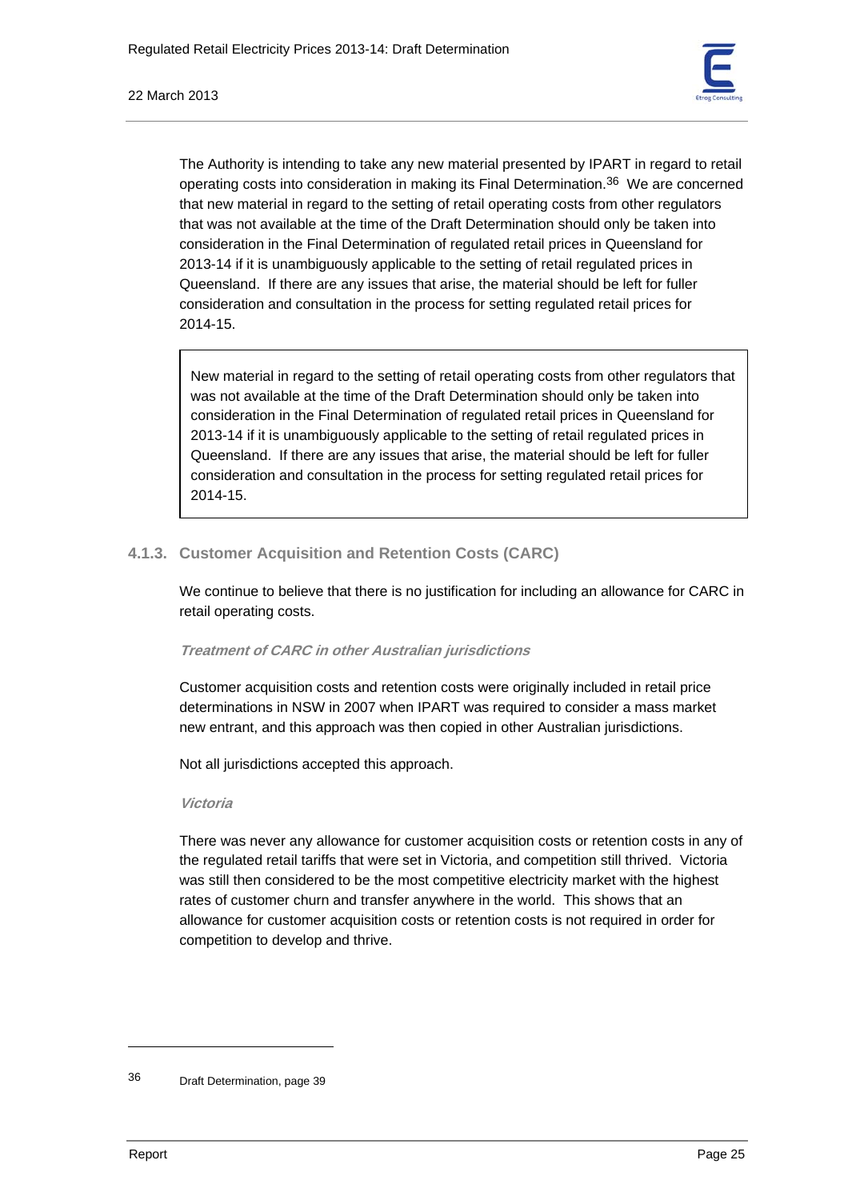The Authority is intending to take any new material presented by IPART in regard to retail operating costs into consideration in making its Final Determination.[36] We are concerned that new material in regard to the setting of retail operating costs from other regulators that was not available at the time of the Draft Determination should only be taken into consideration in the Final Determination of regulated retail prices in Queensland for 2013-14 if it is unambiguously applicable to the setting of retail regulated prices in Queensland. If there are any issues that arise, the material should be left for fuller consideration and consultation in the process for setting regulated retail prices for 2014-15.

> New material in regard to the setting of retail operating costs from other regulators that was not available at the time of the Draft Determination should only be taken into consideration in the Final Determination of regulated retail prices in Queensland for 2013-14 if it is unambiguously applicable to the setting of retail regulated prices in Queensland. If there are any issues that arise, the material should be left for fuller consideration and consultation in the process for setting regulated retail prices for 2014-15.

### 4.1.3. Customer Acquisition and Retention Costs (CARC)

We continue to believe that there is no justification for including an allowance for CARC in retail operating costs.

***Treatment of CARC in other Australian jurisdictions***

Customer acquisition costs and retention costs were originally included in retail price determinations in NSW in 2007 when IPART was required to consider a mass market new entrant, and this approach was then copied in other Australian jurisdictions.

Not all jurisdictions accepted this approach.

***Victoria***

There was never any allowance for customer acquisition costs or retention costs in any of the regulated retail tariffs that were set in Victoria, and competition still thrived. Victoria was still then considered to be the most competitive electricity market with the highest rates of customer churn and transfer anywhere in the world. This shows that an allowance for customer acquisition costs or retention costs is not required in order for competition to develop and thrive.

---

[36] Draft Determination, page 39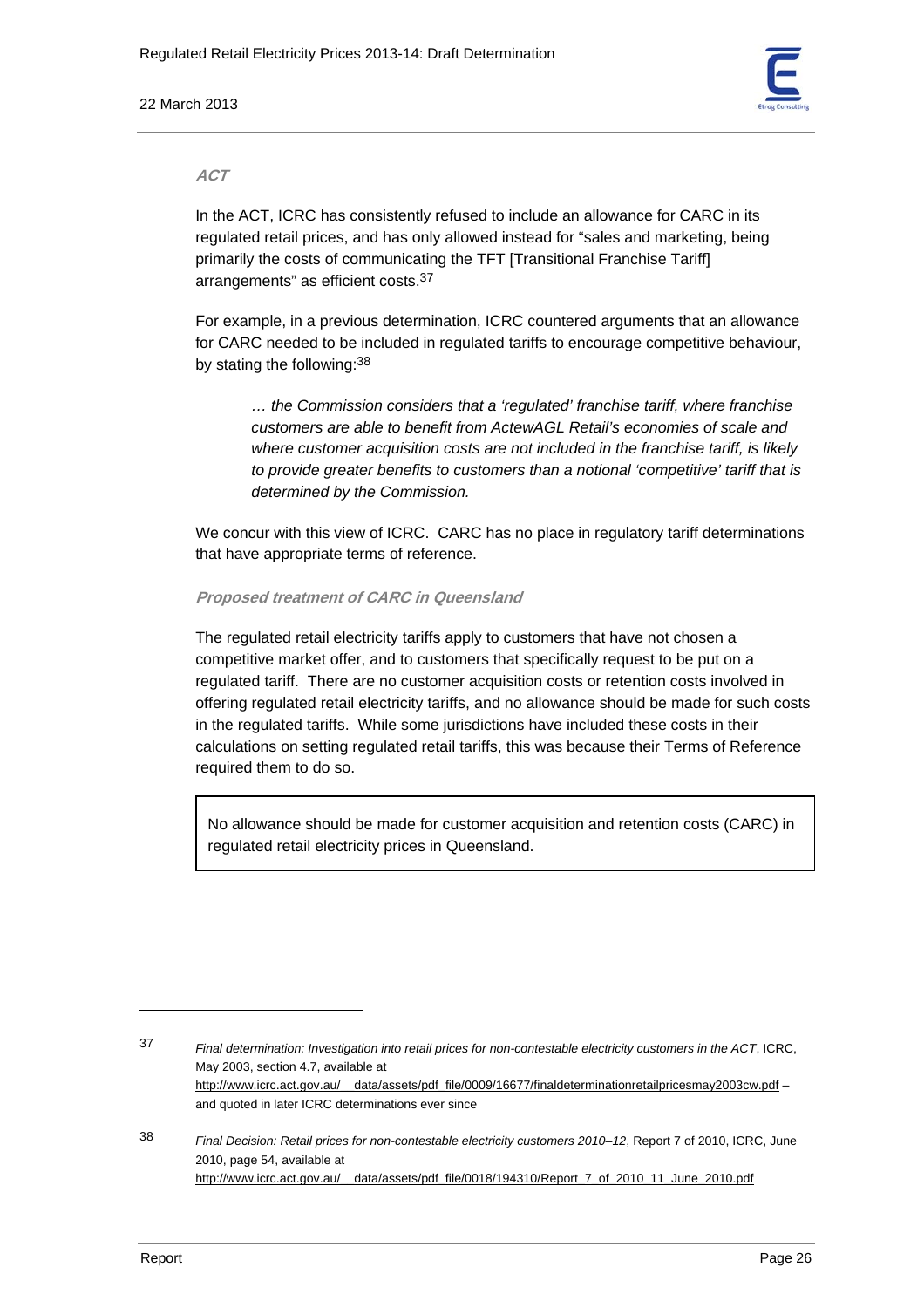### *ACT*

In the ACT, ICRC has consistently refused to include an allowance for CARC in its regulated retail prices, and has only allowed instead for "sales and marketing, being primarily the costs of communicating the TFT [Transitional Franchise Tariff] arrangements" as efficient costs.[37]

For example, in a previous determination, ICRC countered arguments that an allowance for CARC needed to be included in regulated tariffs to encourage competitive behaviour, by stating the following:[38]

> *… the Commission considers that a 'regulated' franchise tariff, where franchise customers are able to benefit from ActewAGL Retail's economies of scale and where customer acquisition costs are not included in the franchise tariff, is likely to provide greater benefits to customers than a notional 'competitive' tariff that is determined by the Commission.*

We concur with this view of ICRC. CARC has no place in regulatory tariff determinations that have appropriate terms of reference.

### *Proposed treatment of CARC in Queensland*

The regulated retail electricity tariffs apply to customers that have not chosen a competitive market offer, and to customers that specifically request to be put on a regulated tariff. There are no customer acquisition costs or retention costs involved in offering regulated retail electricity tariffs, and no allowance should be made for such costs in the regulated tariffs. While some jurisdictions have included these costs in their calculations on setting regulated retail tariffs, this was because their Terms of Reference required them to do so.

> No allowance should be made for customer acquisition and retention costs (CARC) in regulated retail electricity prices in Queensland.

---

[37] *Final determination: Investigation into retail prices for non-contestable electricity customers in the ACT*, ICRC, May 2003, section 4.7, available at http://www.icrc.act.gov.au/__data/assets/pdf_file/0009/16677/finaldeterminationretailpricesmay2003cw.pdf – and quoted in later ICRC determinations ever since

[38] *Final Decision: Retail prices for non-contestable electricity customers 2010–12*, Report 7 of 2010, ICRC, June 2010, page 54, available at http://www.icrc.act.gov.au/__data/assets/pdf_file/0018/194310/Report_7_of_2010_11_June_2010.pdf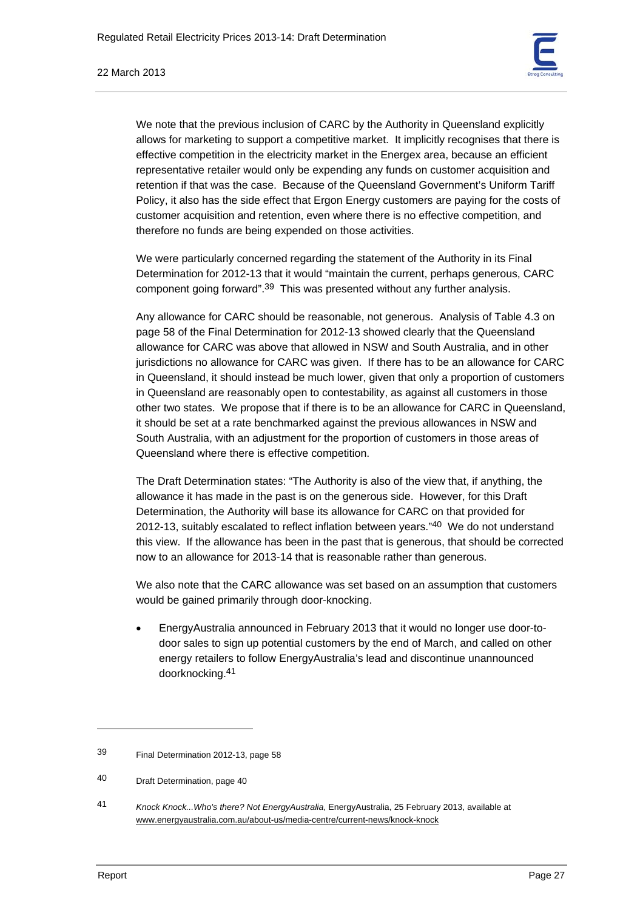We note that the previous inclusion of CARC by the Authority in Queensland explicitly allows for marketing to support a competitive market. It implicitly recognises that there is effective competition in the electricity market in the Energex area, because an efficient representative retailer would only be expending any funds on customer acquisition and retention if that was the case. Because of the Queensland Government's Uniform Tariff Policy, it also has the side effect that Ergon Energy customers are paying for the costs of customer acquisition and retention, even where there is no effective competition, and therefore no funds are being expended on those activities.

We were particularly concerned regarding the statement of the Authority in its Final Determination for 2012-13 that it would "maintain the current, perhaps generous, CARC component going forward".[39] This was presented without any further analysis.

Any allowance for CARC should be reasonable, not generous. Analysis of Table 4.3 on page 58 of the Final Determination for 2012-13 showed clearly that the Queensland allowance for CARC was above that allowed in NSW and South Australia, and in other jurisdictions no allowance for CARC was given. If there has to be an allowance for CARC in Queensland, it should instead be much lower, given that only a proportion of customers in Queensland are reasonably open to contestability, as against all customers in those other two states. We propose that if there is to be an allowance for CARC in Queensland, it should be set at a rate benchmarked against the previous allowances in NSW and South Australia, with an adjustment for the proportion of customers in those areas of Queensland where there is effective competition.

The Draft Determination states: "The Authority is also of the view that, if anything, the allowance it has made in the past is on the generous side. However, for this Draft Determination, the Authority will base its allowance for CARC on that provided for 2012-13, suitably escalated to reflect inflation between years."[40] We do not understand this view. If the allowance has been in the past that is generous, that should be corrected now to an allowance for 2013-14 that is reasonable rather than generous.

We also note that the CARC allowance was set based on an assumption that customers would be gained primarily through door-knocking.

- EnergyAustralia announced in February 2013 that it would no longer use door-to-door sales to sign up potential customers by the end of March, and called on other energy retailers to follow EnergyAustralia's lead and discontinue unannounced doorknocking.[41]

---

39 Final Determination 2012-13, page 58

40 Draft Determination, page 40

41 *Knock Knock...Who's there? Not EnergyAustralia*, EnergyAustralia, 25 February 2013, available at www.energyaustralia.com.au/about-us/media-centre/current-news/knock-knock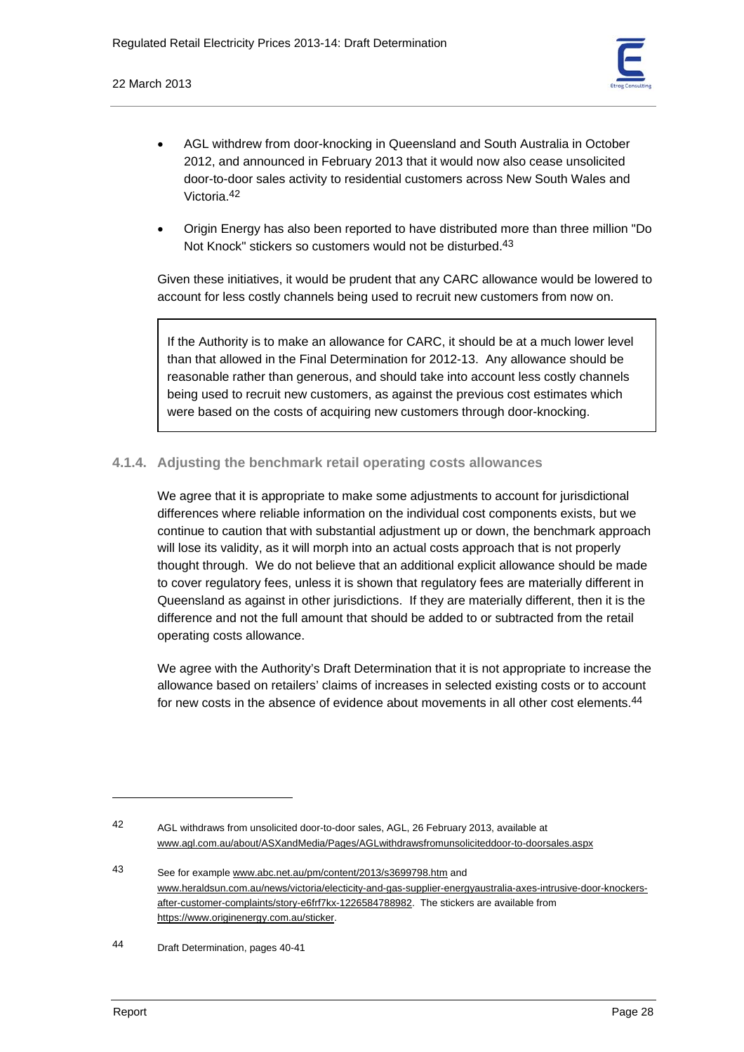- AGL withdrew from door-knocking in Queensland and South Australia in October 2012, and announced in February 2013 that it would now also cease unsolicited door-to-door sales activity to residential customers across New South Wales and Victoria.[42]

- Origin Energy has also been reported to have distributed more than three million "Do Not Knock" stickers so customers would not be disturbed.[43]

Given these initiatives, it would be prudent that any CARC allowance would be lowered to account for less costly channels being used to recruit new customers from now on.

> If the Authority is to make an allowance for CARC, it should be at a much lower level than that allowed in the Final Determination for 2012-13. Any allowance should be reasonable rather than generous, and should take into account less costly channels being used to recruit new customers, as against the previous cost estimates which were based on the costs of acquiring new customers through door-knocking.

### 4.1.4. Adjusting the benchmark retail operating costs allowances

We agree that it is appropriate to make some adjustments to account for jurisdictional differences where reliable information on the individual cost components exists, but we continue to caution that with substantial adjustment up or down, the benchmark approach will lose its validity, as it will morph into an actual costs approach that is not properly thought through. We do not believe that an additional explicit allowance should be made to cover regulatory fees, unless it is shown that regulatory fees are materially different in Queensland as against in other jurisdictions. If they are materially different, then it is the difference and not the full amount that should be added to or subtracted from the retail operating costs allowance.

We agree with the Authority's Draft Determination that it is not appropriate to increase the allowance based on retailers' claims of increases in selected existing costs or to account for new costs in the absence of evidence about movements in all other cost elements.[44]

---

42 AGL withdraws from unsolicited door-to-door sales, AGL, 26 February 2013, available at www.agl.com.au/about/ASXandMedia/Pages/AGLwithdrawsfromunsoliciteddoor-to-doorsales.aspx

43 See for example www.abc.net.au/pm/content/2013/s3699798.htm and www.heraldsun.com.au/news/victoria/electicity-and-gas-supplier-energyaustralia-axes-intrusive-door-knockers-after-customer-complaints/story-e6frf7kx-1226584788982. The stickers are available from https://www.originenergy.com.au/sticker.

44 Draft Determination, pages 40-41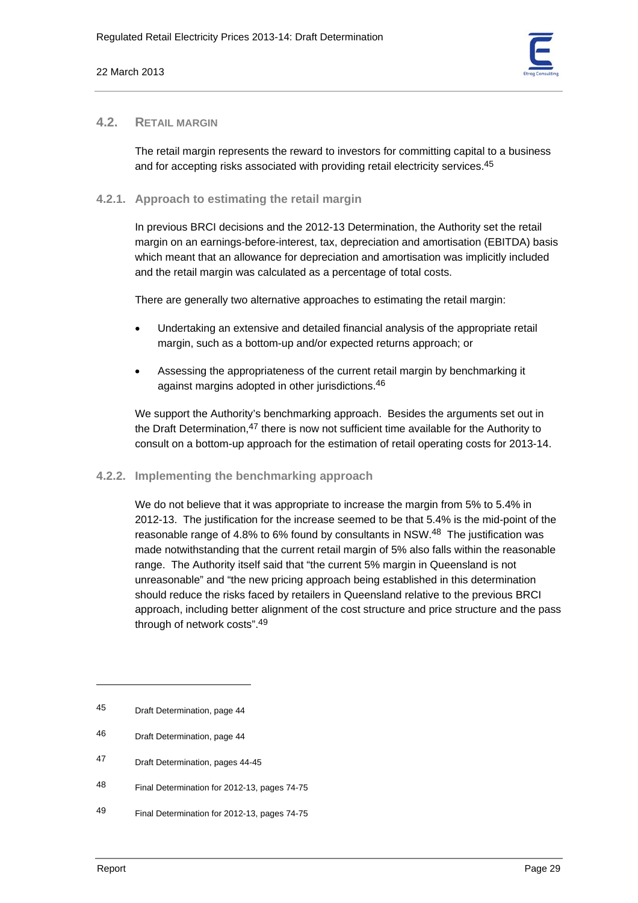## 4.2. RETAIL MARGIN

The retail margin represents the reward to investors for committing capital to a business and for accepting risks associated with providing retail electricity services.[45]

### 4.2.1. Approach to estimating the retail margin

In previous BRCI decisions and the 2012-13 Determination, the Authority set the retail margin on an earnings-before-interest, tax, depreciation and amortisation (EBITDA) basis which meant that an allowance for depreciation and amortisation was implicitly included and the retail margin was calculated as a percentage of total costs.

There are generally two alternative approaches to estimating the retail margin:

- Undertaking an extensive and detailed financial analysis of the appropriate retail margin, such as a bottom-up and/or expected returns approach; or
- Assessing the appropriateness of the current retail margin by benchmarking it against margins adopted in other jurisdictions.[46]

We support the Authority's benchmarking approach. Besides the arguments set out in the Draft Determination,[47] there is now not sufficient time available for the Authority to consult on a bottom-up approach for the estimation of retail operating costs for 2013-14.

### 4.2.2. Implementing the benchmarking approach

We do not believe that it was appropriate to increase the margin from 5% to 5.4% in 2012-13. The justification for the increase seemed to be that 5.4% is the mid-point of the reasonable range of 4.8% to 6% found by consultants in NSW.[48] The justification was made notwithstanding that the current retail margin of 5% also falls within the reasonable range. The Authority itself said that "the current 5% margin in Queensland is not unreasonable" and "the new pricing approach being established in this determination should reduce the risks faced by retailers in Queensland relative to the previous BRCI approach, including better alignment of the cost structure and price structure and the pass through of network costs".[49]

---

45 Draft Determination, page 44

46 Draft Determination, page 44

47 Draft Determination, pages 44-45

48 Final Determination for 2012-13, pages 74-75

49 Final Determination for 2012-13, pages 74-75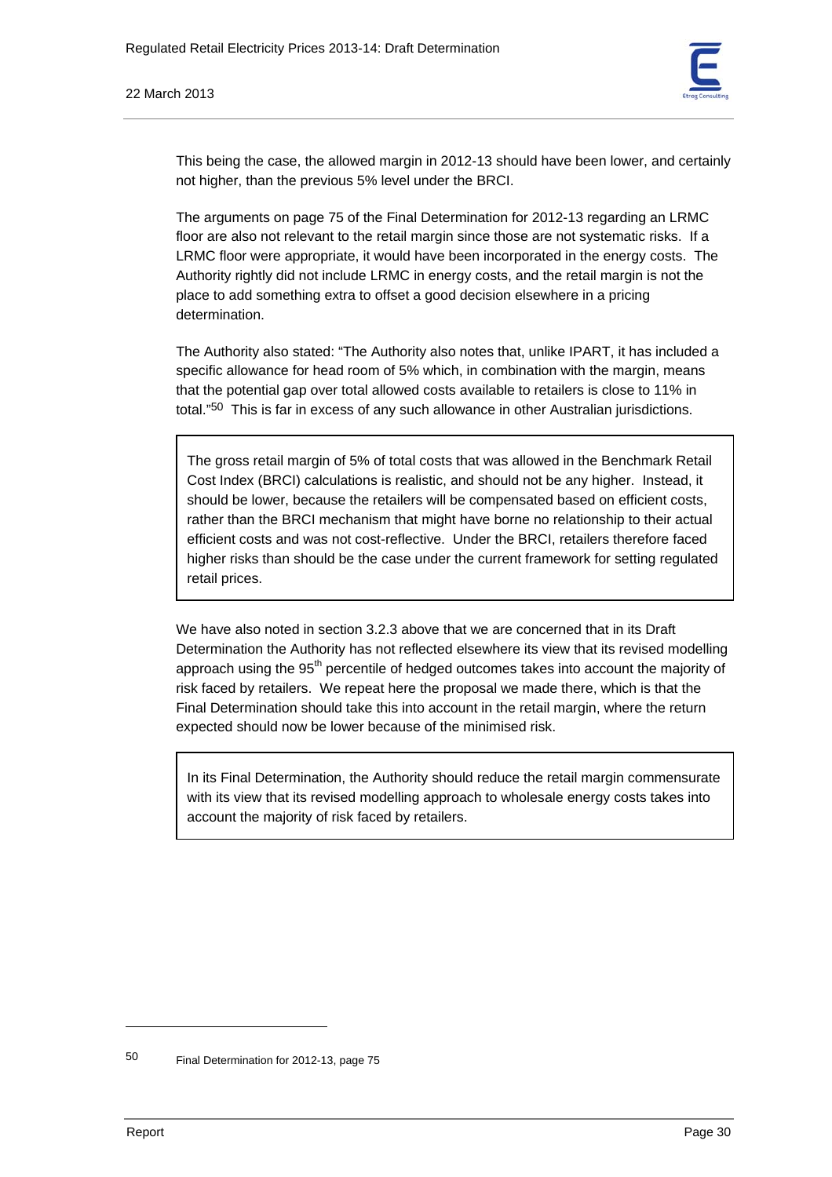This being the case, the allowed margin in 2012-13 should have been lower, and certainly not higher, than the previous 5% level under the BRCI.

The arguments on page 75 of the Final Determination for 2012-13 regarding an LRMC floor are also not relevant to the retail margin since those are not systematic risks. If a LRMC floor were appropriate, it would have been incorporated in the energy costs. The Authority rightly did not include LRMC in energy costs, and the retail margin is not the place to add something extra to offset a good decision elsewhere in a pricing determination.

The Authority also stated: "The Authority also notes that, unlike IPART, it has included a specific allowance for head room of 5% which, in combination with the margin, means that the potential gap over total allowed costs available to retailers is close to 11% in total."[50] This is far in excess of any such allowance in other Australian jurisdictions.

> The gross retail margin of 5% of total costs that was allowed in the Benchmark Retail Cost Index (BRCI) calculations is realistic, and should not be any higher. Instead, it should be lower, because the retailers will be compensated based on efficient costs, rather than the BRCI mechanism that might have borne no relationship to their actual efficient costs and was not cost-reflective. Under the BRCI, retailers therefore faced higher risks than should be the case under the current framework for setting regulated retail prices.

We have also noted in section 3.2.3 above that we are concerned that in its Draft Determination the Authority has not reflected elsewhere its view that its revised modelling approach using the 95th percentile of hedged outcomes takes into account the majority of risk faced by retailers. We repeat here the proposal we made there, which is that the Final Determination should take this into account in the retail margin, where the return expected should now be lower because of the minimised risk.

> In its Final Determination, the Authority should reduce the retail margin commensurate with its view that its revised modelling approach to wholesale energy costs takes into account the majority of risk faced by retailers.

---

50 Final Determination for 2012-13, page 75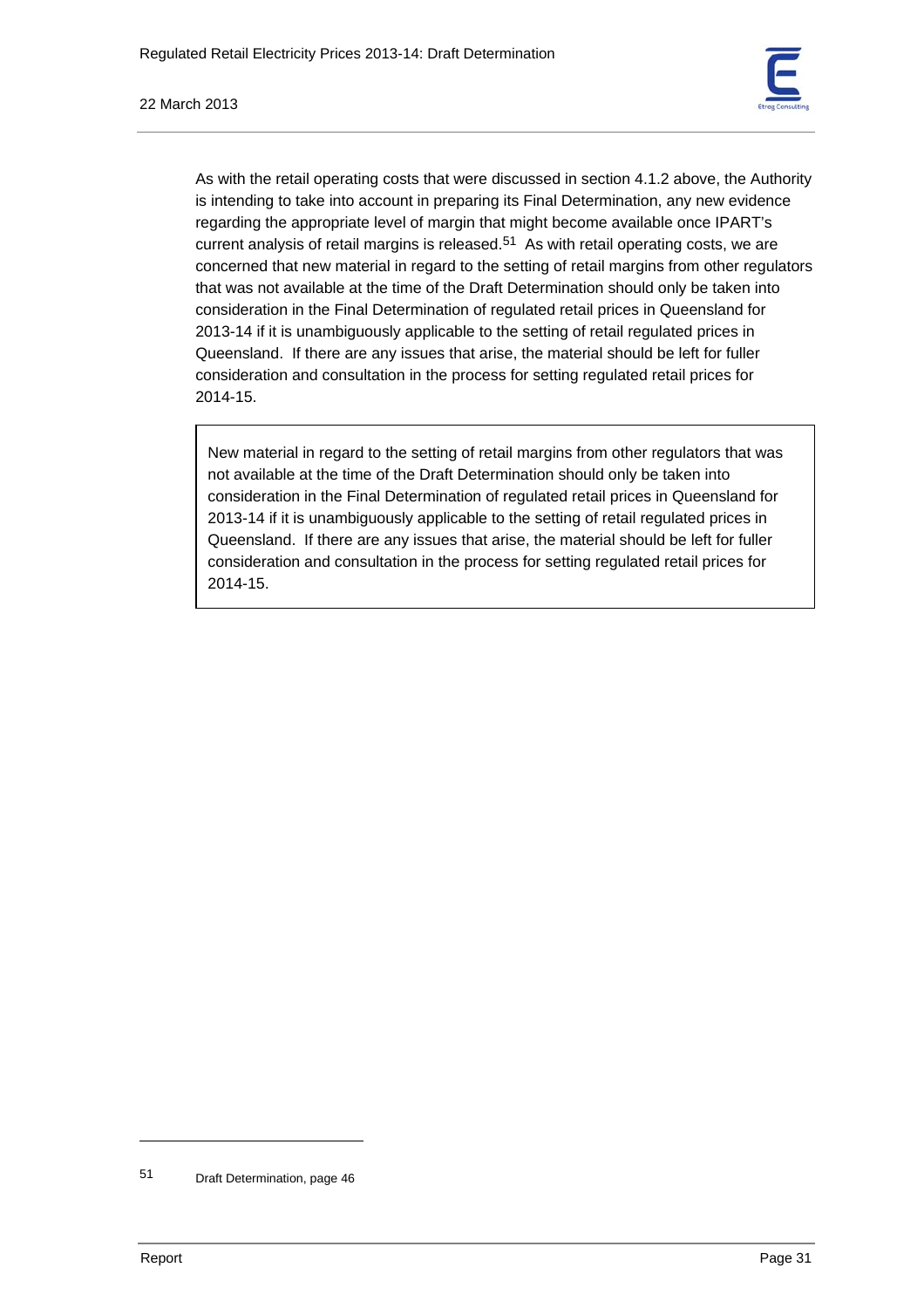As with the retail operating costs that were discussed in section 4.1.2 above, the Authority is intending to take into account in preparing its Final Determination, any new evidence regarding the appropriate level of margin that might become available once IPART's current analysis of retail margins is released.[51] As with retail operating costs, we are concerned that new material in regard to the setting of retail margins from other regulators that was not available at the time of the Draft Determination should only be taken into consideration in the Final Determination of regulated retail prices in Queensland for 2013-14 if it is unambiguously applicable to the setting of retail regulated prices in Queensland. If there are any issues that arise, the material should be left for fuller consideration and consultation in the process for setting regulated retail prices for 2014-15.

> New material in regard to the setting of retail margins from other regulators that was not available at the time of the Draft Determination should only be taken into consideration in the Final Determination of regulated retail prices in Queensland for 2013-14 if it is unambiguously applicable to the setting of retail regulated prices in Queensland. If there are any issues that arise, the material should be left for fuller consideration and consultation in the process for setting regulated retail prices for 2014-15.

---

[51] Draft Determination, page 46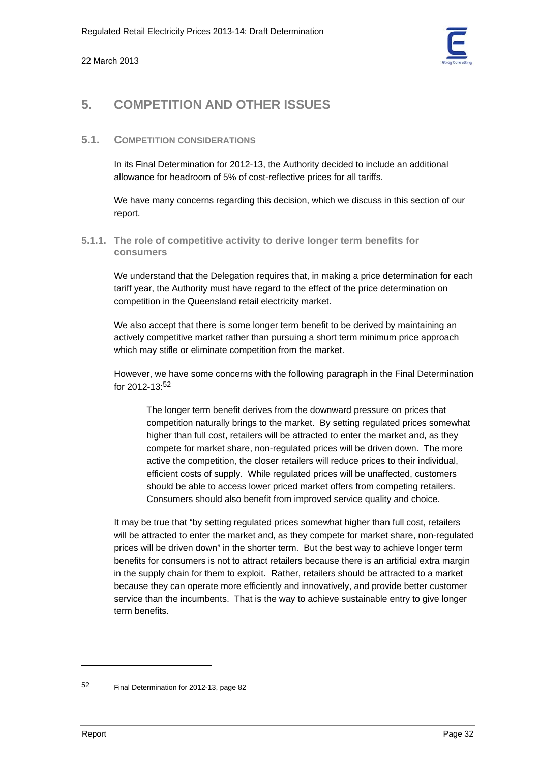# 5. COMPETITION AND OTHER ISSUES

## 5.1. COMPETITION CONSIDERATIONS

In its Final Determination for 2012-13, the Authority decided to include an additional allowance for headroom of 5% of cost-reflective prices for all tariffs.

We have many concerns regarding this decision, which we discuss in this section of our report.

### 5.1.1. The role of competitive activity to derive longer term benefits for consumers

We understand that the Delegation requires that, in making a price determination for each tariff year, the Authority must have regard to the effect of the price determination on competition in the Queensland retail electricity market.

We also accept that there is some longer term benefit to be derived by maintaining an actively competitive market rather than pursuing a short term minimum price approach which may stifle or eliminate competition from the market.

However, we have some concerns with the following paragraph in the Final Determination for 2012-13:[52]

> The longer term benefit derives from the downward pressure on prices that competition naturally brings to the market. By setting regulated prices somewhat higher than full cost, retailers will be attracted to enter the market and, as they compete for market share, non-regulated prices will be driven down. The more active the competition, the closer retailers will reduce prices to their individual, efficient costs of supply. While regulated prices will be unaffected, customers should be able to access lower priced market offers from competing retailers. Consumers should also benefit from improved service quality and choice.

It may be true that "by setting regulated prices somewhat higher than full cost, retailers will be attracted to enter the market and, as they compete for market share, non-regulated prices will be driven down" in the shorter term. But the best way to achieve longer term benefits for consumers is not to attract retailers because there is an artificial extra margin in the supply chain for them to exploit. Rather, retailers should be attracted to a market because they can operate more efficiently and innovatively, and provide better customer service than the incumbents. That is the way to achieve sustainable entry to give longer term benefits.

---

[52] Final Determination for 2012-13, page 82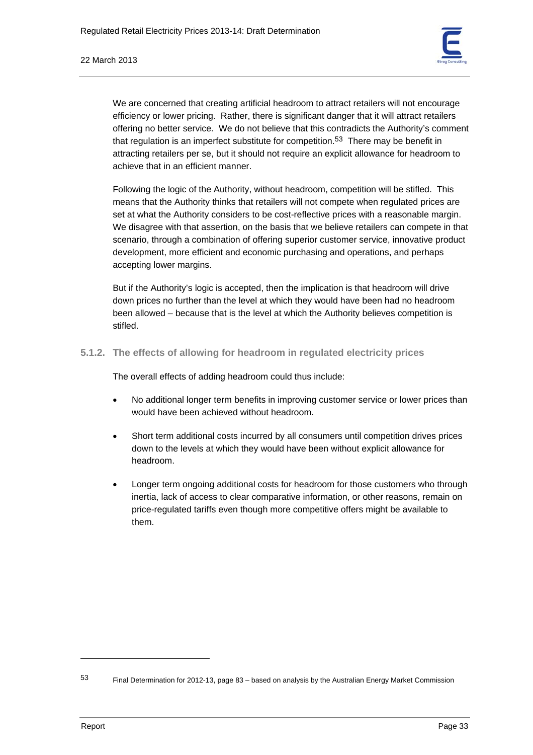We are concerned that creating artificial headroom to attract retailers will not encourage efficiency or lower pricing. Rather, there is significant danger that it will attract retailers offering no better service. We do not believe that this contradicts the Authority's comment that regulation is an imperfect substitute for competition.[53] There may be benefit in attracting retailers per se, but it should not require an explicit allowance for headroom to achieve that in an efficient manner.

Following the logic of the Authority, without headroom, competition will be stifled. This means that the Authority thinks that retailers will not compete when regulated prices are set at what the Authority considers to be cost-reflective prices with a reasonable margin. We disagree with that assertion, on the basis that we believe retailers can compete in that scenario, through a combination of offering superior customer service, innovative product development, more efficient and economic purchasing and operations, and perhaps accepting lower margins.

But if the Authority's logic is accepted, then the implication is that headroom will drive down prices no further than the level at which they would have been had no headroom been allowed – because that is the level at which the Authority believes competition is stifled.

### 5.1.2. The effects of allowing for headroom in regulated electricity prices

The overall effects of adding headroom could thus include:

- No additional longer term benefits in improving customer service or lower prices than would have been achieved without headroom.
- Short term additional costs incurred by all consumers until competition drives prices down to the levels at which they would have been without explicit allowance for headroom.
- Longer term ongoing additional costs for headroom for those customers who through inertia, lack of access to clear comparative information, or other reasons, remain on price-regulated tariffs even though more competitive offers might be available to them.

---

[53] Final Determination for 2012-13, page 83 – based on analysis by the Australian Energy Market Commission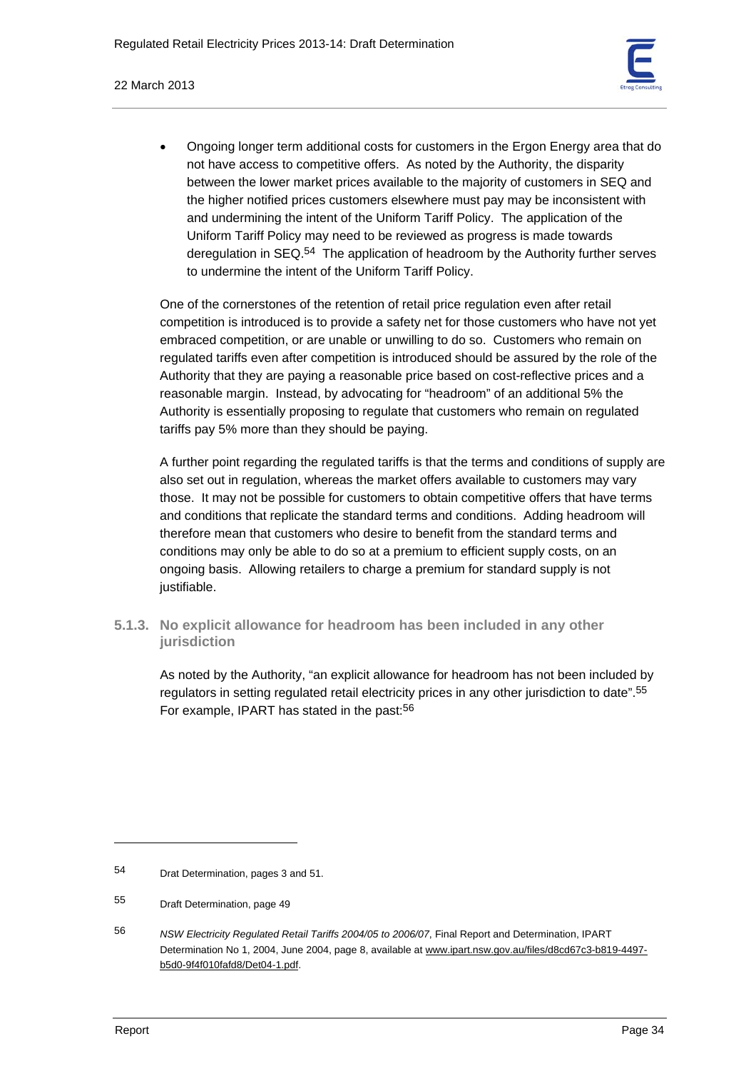- Ongoing longer term additional costs for customers in the Ergon Energy area that do not have access to competitive offers. As noted by the Authority, the disparity between the lower market prices available to the majority of customers in SEQ and the higher notified prices customers elsewhere must pay may be inconsistent with and undermining the intent of the Uniform Tariff Policy. The application of the Uniform Tariff Policy may need to be reviewed as progress is made towards deregulation in SEQ.[54] The application of headroom by the Authority further serves to undermine the intent of the Uniform Tariff Policy.

One of the cornerstones of the retention of retail price regulation even after retail competition is introduced is to provide a safety net for those customers who have not yet embraced competition, or are unable or unwilling to do so. Customers who remain on regulated tariffs even after competition is introduced should be assured by the role of the Authority that they are paying a reasonable price based on cost-reflective prices and a reasonable margin. Instead, by advocating for "headroom" of an additional 5% the Authority is essentially proposing to regulate that customers who remain on regulated tariffs pay 5% more than they should be paying.

A further point regarding the regulated tariffs is that the terms and conditions of supply are also set out in regulation, whereas the market offers available to customers may vary those. It may not be possible for customers to obtain competitive offers that have terms and conditions that replicate the standard terms and conditions. Adding headroom will therefore mean that customers who desire to benefit from the standard terms and conditions may only be able to do so at a premium to efficient supply costs, on an ongoing basis. Allowing retailers to charge a premium for standard supply is not justifiable.

### 5.1.3. No explicit allowance for headroom has been included in any other jurisdiction

As noted by the Authority, "an explicit allowance for headroom has not been included by regulators in setting regulated retail electricity prices in any other jurisdiction to date".[55] For example, IPART has stated in the past:[56]

---

54 Drat Determination, pages 3 and 51.

55 Draft Determination, page 49

56 *NSW Electricity Regulated Retail Tariffs 2004/05 to 2006/07*, Final Report and Determination, IPART Determination No 1, 2004, June 2004, page 8, available at www.ipart.nsw.gov.au/files/d8cd67c3-b819-4497-b5d0-9f4f010fafd8/Det04-1.pdf.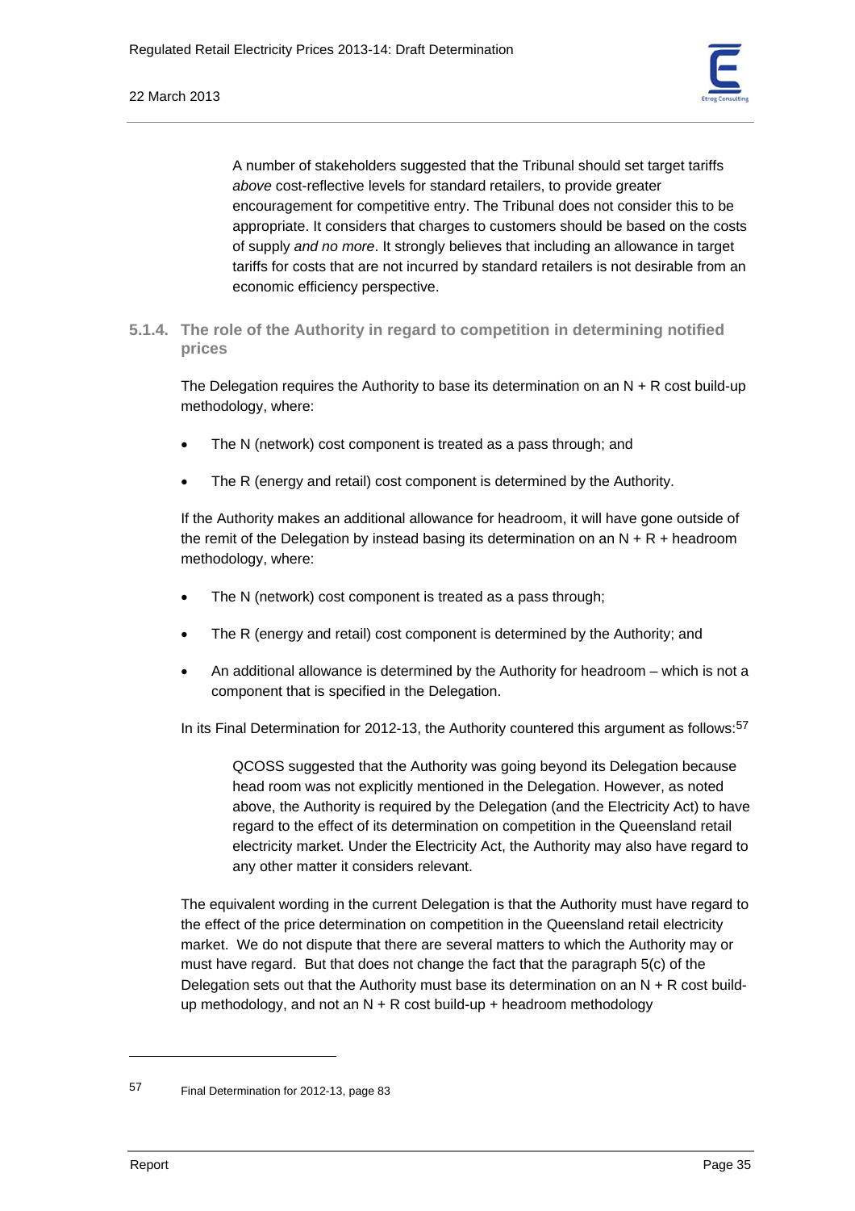A number of stakeholders suggested that the Tribunal should set target tariffs *above* cost-reflective levels for standard retailers, to provide greater encouragement for competitive entry. The Tribunal does not consider this to be appropriate. It considers that charges to customers should be based on the costs of supply *and no more*. It strongly believes that including an allowance in target tariffs for costs that are not incurred by standard retailers is not desirable from an economic efficiency perspective.

### 5.1.4. The role of the Authority in regard to competition in determining notified prices

The Delegation requires the Authority to base its determination on an N + R cost build-up methodology, where:

- The N (network) cost component is treated as a pass through; and
- The R (energy and retail) cost component is determined by the Authority.

If the Authority makes an additional allowance for headroom, it will have gone outside of the remit of the Delegation by instead basing its determination on an N + R + headroom methodology, where:

- The N (network) cost component is treated as a pass through;
- The R (energy and retail) cost component is determined by the Authority; and
- An additional allowance is determined by the Authority for headroom – which is not a component that is specified in the Delegation.

In its Final Determination for 2012-13, the Authority countered this argument as follows:[57]

> QCOSS suggested that the Authority was going beyond its Delegation because head room was not explicitly mentioned in the Delegation. However, as noted above, the Authority is required by the Delegation (and the Electricity Act) to have regard to the effect of its determination on competition in the Queensland retail electricity market. Under the Electricity Act, the Authority may also have regard to any other matter it considers relevant.

The equivalent wording in the current Delegation is that the Authority must have regard to the effect of the price determination on competition in the Queensland retail electricity market. We do not dispute that there are several matters to which the Authority may or must have regard. But that does not change the fact that the paragraph 5(c) of the Delegation sets out that the Authority must base its determination on an N + R cost build-up methodology, and not an N + R cost build-up + headroom methodology

---

57 Final Determination for 2012-13, page 83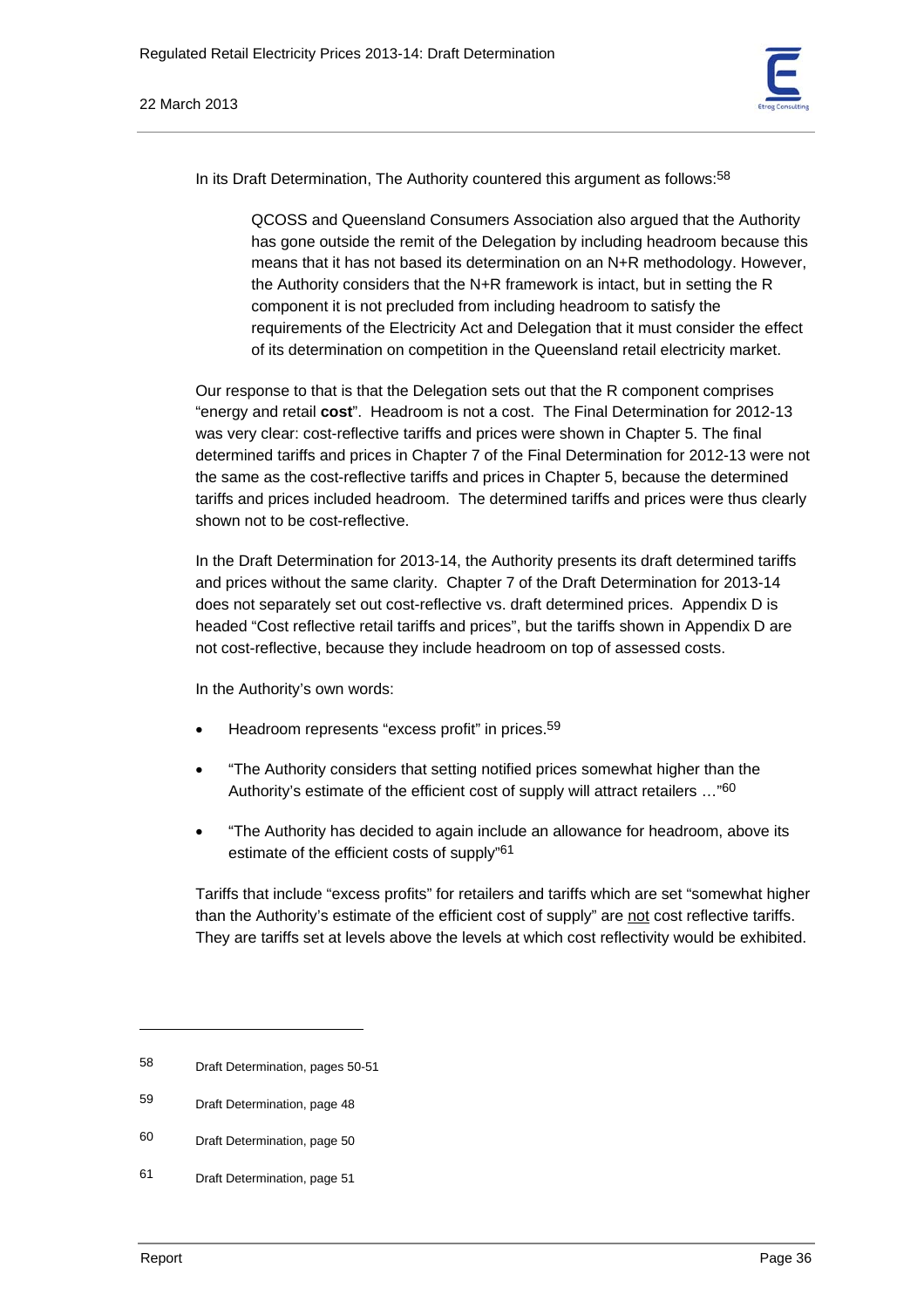In its Draft Determination, The Authority countered this argument as follows:[58]

> QCOSS and Queensland Consumers Association also argued that the Authority has gone outside the remit of the Delegation by including headroom because this means that it has not based its determination on an N+R methodology. However, the Authority considers that the N+R framework is intact, but in setting the R component it is not precluded from including headroom to satisfy the requirements of the Electricity Act and Delegation that it must consider the effect of its determination on competition in the Queensland retail electricity market.

Our response to that is that the Delegation sets out that the R component comprises "energy and retail **cost**". Headroom is not a cost. The Final Determination for 2012-13 was very clear: cost-reflective tariffs and prices were shown in Chapter 5. The final determined tariffs and prices in Chapter 7 of the Final Determination for 2012-13 were not the same as the cost-reflective tariffs and prices in Chapter 5, because the determined tariffs and prices included headroom. The determined tariffs and prices were thus clearly shown not to be cost-reflective.

In the Draft Determination for 2013-14, the Authority presents its draft determined tariffs and prices without the same clarity. Chapter 7 of the Draft Determination for 2013-14 does not separately set out cost-reflective vs. draft determined prices. Appendix D is headed "Cost reflective retail tariffs and prices", but the tariffs shown in Appendix D are not cost-reflective, because they include headroom on top of assessed costs.

In the Authority's own words:

- Headroom represents "excess profit" in prices.[59]
- "The Authority considers that setting notified prices somewhat higher than the Authority's estimate of the efficient cost of supply will attract retailers …"[60]
- "The Authority has decided to again include an allowance for headroom, above its estimate of the efficient costs of supply"[61]

Tariffs that include "excess profits" for retailers and tariffs which are set "somewhat higher than the Authority's estimate of the efficient cost of supply" are <u>not</u> cost reflective tariffs. They are tariffs set at levels above the levels at which cost reflectivity would be exhibited.

---

58 Draft Determination, pages 50-51

59 Draft Determination, page 48

60 Draft Determination, page 50

61 Draft Determination, page 51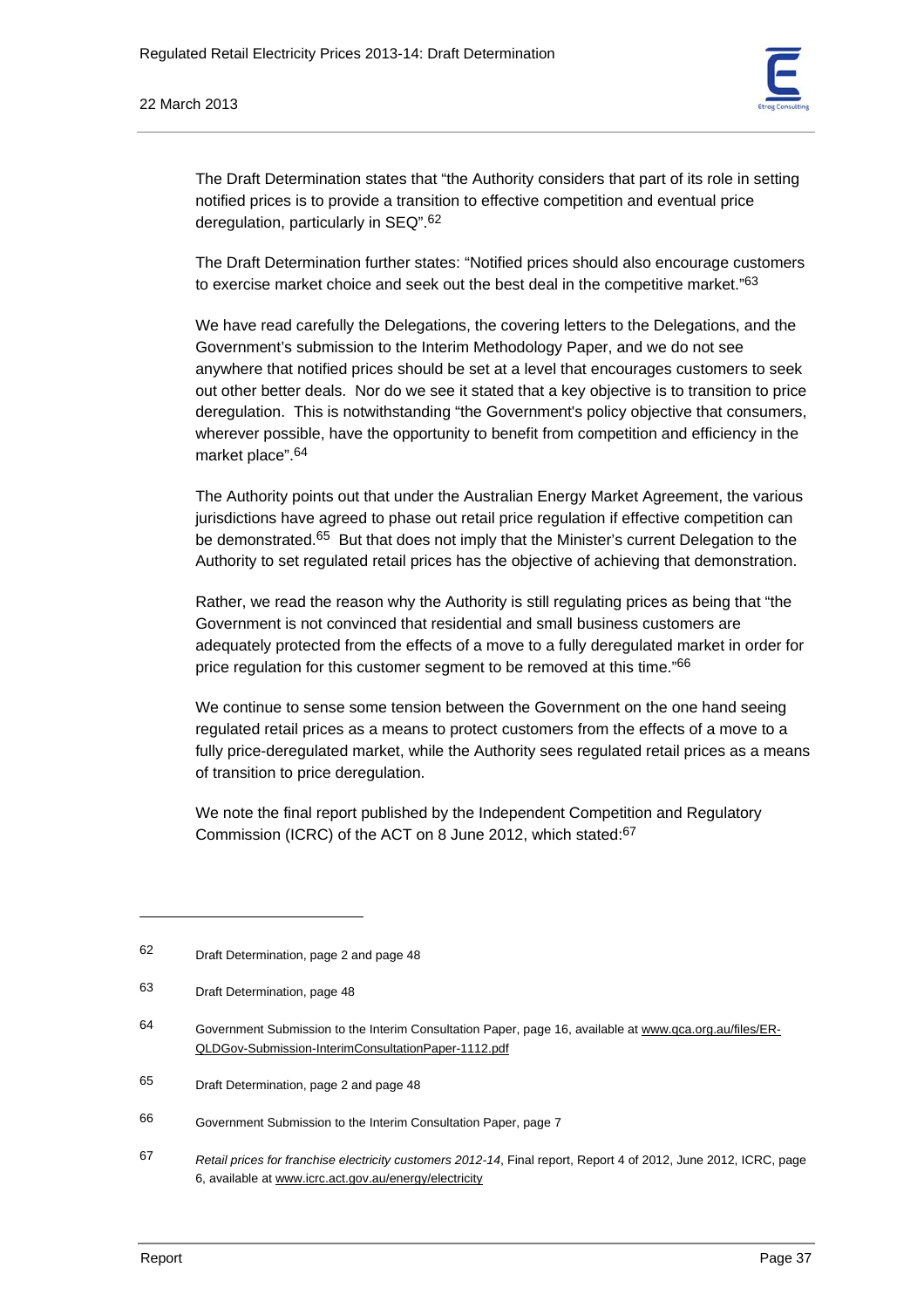The Draft Determination states that "the Authority considers that part of its role in setting notified prices is to provide a transition to effective competition and eventual price deregulation, particularly in SEQ".[62]

The Draft Determination further states: "Notified prices should also encourage customers to exercise market choice and seek out the best deal in the competitive market."[63]

We have read carefully the Delegations, the covering letters to the Delegations, and the Government's submission to the Interim Methodology Paper, and we do not see anywhere that notified prices should be set at a level that encourages customers to seek out other better deals. Nor do we see it stated that a key objective is to transition to price deregulation. This is notwithstanding "the Government's policy objective that consumers, wherever possible, have the opportunity to benefit from competition and efficiency in the market place".[64]

The Authority points out that under the Australian Energy Market Agreement, the various jurisdictions have agreed to phase out retail price regulation if effective competition can be demonstrated.[65] But that does not imply that the Minister's current Delegation to the Authority to set regulated retail prices has the objective of achieving that demonstration.

Rather, we read the reason why the Authority is still regulating prices as being that "the Government is not convinced that residential and small business customers are adequately protected from the effects of a move to a fully deregulated market in order for price regulation for this customer segment to be removed at this time."[66]

We continue to sense some tension between the Government on the one hand seeing regulated retail prices as a means to protect customers from the effects of a move to a fully price-deregulated market, while the Authority sees regulated retail prices as a means of transition to price deregulation.

We note the final report published by the Independent Competition and Regulatory Commission (ICRC) of the ACT on 8 June 2012, which stated:[67]

---

[62] Draft Determination, page 2 and page 48

[63] Draft Determination, page 48

[64] Government Submission to the Interim Consultation Paper, page 16, available at www.qca.org.au/files/ER-QLDGov-Submission-InterimConsultationPaper-1112.pdf

[65] Draft Determination, page 2 and page 48

[66] Government Submission to the Interim Consultation Paper, page 7

[67] *Retail prices for franchise electricity customers 2012-14*, Final report, Report 4 of 2012, June 2012, ICRC, page 6, available at www.icrc.act.gov.au/energy/electricity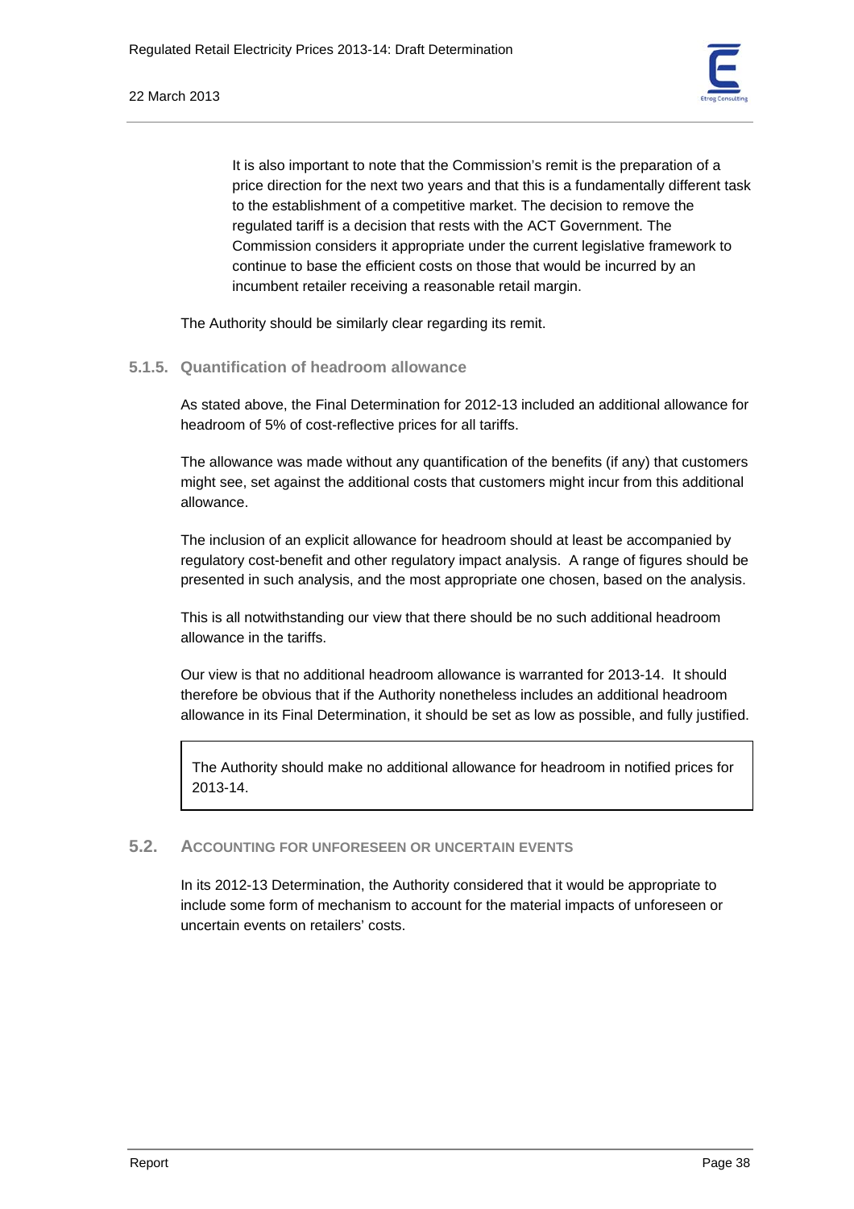> It is also important to note that the Commission's remit is the preparation of a price direction for the next two years and that this is a fundamentally different task to the establishment of a competitive market. The decision to remove the regulated tariff is a decision that rests with the ACT Government. The Commission considers it appropriate under the current legislative framework to continue to base the efficient costs on those that would be incurred by an incumbent retailer receiving a reasonable retail margin.

The Authority should be similarly clear regarding its remit.

### 5.1.5. Quantification of headroom allowance

As stated above, the Final Determination for 2012-13 included an additional allowance for headroom of 5% of cost-reflective prices for all tariffs.

The allowance was made without any quantification of the benefits (if any) that customers might see, set against the additional costs that customers might incur from this additional allowance.

The inclusion of an explicit allowance for headroom should at least be accompanied by regulatory cost-benefit and other regulatory impact analysis. A range of figures should be presented in such analysis, and the most appropriate one chosen, based on the analysis.

This is all notwithstanding our view that there should be no such additional headroom allowance in the tariffs.

Our view is that no additional headroom allowance is warranted for 2013-14. It should therefore be obvious that if the Authority nonetheless includes an additional headroom allowance in its Final Determination, it should be set as low as possible, and fully justified.

> The Authority should make no additional allowance for headroom in notified prices for 2013-14.

## 5.2. Accounting for Unforeseen or Uncertain Events

In its 2012-13 Determination, the Authority considered that it would be appropriate to include some form of mechanism to account for the material impacts of unforeseen or uncertain events on retailers' costs.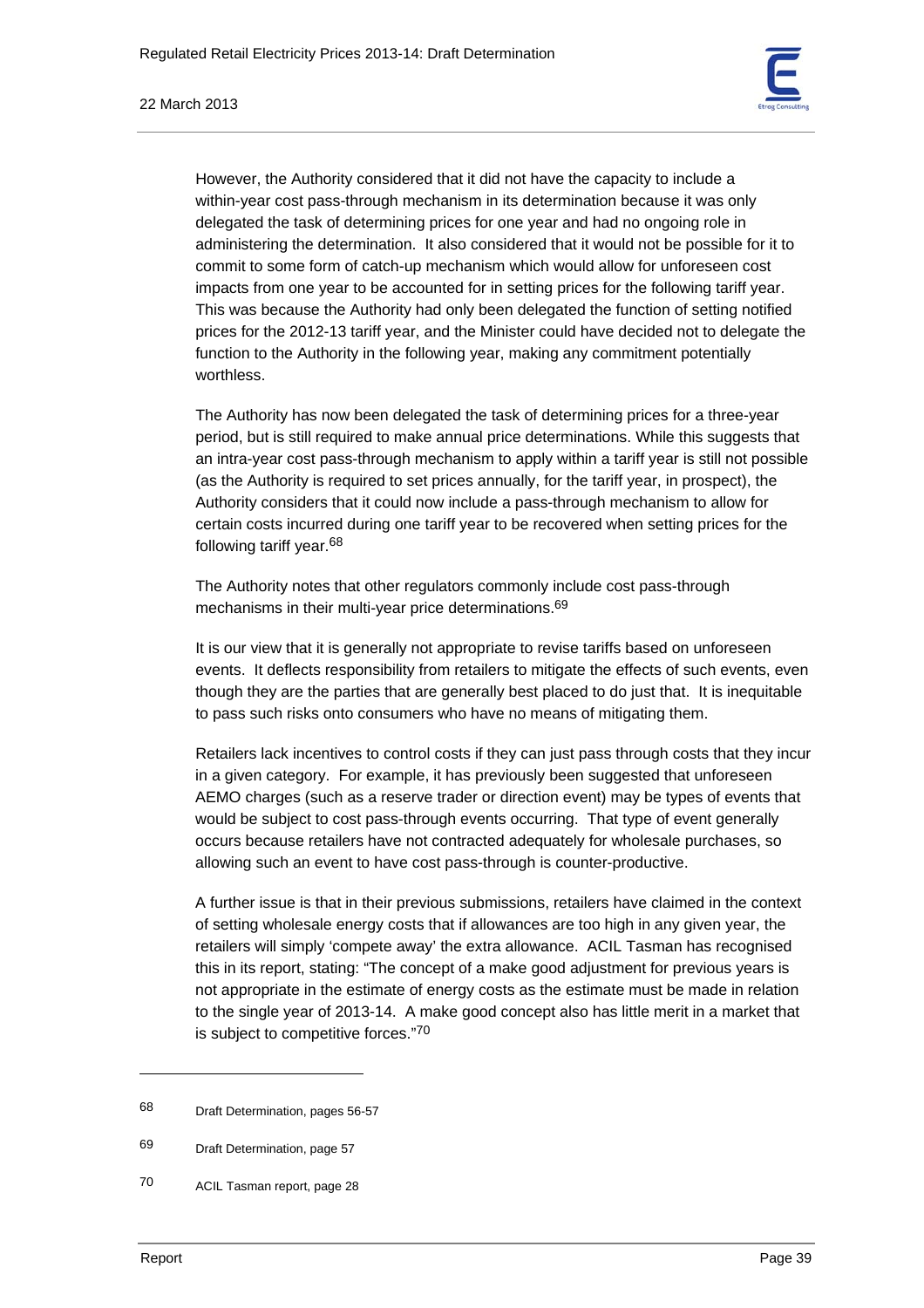However, the Authority considered that it did not have the capacity to include a within-year cost pass-through mechanism in its determination because it was only delegated the task of determining prices for one year and had no ongoing role in administering the determination. It also considered that it would not be possible for it to commit to some form of catch-up mechanism which would allow for unforeseen cost impacts from one year to be accounted for in setting prices for the following tariff year. This was because the Authority had only been delegated the function of setting notified prices for the 2012-13 tariff year, and the Minister could have decided not to delegate the function to the Authority in the following year, making any commitment potentially worthless.

The Authority has now been delegated the task of determining prices for a three-year period, but is still required to make annual price determinations. While this suggests that an intra-year cost pass-through mechanism to apply within a tariff year is still not possible (as the Authority is required to set prices annually, for the tariff year, in prospect), the Authority considers that it could now include a pass-through mechanism to allow for certain costs incurred during one tariff year to be recovered when setting prices for the following tariff year.[68]

The Authority notes that other regulators commonly include cost pass-through mechanisms in their multi-year price determinations.[69]

It is our view that it is generally not appropriate to revise tariffs based on unforeseen events. It deflects responsibility from retailers to mitigate the effects of such events, even though they are the parties that are generally best placed to do just that. It is inequitable to pass such risks onto consumers who have no means of mitigating them.

Retailers lack incentives to control costs if they can just pass through costs that they incur in a given category. For example, it has previously been suggested that unforeseen AEMO charges (such as a reserve trader or direction event) may be types of events that would be subject to cost pass-through events occurring. That type of event generally occurs because retailers have not contracted adequately for wholesale purchases, so allowing such an event to have cost pass-through is counter-productive.

A further issue is that in their previous submissions, retailers have claimed in the context of setting wholesale energy costs that if allowances are too high in any given year, the retailers will simply 'compete away' the extra allowance. ACIL Tasman has recognised this in its report, stating: "The concept of a make good adjustment for previous years is not appropriate in the estimate of energy costs as the estimate must be made in relation to the single year of 2013-14. A make good concept also has little merit in a market that is subject to competitive forces."[70]

---

[68] Draft Determination, pages 56-57

[69] Draft Determination, page 57

[70] ACIL Tasman report, page 28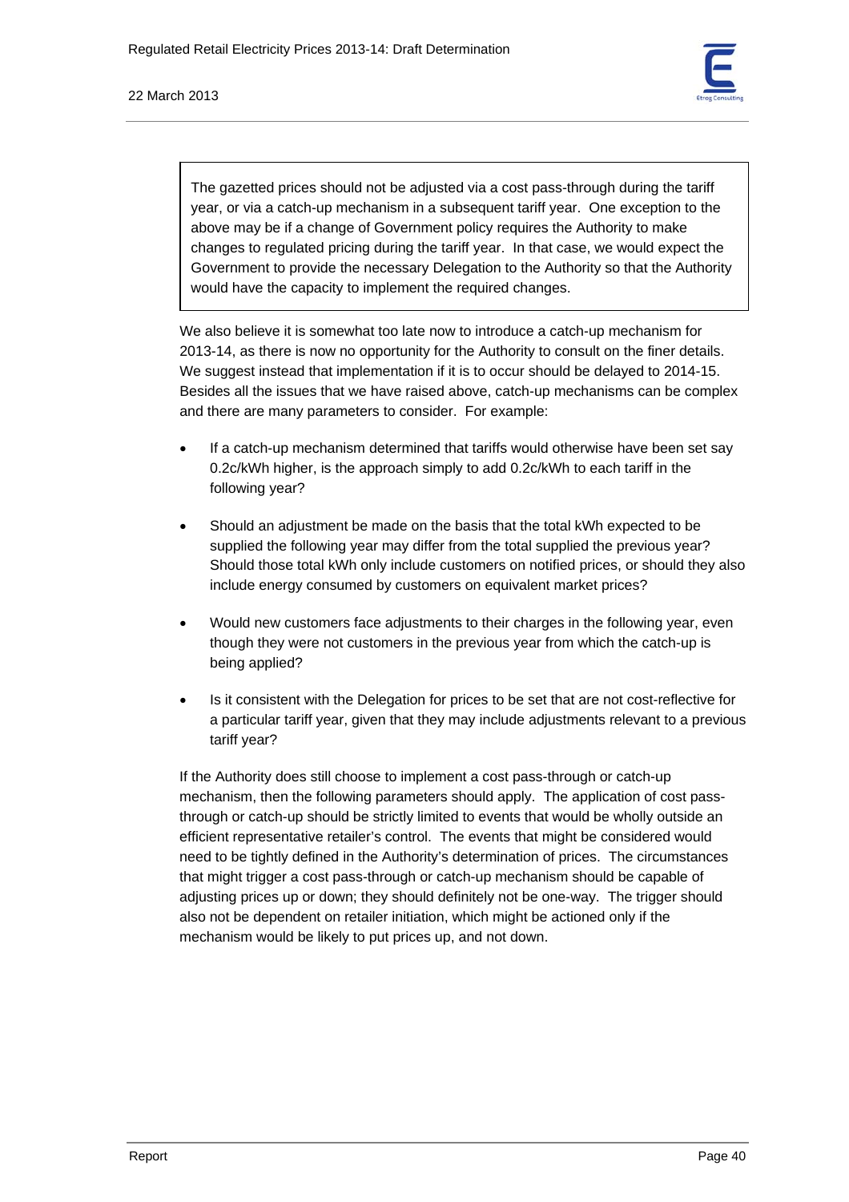> The gazetted prices should not be adjusted via a cost pass-through during the tariff year, or via a catch-up mechanism in a subsequent tariff year. One exception to the above may be if a change of Government policy requires the Authority to make changes to regulated pricing during the tariff year. In that case, we would expect the Government to provide the necessary Delegation to the Authority so that the Authority would have the capacity to implement the required changes.

We also believe it is somewhat too late now to introduce a catch-up mechanism for 2013-14, as there is now no opportunity for the Authority to consult on the finer details. We suggest instead that implementation if it is to occur should be delayed to 2014-15. Besides all the issues that we have raised above, catch-up mechanisms can be complex and there are many parameters to consider. For example:

- If a catch-up mechanism determined that tariffs would otherwise have been set say 0.2c/kWh higher, is the approach simply to add 0.2c/kWh to each tariff in the following year?
- Should an adjustment be made on the basis that the total kWh expected to be supplied the following year may differ from the total supplied the previous year? Should those total kWh only include customers on notified prices, or should they also include energy consumed by customers on equivalent market prices?
- Would new customers face adjustments to their charges in the following year, even though they were not customers in the previous year from which the catch-up is being applied?
- Is it consistent with the Delegation for prices to be set that are not cost-reflective for a particular tariff year, given that they may include adjustments relevant to a previous tariff year?

If the Authority does still choose to implement a cost pass-through or catch-up mechanism, then the following parameters should apply. The application of cost pass-through or catch-up should be strictly limited to events that would be wholly outside an efficient representative retailer's control. The events that might be considered would need to be tightly defined in the Authority's determination of prices. The circumstances that might trigger a cost pass-through or catch-up mechanism should be capable of adjusting prices up or down; they should definitely not be one-way. The trigger should also not be dependent on retailer initiation, which might be actioned only if the mechanism would be likely to put prices up, and not down.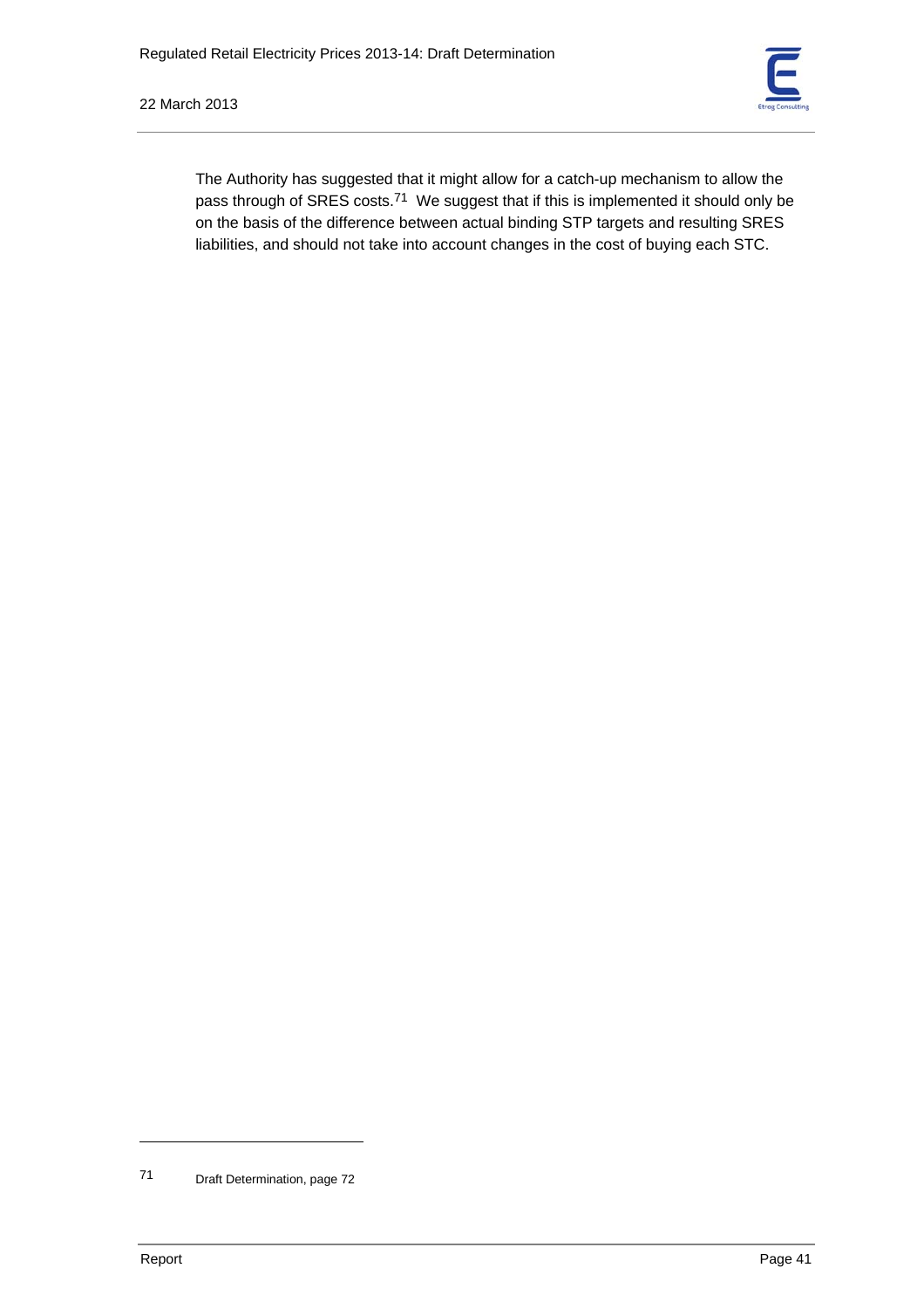The Authority has suggested that it might allow for a catch-up mechanism to allow the pass through of SRES costs.[71] We suggest that if this is implemented it should only be on the basis of the difference between actual binding STP targets and resulting SRES liabilities, and should not take into account changes in the cost of buying each STC.

---

[71] Draft Determination, page 72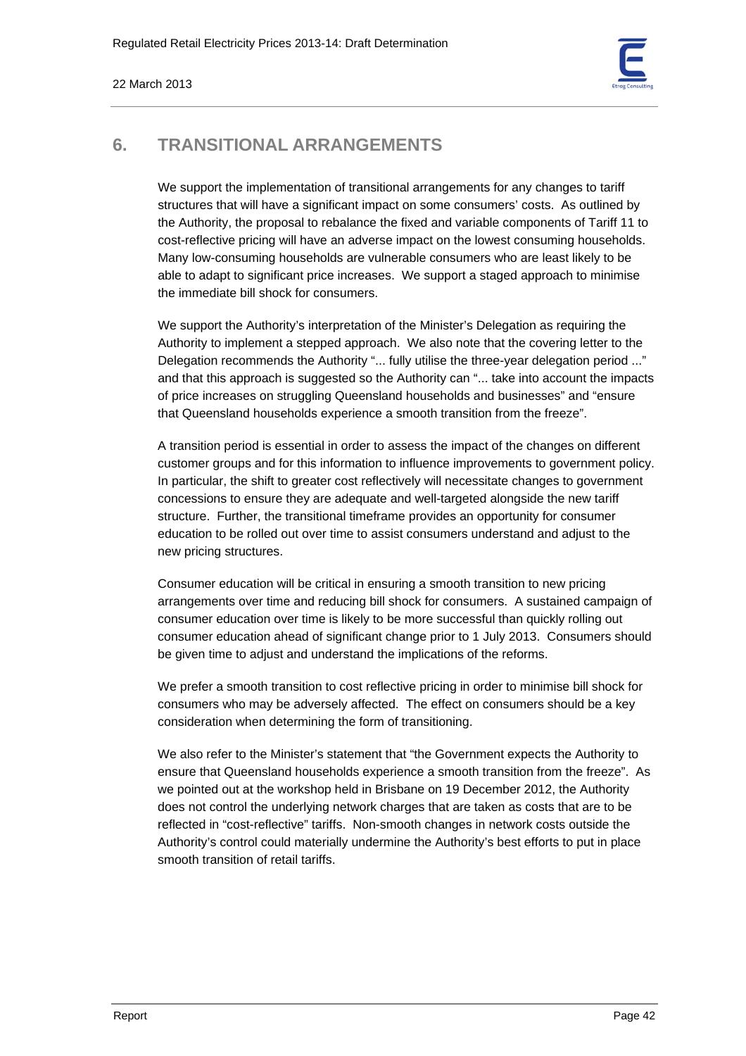## 6. TRANSITIONAL ARRANGEMENTS

We support the implementation of transitional arrangements for any changes to tariff structures that will have a significant impact on some consumers' costs. As outlined by the Authority, the proposal to rebalance the fixed and variable components of Tariff 11 to cost-reflective pricing will have an adverse impact on the lowest consuming households. Many low-consuming households are vulnerable consumers who are least likely to be able to adapt to significant price increases. We support a staged approach to minimise the immediate bill shock for consumers.

We support the Authority's interpretation of the Minister's Delegation as requiring the Authority to implement a stepped approach. We also note that the covering letter to the Delegation recommends the Authority "... fully utilise the three-year delegation period ..." and that this approach is suggested so the Authority can "... take into account the impacts of price increases on struggling Queensland households and businesses" and "ensure that Queensland households experience a smooth transition from the freeze".

A transition period is essential in order to assess the impact of the changes on different customer groups and for this information to influence improvements to government policy. In particular, the shift to greater cost reflectively will necessitate changes to government concessions to ensure they are adequate and well-targeted alongside the new tariff structure. Further, the transitional timeframe provides an opportunity for consumer education to be rolled out over time to assist consumers understand and adjust to the new pricing structures.

Consumer education will be critical in ensuring a smooth transition to new pricing arrangements over time and reducing bill shock for consumers. A sustained campaign of consumer education over time is likely to be more successful than quickly rolling out consumer education ahead of significant change prior to 1 July 2013. Consumers should be given time to adjust and understand the implications of the reforms.

We prefer a smooth transition to cost reflective pricing in order to minimise bill shock for consumers who may be adversely affected. The effect on consumers should be a key consideration when determining the form of transitioning.

We also refer to the Minister's statement that "the Government expects the Authority to ensure that Queensland households experience a smooth transition from the freeze". As we pointed out at the workshop held in Brisbane on 19 December 2012, the Authority does not control the underlying network charges that are taken as costs that are to be reflected in "cost-reflective" tariffs. Non-smooth changes in network costs outside the Authority's control could materially undermine the Authority's best efforts to put in place smooth transition of retail tariffs.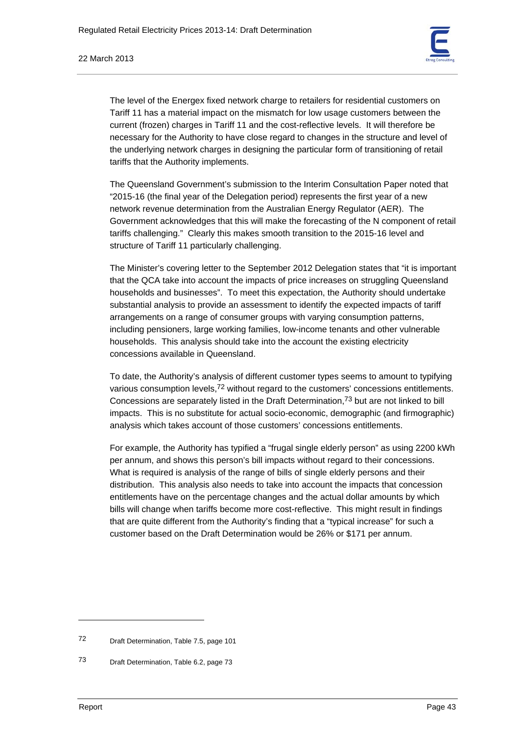The level of the Energex fixed network charge to retailers for residential customers on Tariff 11 has a material impact on the mismatch for low usage customers between the current (frozen) charges in Tariff 11 and the cost-reflective levels. It will therefore be necessary for the Authority to have close regard to changes in the structure and level of the underlying network charges in designing the particular form of transitioning of retail tariffs that the Authority implements.

The Queensland Government's submission to the Interim Consultation Paper noted that "2015-16 (the final year of the Delegation period) represents the first year of a new network revenue determination from the Australian Energy Regulator (AER). The Government acknowledges that this will make the forecasting of the N component of retail tariffs challenging." Clearly this makes smooth transition to the 2015-16 level and structure of Tariff 11 particularly challenging.

The Minister's covering letter to the September 2012 Delegation states that "it is important that the QCA take into account the impacts of price increases on struggling Queensland households and businesses". To meet this expectation, the Authority should undertake substantial analysis to provide an assessment to identify the expected impacts of tariff arrangements on a range of consumer groups with varying consumption patterns, including pensioners, large working families, low-income tenants and other vulnerable households. This analysis should take into the account the existing electricity concessions available in Queensland.

To date, the Authority's analysis of different customer types seems to amount to typifying various consumption levels,[72] without regard to the customers' concessions entitlements. Concessions are separately listed in the Draft Determination,[73] but are not linked to bill impacts. This is no substitute for actual socio-economic, demographic (and firmographic) analysis which takes account of those customers' concessions entitlements.

For example, the Authority has typified a "frugal single elderly person" as using 2200 kWh per annum, and shows this person's bill impacts without regard to their concessions. What is required is analysis of the range of bills of single elderly persons and their distribution. This analysis also needs to take into account the impacts that concession entitlements have on the percentage changes and the actual dollar amounts by which bills will change when tariffs become more cost-reflective. This might result in findings that are quite different from the Authority's finding that a "typical increase" for such a customer based on the Draft Determination would be 26% or $171 per annum.

---

72 Draft Determination, Table 7.5, page 101

73 Draft Determination, Table 6.2, page 73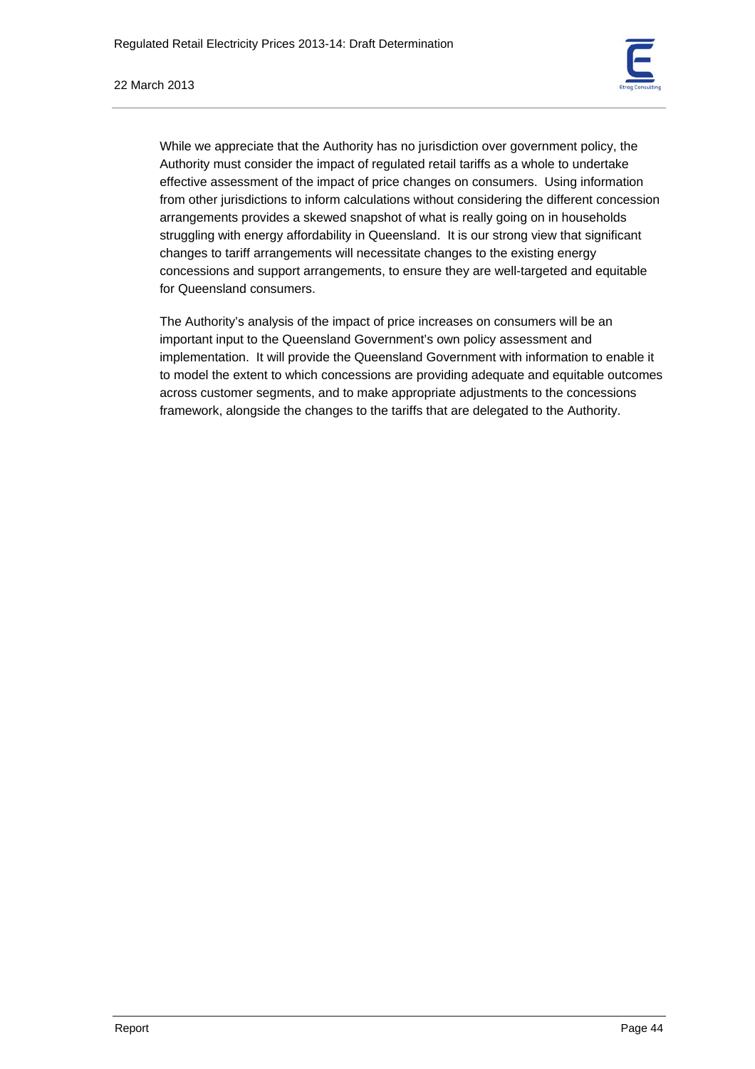While we appreciate that the Authority has no jurisdiction over government policy, the Authority must consider the impact of regulated retail tariffs as a whole to undertake effective assessment of the impact of price changes on consumers. Using information from other jurisdictions to inform calculations without considering the different concession arrangements provides a skewed snapshot of what is really going on in households struggling with energy affordability in Queensland. It is our strong view that significant changes to tariff arrangements will necessitate changes to the existing energy concessions and support arrangements, to ensure they are well-targeted and equitable for Queensland consumers.

The Authority's analysis of the impact of price increases on consumers will be an important input to the Queensland Government's own policy assessment and implementation. It will provide the Queensland Government with information to enable it to model the extent to which concessions are providing adequate and equitable outcomes across customer segments, and to make appropriate adjustments to the concessions framework, alongside the changes to the tariffs that are delegated to the Authority.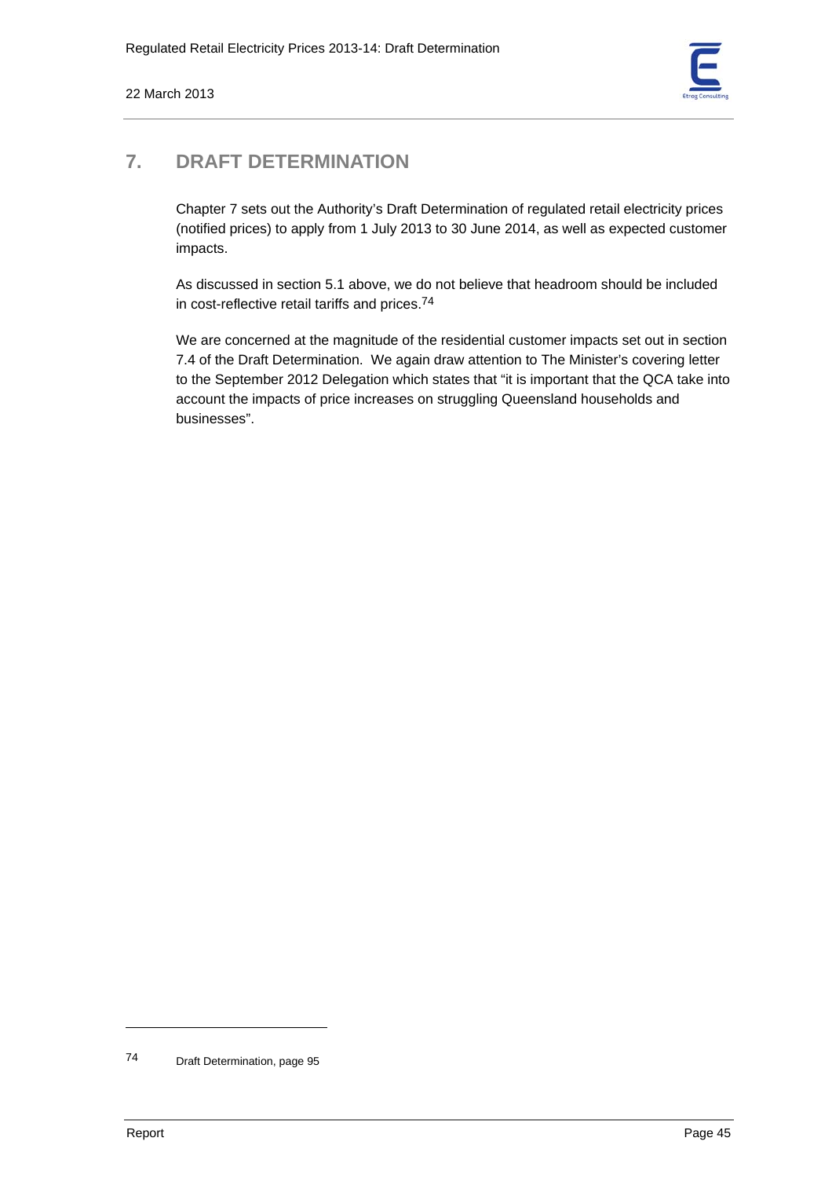# 7. DRAFT DETERMINATION

Chapter 7 sets out the Authority's Draft Determination of regulated retail electricity prices (notified prices) to apply from 1 July 2013 to 30 June 2014, as well as expected customer impacts.

As discussed in section 5.1 above, we do not believe that headroom should be included in cost-reflective retail tariffs and prices.[74]

We are concerned at the magnitude of the residential customer impacts set out in section 7.4 of the Draft Determination. We again draw attention to The Minister's covering letter to the September 2012 Delegation which states that "it is important that the QCA take into account the impacts of price increases on struggling Queensland households and businesses".

---

74 Draft Determination, page 95